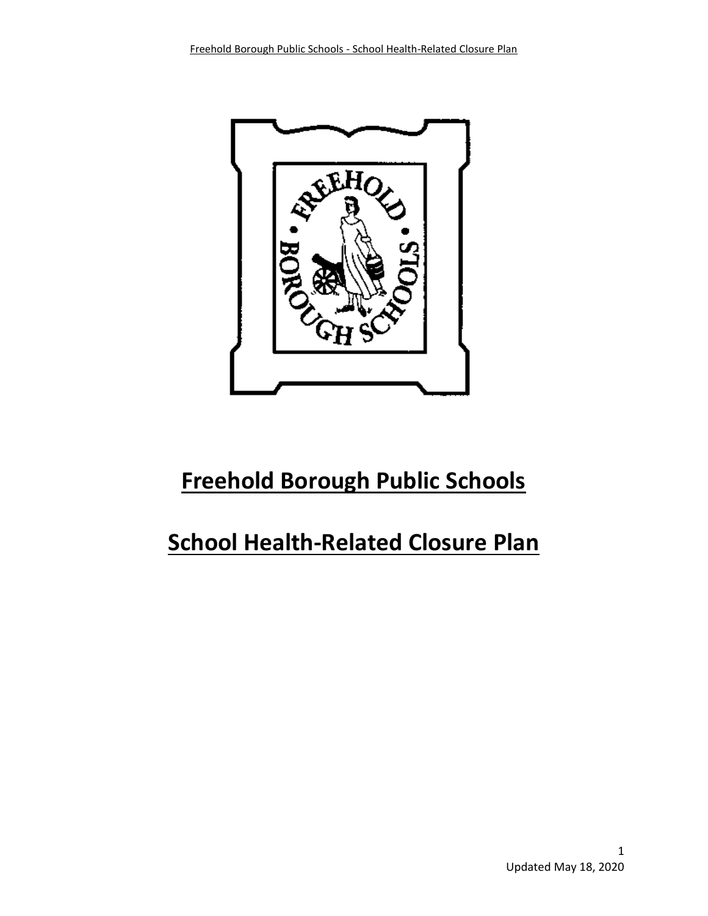# Freehold Borough Public Schools

# School Health-Related Closure Plan

Updated May 18, 2020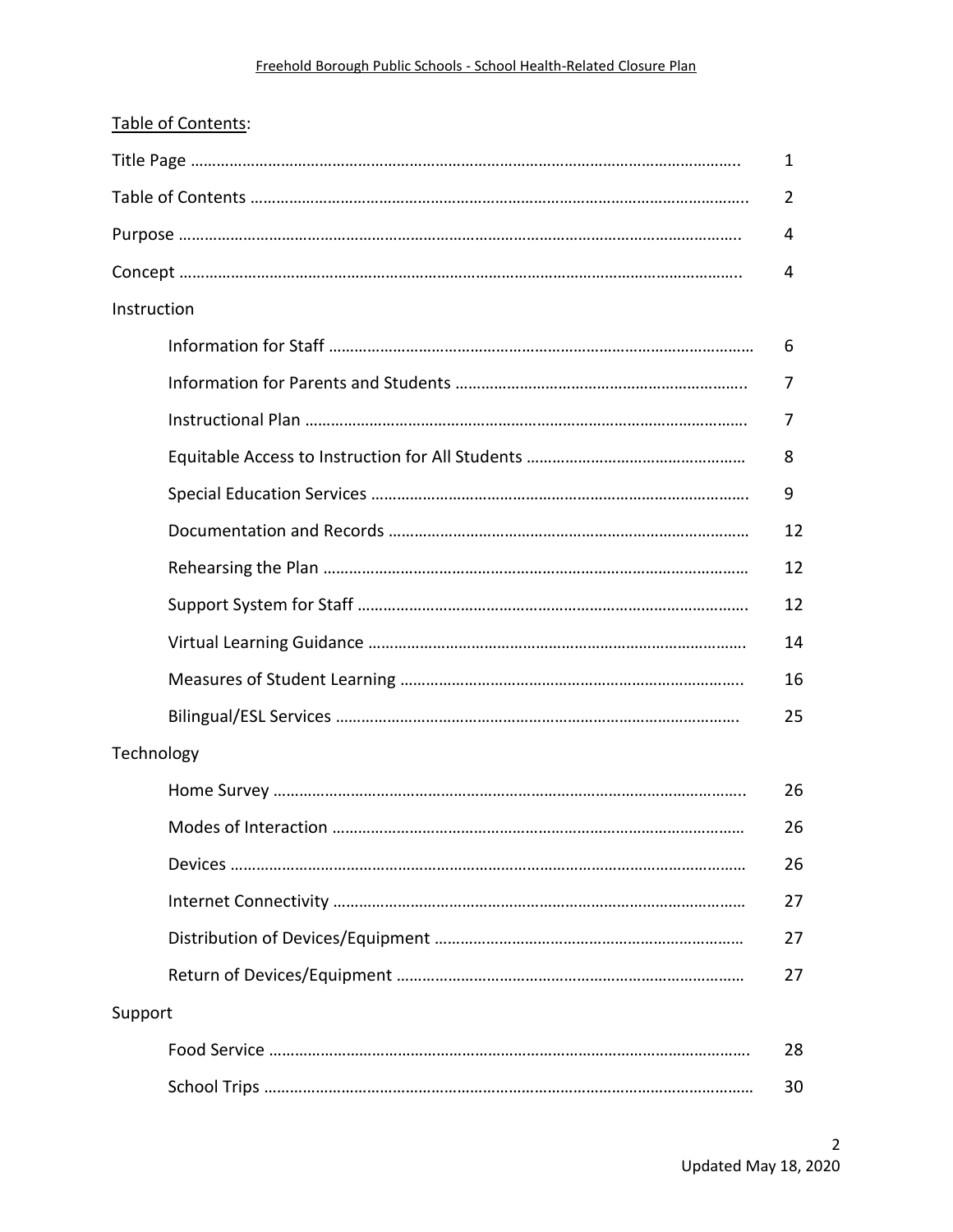Table of Contents:

| | |
|---|---|
| Title Page | 1 |
| Table of Contents | 2 |
| Purpose | 4 |
| Concept | 4 |
| **Instruction** | |
| Information for Staff | 6 |
| Information for Parents and Students | 7 |
| Instructional Plan | 7 |
| Equitable Access to Instruction for All Students | 8 |
| Special Education Services | 9 |
| Documentation and Records | 12 |
| Rehearsing the Plan | 12 |
| Support System for Staff | 12 |
| Virtual Learning Guidance | 14 |
| Measures of Student Learning | 16 |
| Bilingual/ESL Services | 25 |
| **Technology** | |
| Home Survey | 26 |
| Modes of Interaction | 26 |
| Devices | 26 |
| Internet Connectivity | 27 |
| Distribution of Devices/Equipment | 27 |
| Return of Devices/Equipment | 27 |
| **Support** | |
| Food Service | 28 |
| School Trips | 30 |

Updated May 18, 2020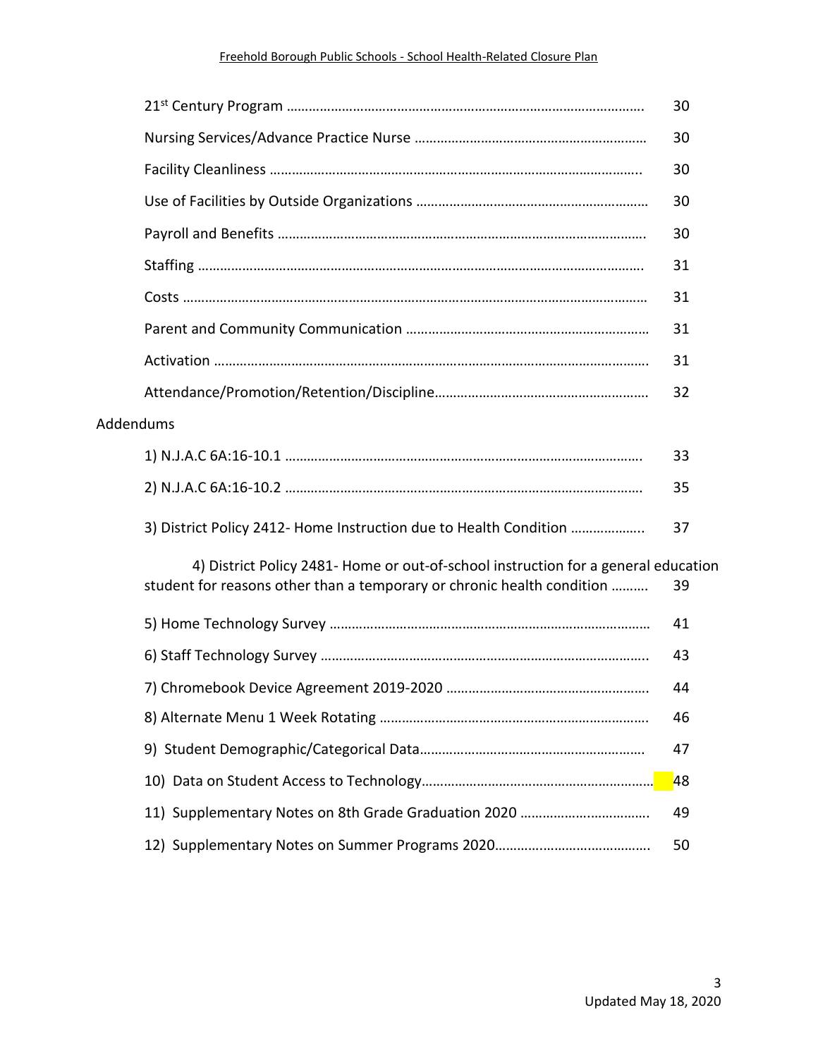21st Century Program ........................................................................................ 30

Nursing Services/Advance Practice Nurse ..................................................... 30

Facility Cleanliness ........................................................................................... 30

Use of Facilities by Outside Organizations .................................................... 30

Payroll and Benefits .......................................................................................... 30

Staffing ............................................................................................................... 31

Costs ................................................................................................................... 31

Parent and Community Communication ........................................................ 31

Activation ........................................................................................................... 31

Attendance/Promotion/Retention/Discipline.................................................. 32

Addendums

1) N.J.A.C 6A:16-10.1 ........................................................................................ 33

2) N.J.A.C 6A:16-10.2 ........................................................................................ 35

3) District Policy 2412- Home Instruction due to Health Condition ................... 37

4) District Policy 2481- Home or out-of-school instruction for a general education student for reasons other than a temporary or chronic health condition .......... 39

5) Home Technology Survey .............................................................................. 41

6) Staff Technology Survey ................................................................................ 43

7) Chromebook Device Agreement 2019-2020 ................................................ 44

8) Alternate Menu 1 Week Rotating ................................................................. 46

9) Student Demographic/Categorical Data..................................................... 47

10) Data on Student Access to Technology...................................................... 48

11) Supplementary Notes on 8th Grade Graduation 2020 .................................. 49

12) Supplementary Notes on Summer Programs 2020....................................... 50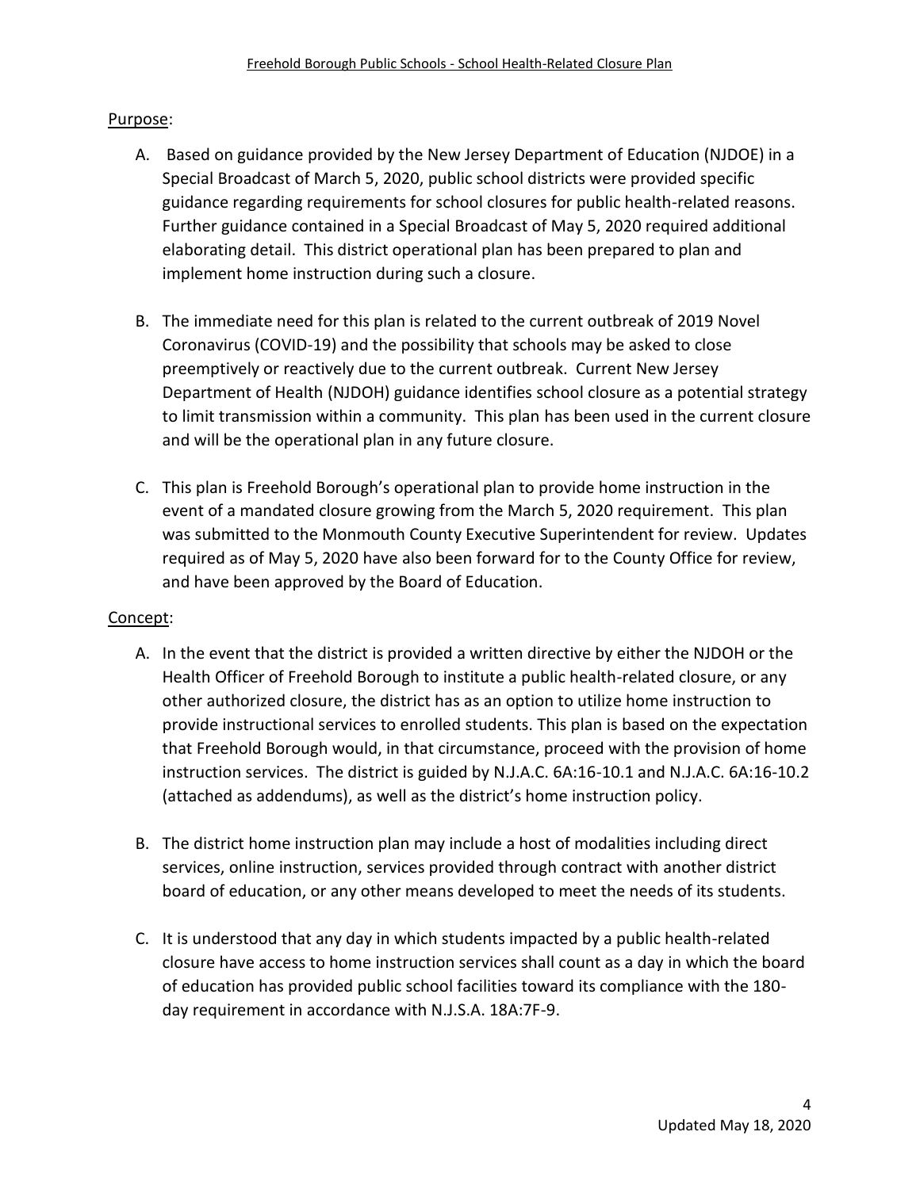## Purpose:

A. Based on guidance provided by the New Jersey Department of Education (NJDOE) in a Special Broadcast of March 5, 2020, public school districts were provided specific guidance regarding requirements for school closures for public health-related reasons. Further guidance contained in a Special Broadcast of May 5, 2020 required additional elaborating detail. This district operational plan has been prepared to plan and implement home instruction during such a closure.

B. The immediate need for this plan is related to the current outbreak of 2019 Novel Coronavirus (COVID-19) and the possibility that schools may be asked to close preemptively or reactively due to the current outbreak. Current New Jersey Department of Health (NJDOH) guidance identifies school closure as a potential strategy to limit transmission within a community. This plan has been used in the current closure and will be the operational plan in any future closure.

C. This plan is Freehold Borough's operational plan to provide home instruction in the event of a mandated closure growing from the March 5, 2020 requirement. This plan was submitted to the Monmouth County Executive Superintendent for review. Updates required as of May 5, 2020 have also been forward for to the County Office for review, and have been approved by the Board of Education.

## Concept:

A. In the event that the district is provided a written directive by either the NJDOH or the Health Officer of Freehold Borough to institute a public health-related closure, or any other authorized closure, the district has as an option to utilize home instruction to provide instructional services to enrolled students. This plan is based on the expectation that Freehold Borough would, in that circumstance, proceed with the provision of home instruction services. The district is guided by N.J.A.C. 6A:16-10.1 and N.J.A.C. 6A:16-10.2 (attached as addendums), as well as the district's home instruction policy.

B. The district home instruction plan may include a host of modalities including direct services, online instruction, services provided through contract with another district board of education, or any other means developed to meet the needs of its students.

C. It is understood that any day in which students impacted by a public health-related closure have access to home instruction services shall count as a day in which the board of education has provided public school facilities toward its compliance with the 180-day requirement in accordance with N.J.S.A. 18A:7F-9.

Updated May 18, 2020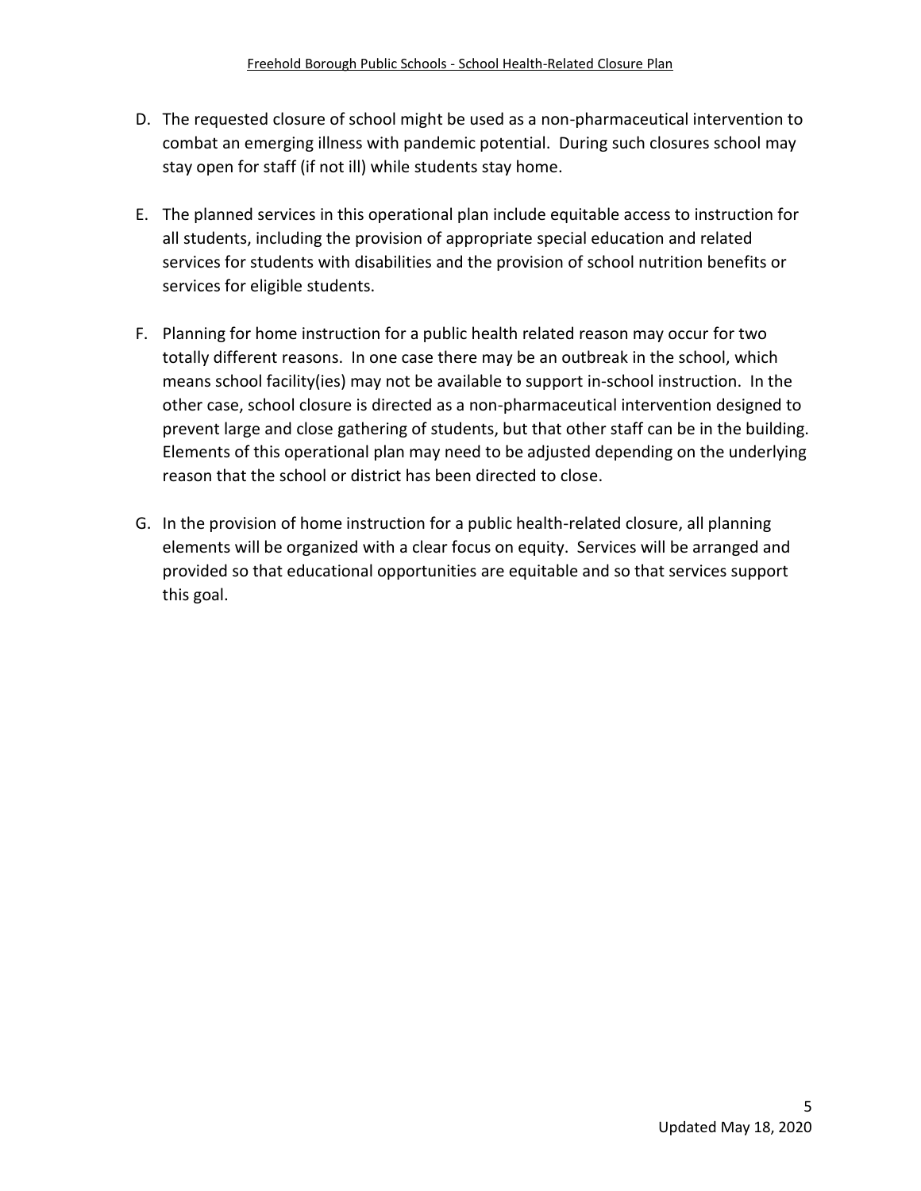D. The requested closure of school might be used as a non-pharmaceutical intervention to combat an emerging illness with pandemic potential. During such closures school may stay open for staff (if not ill) while students stay home.

E. The planned services in this operational plan include equitable access to instruction for all students, including the provision of appropriate special education and related services for students with disabilities and the provision of school nutrition benefits or services for eligible students.

F. Planning for home instruction for a public health related reason may occur for two totally different reasons. In one case there may be an outbreak in the school, which means school facility(ies) may not be available to support in-school instruction. In the other case, school closure is directed as a non-pharmaceutical intervention designed to prevent large and close gathering of students, but that other staff can be in the building. Elements of this operational plan may need to be adjusted depending on the underlying reason that the school or district has been directed to close.

G. In the provision of home instruction for a public health-related closure, all planning elements will be organized with a clear focus on equity. Services will be arranged and provided so that educational opportunities are equitable and so that services support this goal.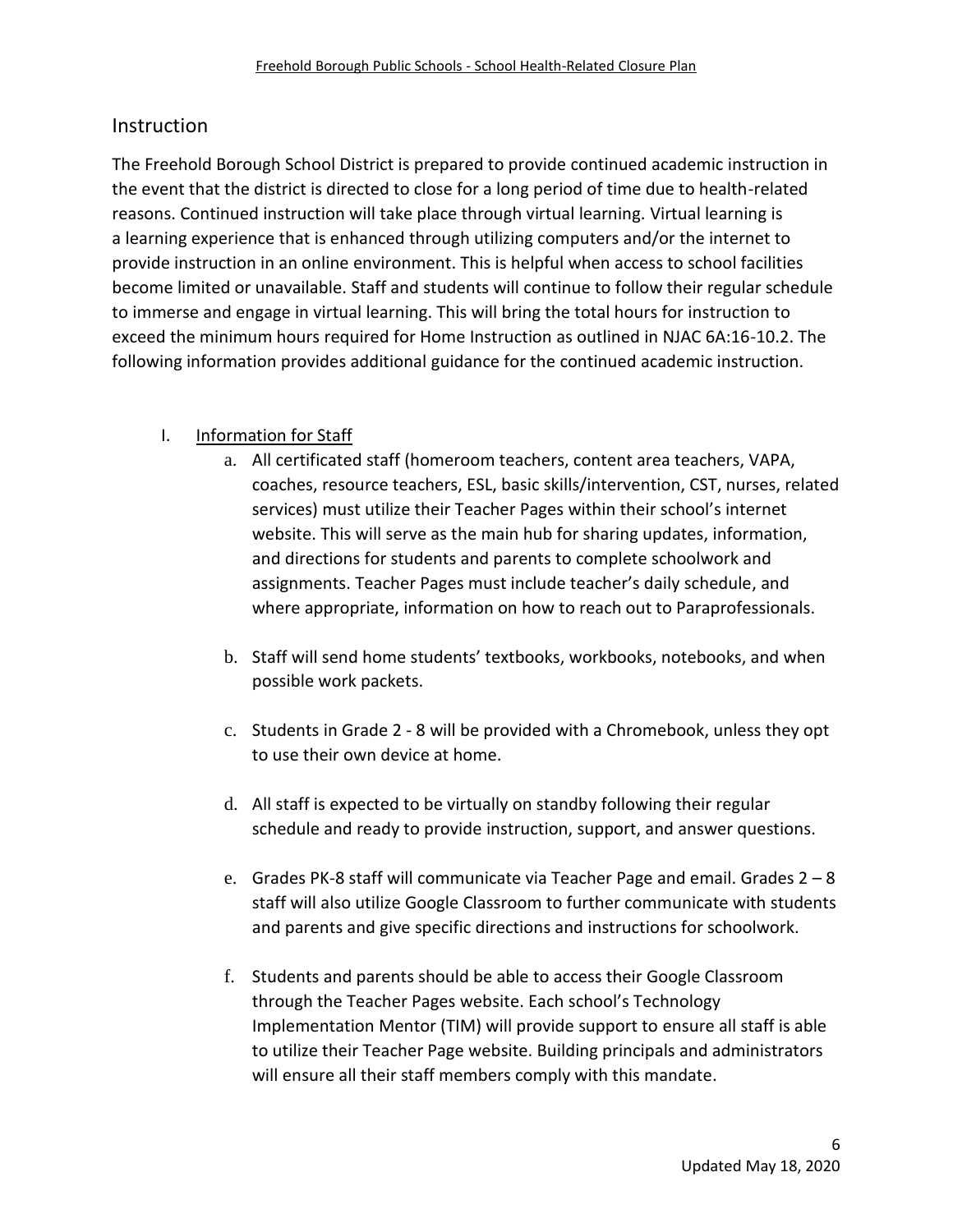## Instruction

The Freehold Borough School District is prepared to provide continued academic instruction in the event that the district is directed to close for a long period of time due to health-related reasons. Continued instruction will take place through virtual learning. Virtual learning is a learning experience that is enhanced through utilizing computers and/or the internet to provide instruction in an online environment. This is helpful when access to school facilities become limited or unavailable. Staff and students will continue to follow their regular schedule to immerse and engage in virtual learning. This will bring the total hours for instruction to exceed the minimum hours required for Home Instruction as outlined in NJAC 6A:16-10.2. The following information provides additional guidance for the continued academic instruction.

I. Information for Staff

   a. All certificated staff (homeroom teachers, content area teachers, VAPA, coaches, resource teachers, ESL, basic skills/intervention, CST, nurses, related services) must utilize their Teacher Pages within their school's internet website. This will serve as the main hub for sharing updates, information, and directions for students and parents to complete schoolwork and assignments. Teacher Pages must include teacher's daily schedule, and where appropriate, information on how to reach out to Paraprofessionals.

   b. Staff will send home students' textbooks, workbooks, notebooks, and when possible work packets.

   c. Students in Grade 2 - 8 will be provided with a Chromebook, unless they opt to use their own device at home.

   d. All staff is expected to be virtually on standby following their regular schedule and ready to provide instruction, support, and answer questions.

   e. Grades PK-8 staff will communicate via Teacher Page and email. Grades 2 – 8 staff will also utilize Google Classroom to further communicate with students and parents and give specific directions and instructions for schoolwork.

   f. Students and parents should be able to access their Google Classroom through the Teacher Pages website. Each school's Technology Implementation Mentor (TIM) will provide support to ensure all staff is able to utilize their Teacher Page website. Building principals and administrators will ensure all their staff members comply with this mandate.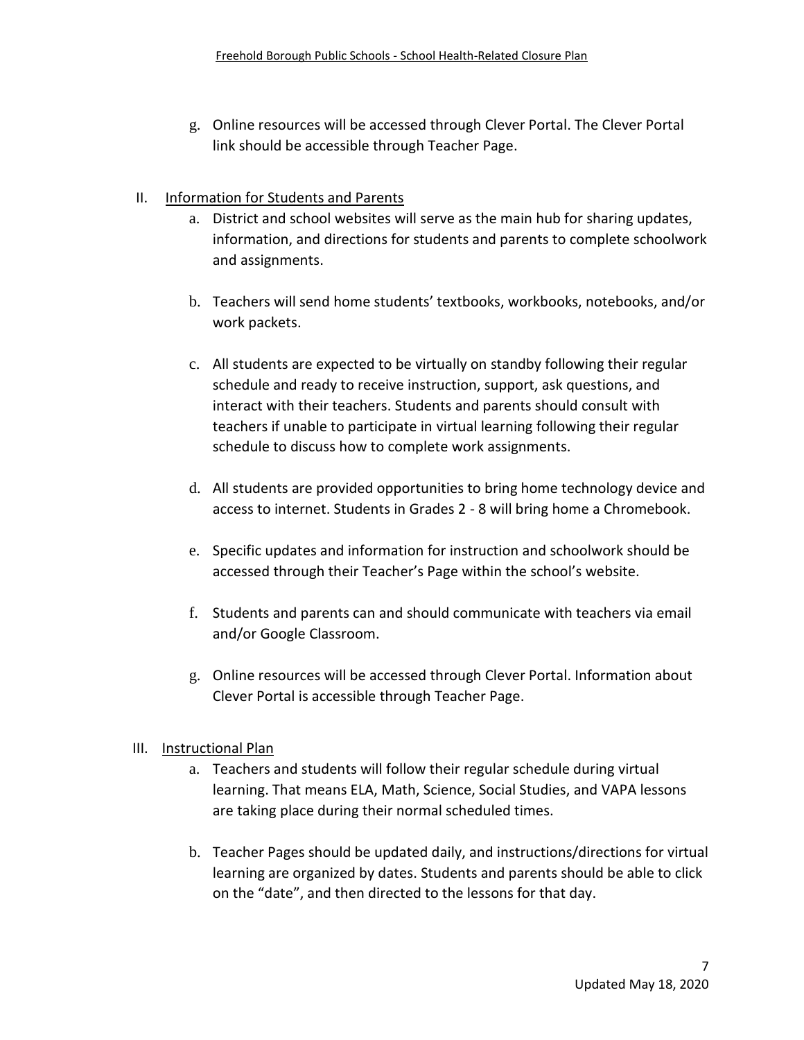g. Online resources will be accessed through Clever Portal. The Clever Portal link should be accessible through Teacher Page.

II. <u>Information for Students and Parents</u>

a. District and school websites will serve as the main hub for sharing updates, information, and directions for students and parents to complete schoolwork and assignments.

b. Teachers will send home students' textbooks, workbooks, notebooks, and/or work packets.

c. All students are expected to be virtually on standby following their regular schedule and ready to receive instruction, support, ask questions, and interact with their teachers. Students and parents should consult with teachers if unable to participate in virtual learning following their regular schedule to discuss how to complete work assignments.

d. All students are provided opportunities to bring home technology device and access to internet. Students in Grades 2 - 8 will bring home a Chromebook.

e. Specific updates and information for instruction and schoolwork should be accessed through their Teacher's Page within the school's website.

f. Students and parents can and should communicate with teachers via email and/or Google Classroom.

g. Online resources will be accessed through Clever Portal. Information about Clever Portal is accessible through Teacher Page.

III. <u>Instructional Plan</u>

a. Teachers and students will follow their regular schedule during virtual learning. That means ELA, Math, Science, Social Studies, and VAPA lessons are taking place during their normal scheduled times.

b. Teacher Pages should be updated daily, and instructions/directions for virtual learning are organized by dates. Students and parents should be able to click on the "date", and then directed to the lessons for that day.

Updated May 18, 2020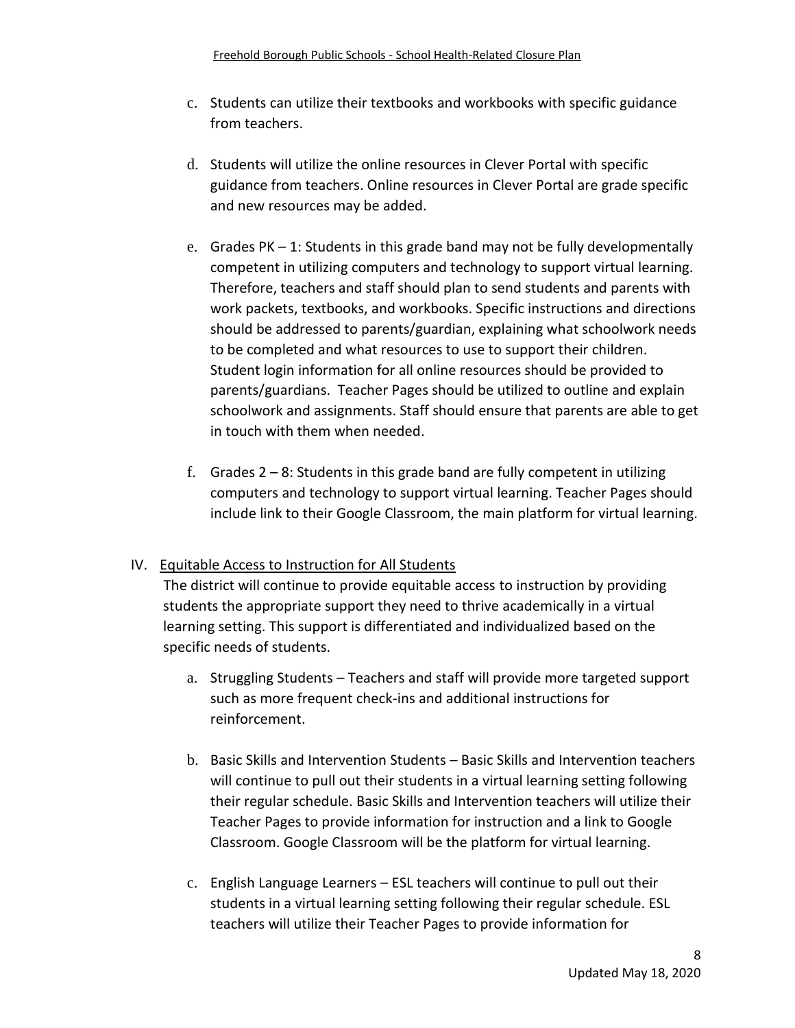c. Students can utilize their textbooks and workbooks with specific guidance from teachers.

d. Students will utilize the online resources in Clever Portal with specific guidance from teachers. Online resources in Clever Portal are grade specific and new resources may be added.

e. Grades PK – 1: Students in this grade band may not be fully developmentally competent in utilizing computers and technology to support virtual learning. Therefore, teachers and staff should plan to send students and parents with work packets, textbooks, and workbooks. Specific instructions and directions should be addressed to parents/guardian, explaining what schoolwork needs to be completed and what resources to use to support their children. Student login information for all online resources should be provided to parents/guardians. Teacher Pages should be utilized to outline and explain schoolwork and assignments. Staff should ensure that parents are able to get in touch with them when needed.

f. Grades 2 – 8: Students in this grade band are fully competent in utilizing computers and technology to support virtual learning. Teacher Pages should include link to their Google Classroom, the main platform for virtual learning.

## IV. Equitable Access to Instruction for All Students

The district will continue to provide equitable access to instruction by providing students the appropriate support they need to thrive academically in a virtual learning setting. This support is differentiated and individualized based on the specific needs of students.

a. Struggling Students – Teachers and staff will provide more targeted support such as more frequent check-ins and additional instructions for reinforcement.

b. Basic Skills and Intervention Students – Basic Skills and Intervention teachers will continue to pull out their students in a virtual learning setting following their regular schedule. Basic Skills and Intervention teachers will utilize their Teacher Pages to provide information for instruction and a link to Google Classroom. Google Classroom will be the platform for virtual learning.

c. English Language Learners – ESL teachers will continue to pull out their students in a virtual learning setting following their regular schedule. ESL teachers will utilize their Teacher Pages to provide information for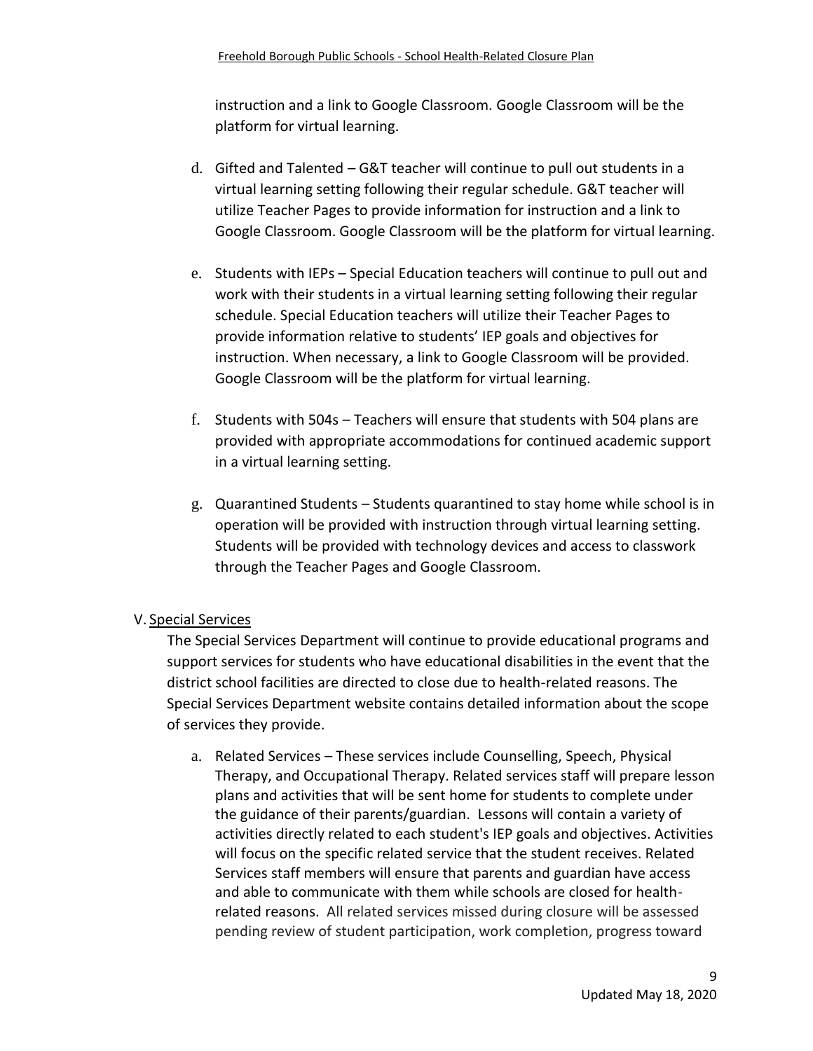instruction and a link to Google Classroom. Google Classroom will be the platform for virtual learning.

d. Gifted and Talented – G&T teacher will continue to pull out students in a virtual learning setting following their regular schedule. G&T teacher will utilize Teacher Pages to provide information for instruction and a link to Google Classroom. Google Classroom will be the platform for virtual learning.

e. Students with IEPs – Special Education teachers will continue to pull out and work with their students in a virtual learning setting following their regular schedule. Special Education teachers will utilize their Teacher Pages to provide information relative to students' IEP goals and objectives for instruction. When necessary, a link to Google Classroom will be provided. Google Classroom will be the platform for virtual learning.

f. Students with 504s – Teachers will ensure that students with 504 plans are provided with appropriate accommodations for continued academic support in a virtual learning setting.

g. Quarantined Students – Students quarantined to stay home while school is in operation will be provided with instruction through virtual learning setting. Students will be provided with technology devices and access to classwork through the Teacher Pages and Google Classroom.

## V. Special Services

The Special Services Department will continue to provide educational programs and support services for students who have educational disabilities in the event that the district school facilities are directed to close due to health-related reasons. The Special Services Department website contains detailed information about the scope of services they provide.

a. Related Services – These services include Counselling, Speech, Physical Therapy, and Occupational Therapy. Related services staff will prepare lesson plans and activities that will be sent home for students to complete under the guidance of their parents/guardian. Lessons will contain a variety of activities directly related to each student's IEP goals and objectives. Activities will focus on the specific related service that the student receives. Related Services staff members will ensure that parents and guardian have access and able to communicate with them while schools are closed for health-related reasons. All related services missed during closure will be assessed pending review of student participation, work completion, progress toward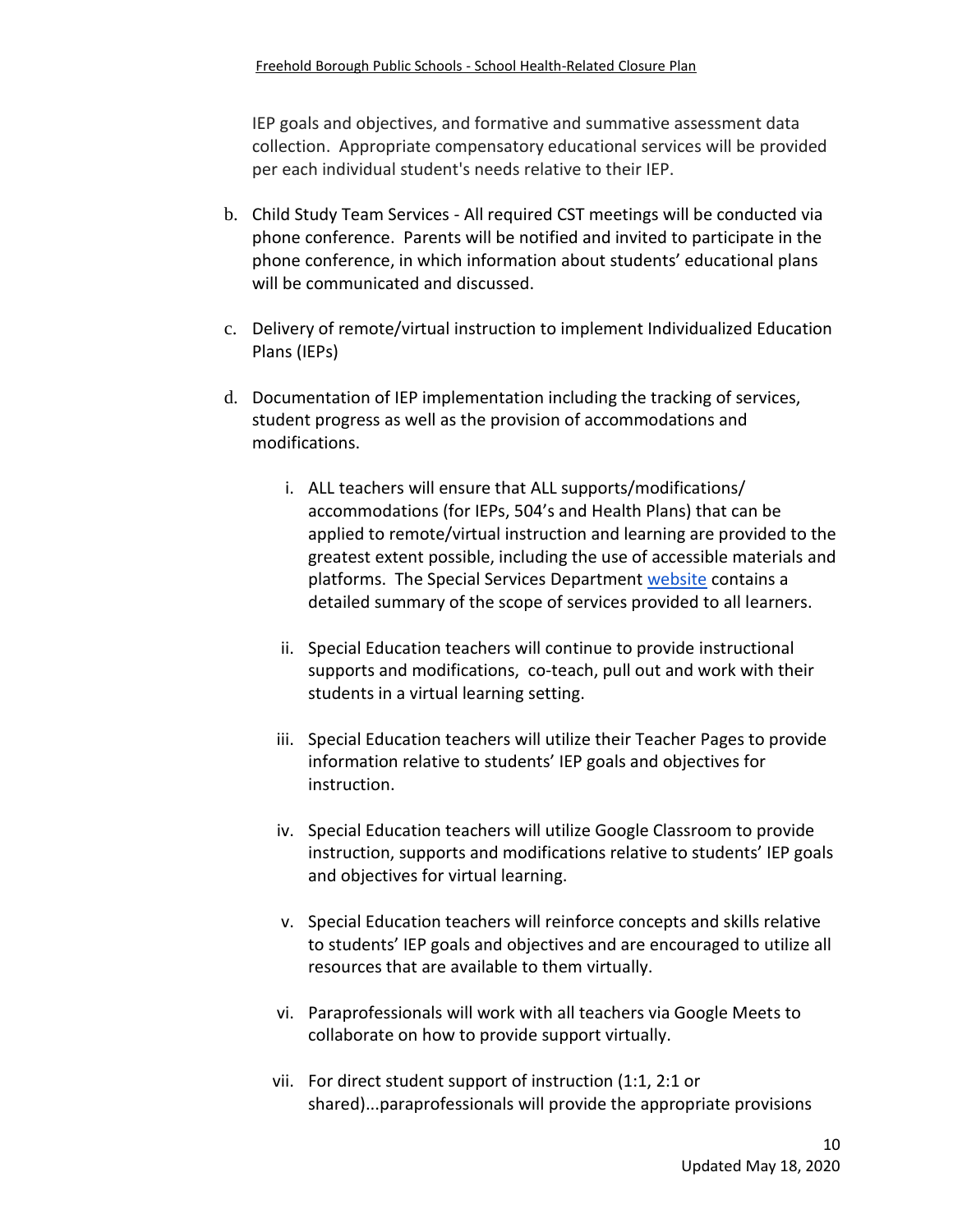IEP goals and objectives, and formative and summative assessment data collection. Appropriate compensatory educational services will be provided per each individual student's needs relative to their IEP.

b. Child Study Team Services - All required CST meetings will be conducted via phone conference. Parents will be notified and invited to participate in the phone conference, in which information about students' educational plans will be communicated and discussed.

c. Delivery of remote/virtual instruction to implement Individualized Education Plans (IEPs)

d. Documentation of IEP implementation including the tracking of services, student progress as well as the provision of accommodations and modifications.

   i. ALL teachers will ensure that ALL supports/modifications/ accommodations (for IEPs, 504's and Health Plans) that can be applied to remote/virtual instruction and learning are provided to the greatest extent possible, including the use of accessible materials and platforms. The Special Services Department website contains a detailed summary of the scope of services provided to all learners.

   ii. Special Education teachers will continue to provide instructional supports and modifications, co-teach, pull out and work with their students in a virtual learning setting.

   iii. Special Education teachers will utilize their Teacher Pages to provide information relative to students' IEP goals and objectives for instruction.

   iv. Special Education teachers will utilize Google Classroom to provide instruction, supports and modifications relative to students' IEP goals and objectives for virtual learning.

   v. Special Education teachers will reinforce concepts and skills relative to students' IEP goals and objectives and are encouraged to utilize all resources that are available to them virtually.

   vi. Paraprofessionals will work with all teachers via Google Meets to collaborate on how to provide support virtually.

   vii. For direct student support of instruction (1:1, 2:1 or shared)...paraprofessionals will provide the appropriate provisions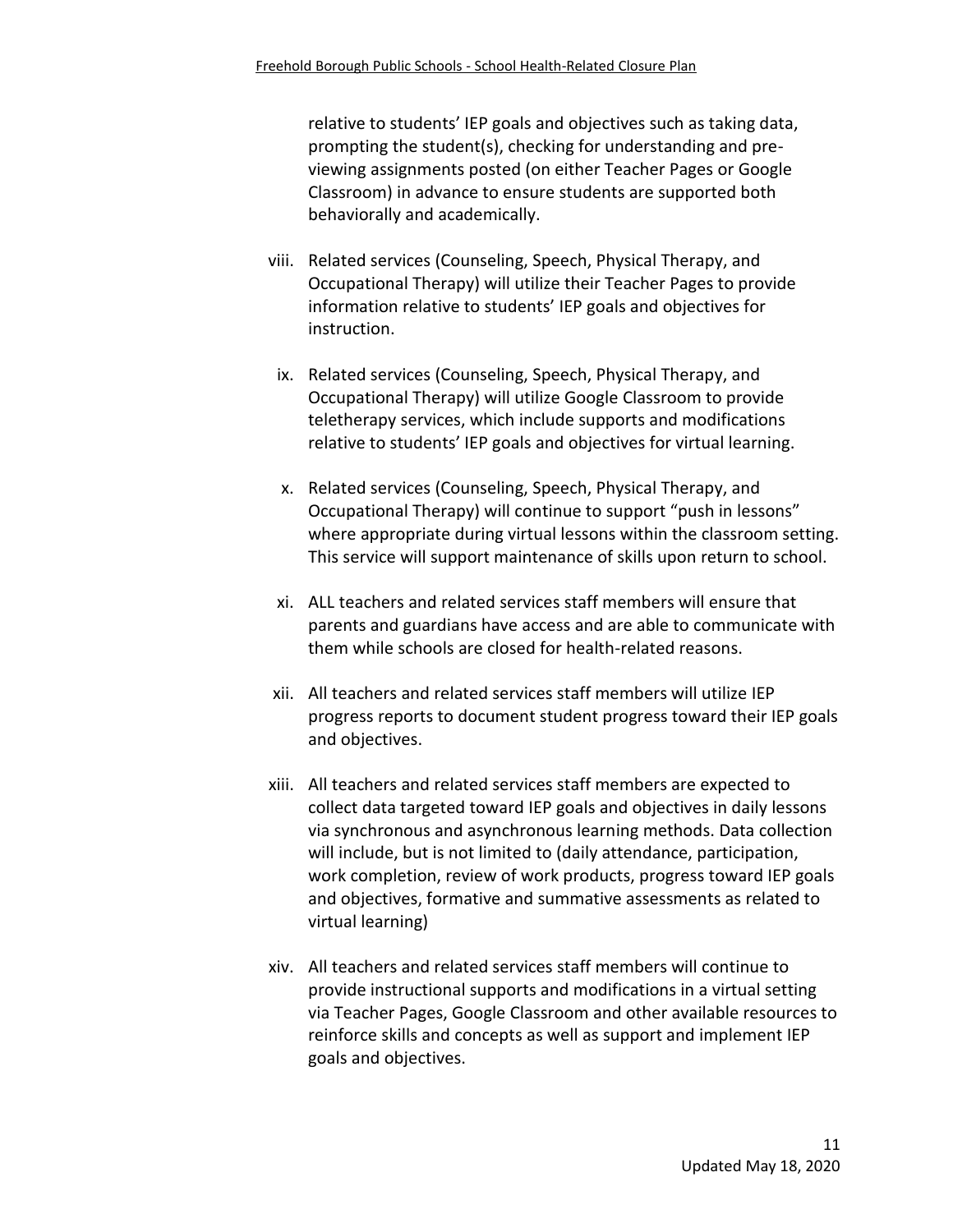relative to students' IEP goals and objectives such as taking data, prompting the student(s), checking for understanding and pre-viewing assignments posted (on either Teacher Pages or Google Classroom) in advance to ensure students are supported both behaviorally and academically.

viii. Related services (Counseling, Speech, Physical Therapy, and Occupational Therapy) will utilize their Teacher Pages to provide information relative to students' IEP goals and objectives for instruction.

ix. Related services (Counseling, Speech, Physical Therapy, and Occupational Therapy) will utilize Google Classroom to provide teletherapy services, which include supports and modifications relative to students' IEP goals and objectives for virtual learning.

x. Related services (Counseling, Speech, Physical Therapy, and Occupational Therapy) will continue to support "push in lessons" where appropriate during virtual lessons within the classroom setting. This service will support maintenance of skills upon return to school.

xi. ALL teachers and related services staff members will ensure that parents and guardians have access and are able to communicate with them while schools are closed for health-related reasons.

xii. All teachers and related services staff members will utilize IEP progress reports to document student progress toward their IEP goals and objectives.

xiii. All teachers and related services staff members are expected to collect data targeted toward IEP goals and objectives in daily lessons via synchronous and asynchronous learning methods. Data collection will include, but is not limited to (daily attendance, participation, work completion, review of work products, progress toward IEP goals and objectives, formative and summative assessments as related to virtual learning)

xiv. All teachers and related services staff members will continue to provide instructional supports and modifications in a virtual setting via Teacher Pages, Google Classroom and other available resources to reinforce skills and concepts as well as support and implement IEP goals and objectives.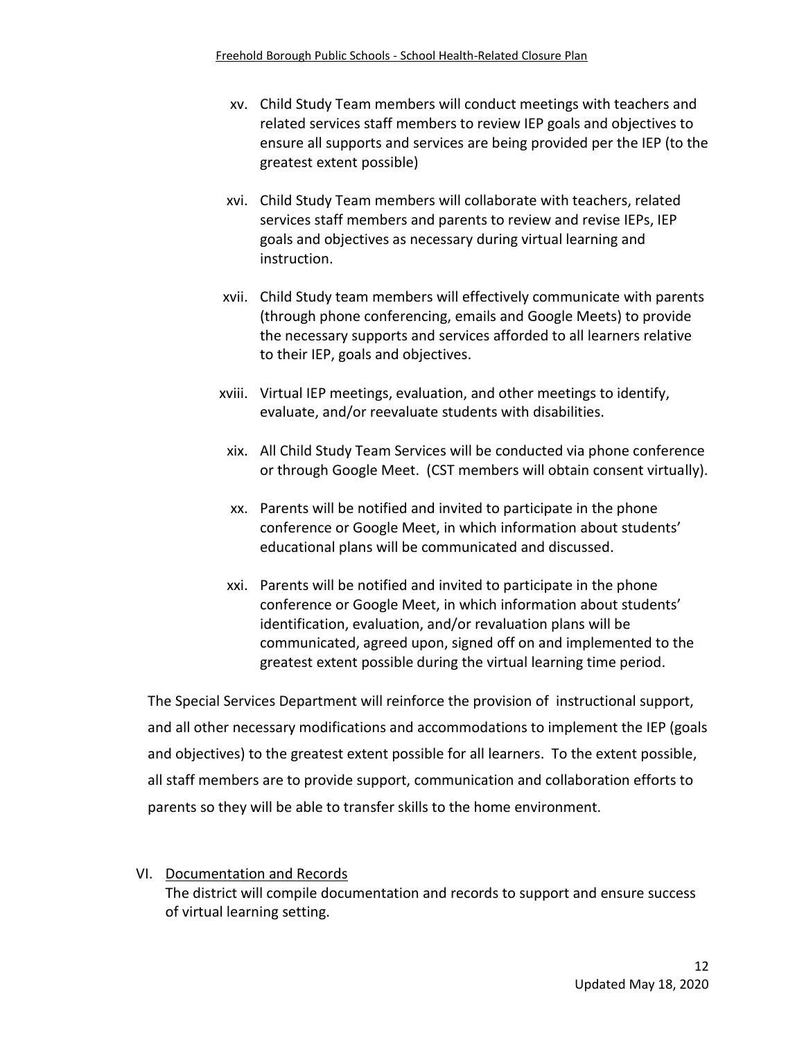xv. Child Study Team members will conduct meetings with teachers and related services staff members to review IEP goals and objectives to ensure all supports and services are being provided per the IEP (to the greatest extent possible)

xvi. Child Study Team members will collaborate with teachers, related services staff members and parents to review and revise IEPs, IEP goals and objectives as necessary during virtual learning and instruction.

xvii. Child Study team members will effectively communicate with parents (through phone conferencing, emails and Google Meets) to provide the necessary supports and services afforded to all learners relative to their IEP, goals and objectives.

xviii. Virtual IEP meetings, evaluation, and other meetings to identify, evaluate, and/or reevaluate students with disabilities.

xix. All Child Study Team Services will be conducted via phone conference or through Google Meet. (CST members will obtain consent virtually).

xx. Parents will be notified and invited to participate in the phone conference or Google Meet, in which information about students' educational plans will be communicated and discussed.

xxi. Parents will be notified and invited to participate in the phone conference or Google Meet, in which information about students' identification, evaluation, and/or revaluation plans will be communicated, agreed upon, signed off on and implemented to the greatest extent possible during the virtual learning time period.

The Special Services Department will reinforce the provision of instructional support, and all other necessary modifications and accommodations to implement the IEP (goals and objectives) to the greatest extent possible for all learners. To the extent possible, all staff members are to provide support, communication and collaboration efforts to parents so they will be able to transfer skills to the home environment.

VI. Documentation and Records

The district will compile documentation and records to support and ensure success of virtual learning setting.

Updated May 18, 2020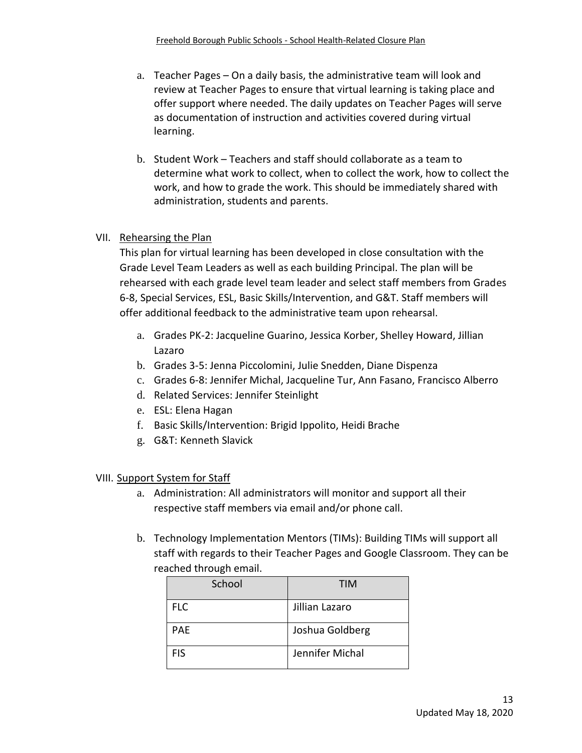a. Teacher Pages – On a daily basis, the administrative team will look and review at Teacher Pages to ensure that virtual learning is taking place and offer support where needed. The daily updates on Teacher Pages will serve as documentation of instruction and activities covered during virtual learning.

b. Student Work – Teachers and staff should collaborate as a team to determine what work to collect, when to collect the work, how to collect the work, and how to grade the work. This should be immediately shared with administration, students and parents.

VII. Rehearsing the Plan

This plan for virtual learning has been developed in close consultation with the Grade Level Team Leaders as well as each building Principal. The plan will be rehearsed with each grade level team leader and select staff members from Grades 6-8, Special Services, ESL, Basic Skills/Intervention, and G&T. Staff members will offer additional feedback to the administrative team upon rehearsal.

a. Grades PK-2: Jacqueline Guarino, Jessica Korber, Shelley Howard, Jillian Lazaro
b. Grades 3-5: Jenna Piccolomini, Julie Snedden, Diane Dispenza
c. Grades 6-8: Jennifer Michal, Jacqueline Tur, Ann Fasano, Francisco Alberro
d. Related Services: Jennifer Steinlight
e. ESL: Elena Hagan
f. Basic Skills/Intervention: Brigid Ippolito, Heidi Brache
g. G&T: Kenneth Slavick

VIII. Support System for Staff

a. Administration: All administrators will monitor and support all their respective staff members via email and/or phone call.

b. Technology Implementation Mentors (TIMs): Building TIMs will support all staff with regards to their Teacher Pages and Google Classroom. They can be reached through email.

| School | TIM |
|---|---|
| FLC | Jillian Lazaro |
| PAE | Joshua Goldberg |
| FIS | Jennifer Michal |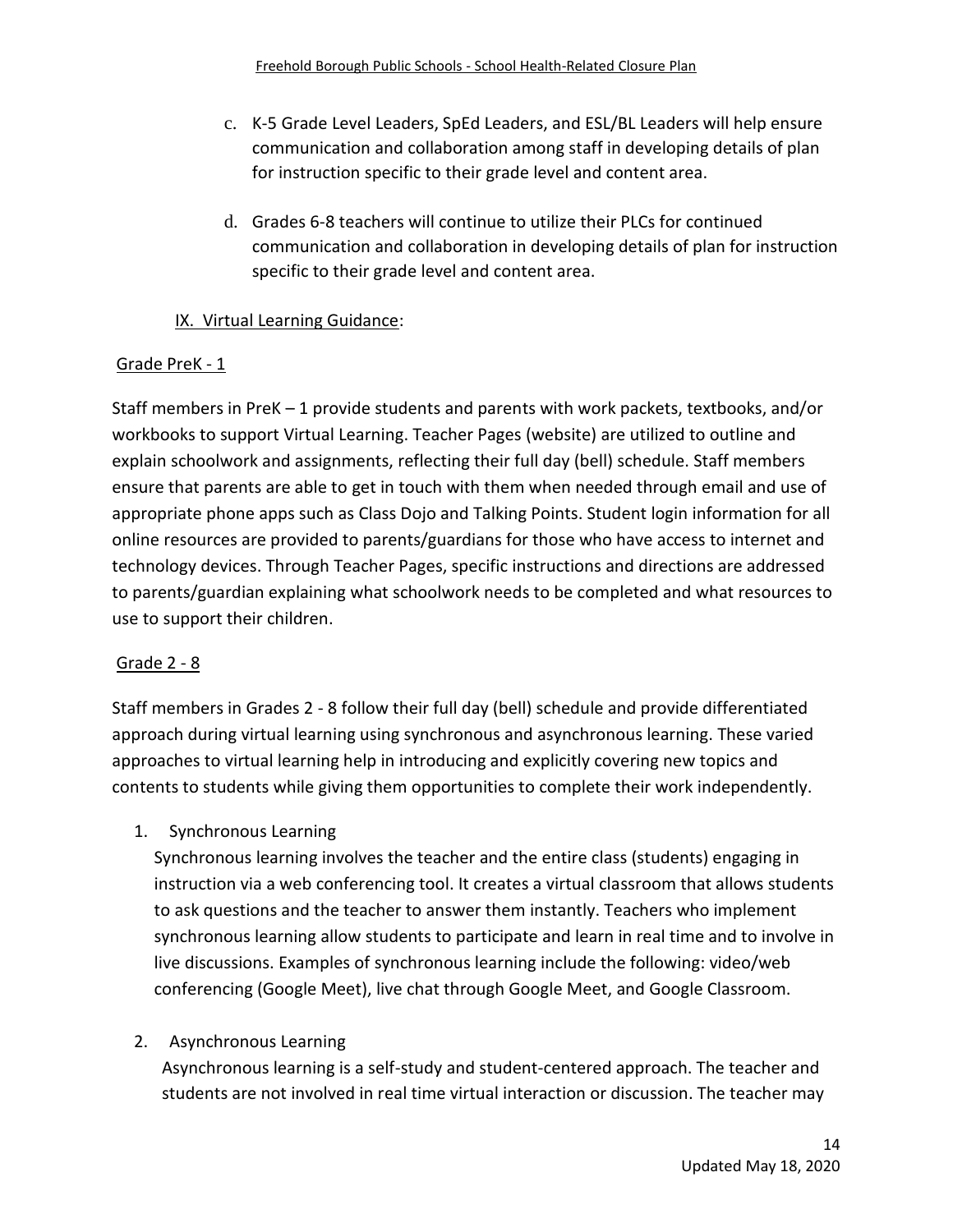c. K-5 Grade Level Leaders, SpEd Leaders, and ESL/BL Leaders will help ensure communication and collaboration among staff in developing details of plan for instruction specific to their grade level and content area.

d. Grades 6-8 teachers will continue to utilize their PLCs for continued communication and collaboration in developing details of plan for instruction specific to their grade level and content area.

## IX. Virtual Learning Guidance:

### Grade PreK - 1

Staff members in PreK – 1 provide students and parents with work packets, textbooks, and/or workbooks to support Virtual Learning. Teacher Pages (website) are utilized to outline and explain schoolwork and assignments, reflecting their full day (bell) schedule. Staff members ensure that parents are able to get in touch with them when needed through email and use of appropriate phone apps such as Class Dojo and Talking Points. Student login information for all online resources are provided to parents/guardians for those who have access to internet and technology devices. Through Teacher Pages, specific instructions and directions are addressed to parents/guardian explaining what schoolwork needs to be completed and what resources to use to support their children.

### Grade 2 - 8

Staff members in Grades 2 - 8 follow their full day (bell) schedule and provide differentiated approach during virtual learning using synchronous and asynchronous learning. These varied approaches to virtual learning help in introducing and explicitly covering new topics and contents to students while giving them opportunities to complete their work independently.

1. Synchronous Learning
   Synchronous learning involves the teacher and the entire class (students) engaging in instruction via a web conferencing tool. It creates a virtual classroom that allows students to ask questions and the teacher to answer them instantly. Teachers who implement synchronous learning allow students to participate and learn in real time and to involve in live discussions. Examples of synchronous learning include the following: video/web conferencing (Google Meet), live chat through Google Meet, and Google Classroom.

2. Asynchronous Learning
   Asynchronous learning is a self-study and student-centered approach. The teacher and students are not involved in real time virtual interaction or discussion. The teacher may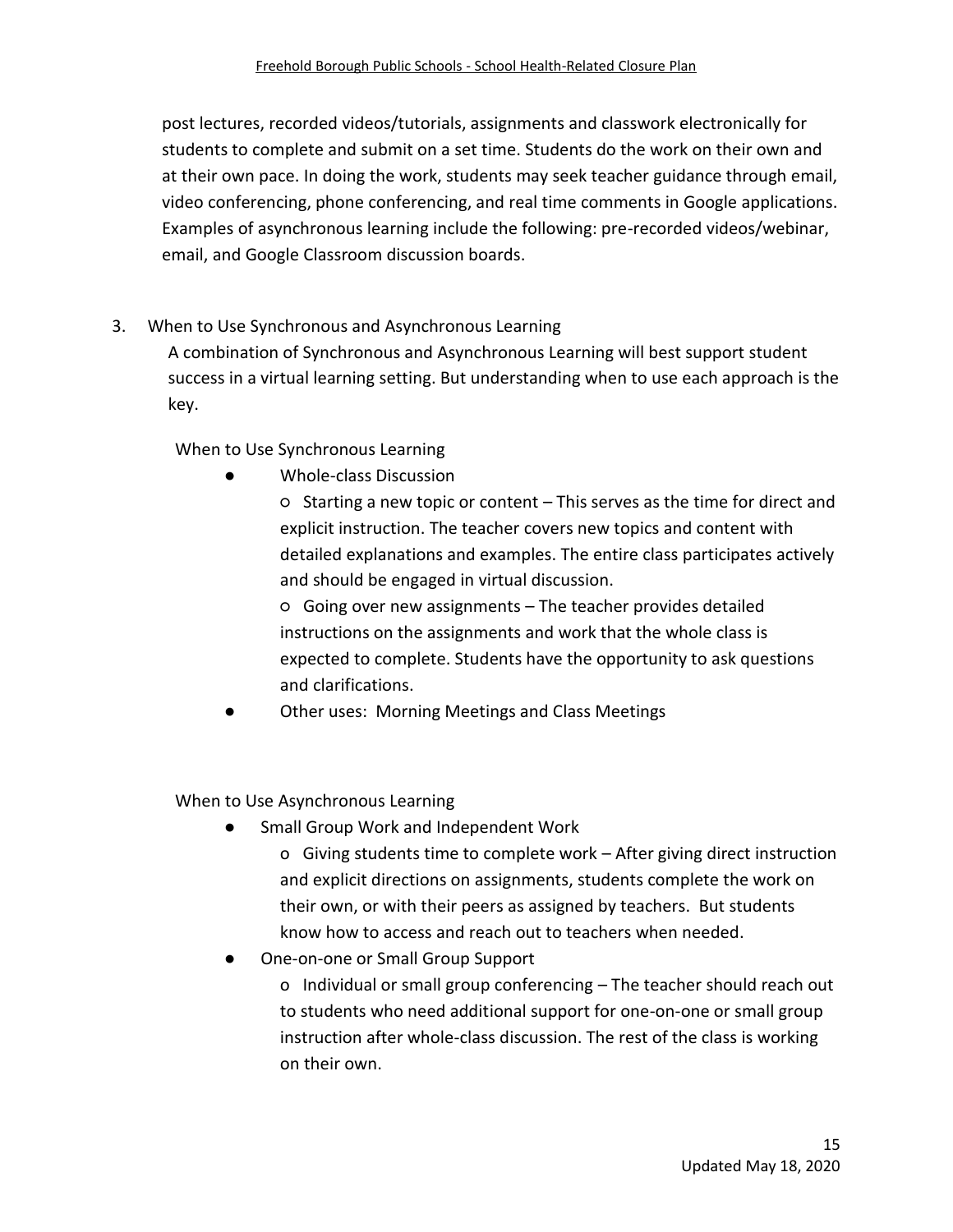post lectures, recorded videos/tutorials, assignments and classwork electronically for students to complete and submit on a set time. Students do the work on their own and at their own pace. In doing the work, students may seek teacher guidance through email, video conferencing, phone conferencing, and real time comments in Google applications. Examples of asynchronous learning include the following: pre-recorded videos/webinar, email, and Google Classroom discussion boards.

3. When to Use Synchronous and Asynchronous Learning

A combination of Synchronous and Asynchronous Learning will best support student success in a virtual learning setting. But understanding when to use each approach is the key.

When to Use Synchronous Learning

- Whole-class Discussion
    - Starting a new topic or content – This serves as the time for direct and explicit instruction. The teacher covers new topics and content with detailed explanations and examples. The entire class participates actively and should be engaged in virtual discussion.
    - Going over new assignments – The teacher provides detailed instructions on the assignments and work that the whole class is expected to complete. Students have the opportunity to ask questions and clarifications.
- Other uses: Morning Meetings and Class Meetings

When to Use Asynchronous Learning

- Small Group Work and Independent Work
    - Giving students time to complete work – After giving direct instruction and explicit directions on assignments, students complete the work on their own, or with their peers as assigned by teachers. But students know how to access and reach out to teachers when needed.
- One-on-one or Small Group Support
    - Individual or small group conferencing – The teacher should reach out to students who need additional support for one-on-one or small group instruction after whole-class discussion. The rest of the class is working on their own.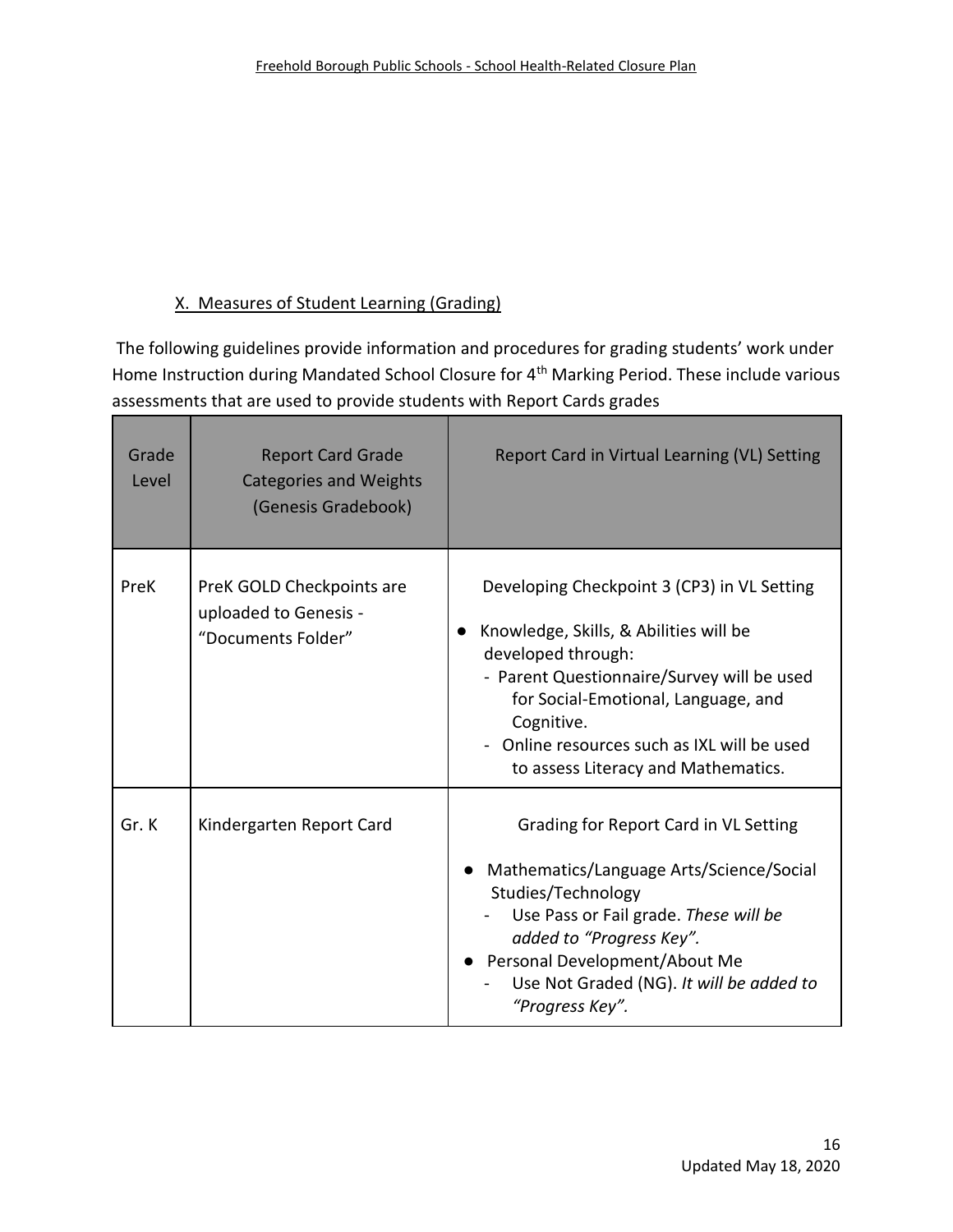## X. Measures of Student Learning (Grading)

The following guidelines provide information and procedures for grading students' work under Home Instruction during Mandated School Closure for 4th Marking Period. These include various assessments that are used to provide students with Report Cards grades

| Grade Level | Report Card Grade Categories and Weights (Genesis Gradebook) | Report Card in Virtual Learning (VL) Setting |
|---|---|---|
| PreK | PreK GOLD Checkpoints are uploaded to Genesis - "Documents Folder" | Developing Checkpoint 3 (CP3) in VL Setting<br>● Knowledge, Skills, & Abilities will be developed through:<br>- Parent Questionnaire/Survey will be used for Social-Emotional, Language, and Cognitive.<br>- Online resources such as IXL will be used to assess Literacy and Mathematics. |
| Gr. K | Kindergarten Report Card | Grading for Report Card in VL Setting<br>● Mathematics/Language Arts/Science/Social Studies/Technology<br>- Use Pass or Fail grade. *These will be added to "Progress Key".*<br>● Personal Development/About Me<br>- Use Not Graded (NG). *It will be added to "Progress Key".* |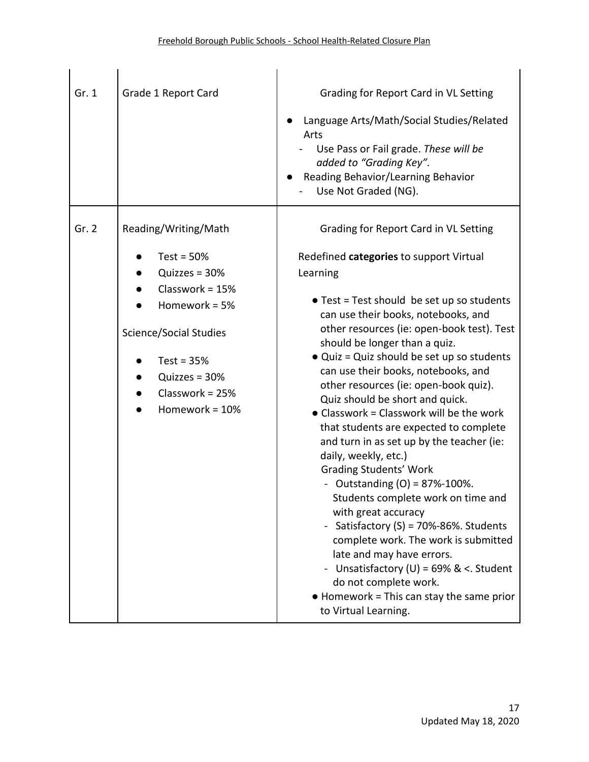| | | |
|---|---|---|
| Gr. 1 | Grade 1 Report Card | Grading for Report Card in VL Setting<br>● Language Arts/Math/Social Studies/Related Arts<br>- Use Pass or Fail grade. *These will be added to "Grading Key".*<br>● Reading Behavior/Learning Behavior<br>- Use Not Graded (NG). |
| Gr. 2 | Reading/Writing/Math<br>● Test = 50%<br>● Quizzes = 30%<br>● Classwork = 15%<br>● Homework = 5%<br><br>Science/Social Studies<br>● Test = 35%<br>● Quizzes = 30%<br>● Classwork = 25%<br>● Homework = 10% | Grading for Report Card in VL Setting<br><br>Redefined **categories** to support Virtual Learning<br><br>● Test = Test should be set up so students can use their books, notebooks, and other resources (ie: open-book test). Test should be longer than a quiz.<br>● Quiz = Quiz should be set up so students can use their books, notebooks, and other resources (ie: open-book quiz). Quiz should be short and quick.<br>● Classwork = Classwork will be the work that students are expected to complete and turn in as set up by the teacher (ie: daily, weekly, etc.)<br>Grading Students' Work<br>- Outstanding (O) = 87%-100%. Students complete work on time and with great accuracy<br>- Satisfactory (S) = 70%-86%. Students complete work. The work is submitted late and may have errors.<br>- Unsatisfactory (U) = 69% & <. Student do not complete work.<br>● Homework = This can stay the same prior to Virtual Learning. |

Updated May 18, 2020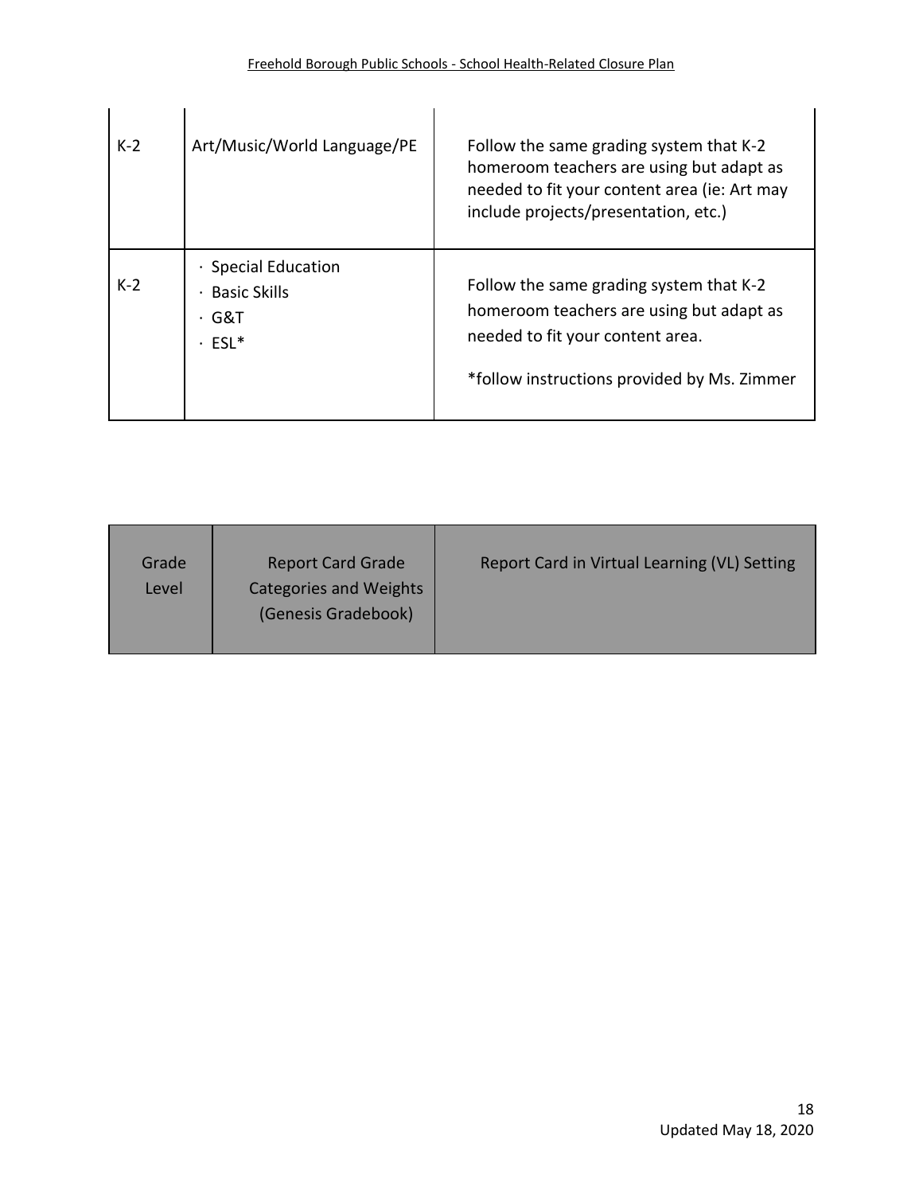| K-2 | Art/Music/World Language/PE | Follow the same grading system that K-2 homeroom teachers are using but adapt as needed to fit your content area (ie: Art may include projects/presentation, etc.) |
|---|---|---|
| K-2 | · Special Education<br>· Basic Skills<br>· G&T<br>· ESL* | Follow the same grading system that K-2 homeroom teachers are using but adapt as needed to fit your content area.<br><br>*follow instructions provided by Ms. Zimmer |

| Grade Level | Report Card Grade Categories and Weights (Genesis Gradebook) | Report Card in Virtual Learning (VL) Setting |
|---|---|---|

Updated May 18, 2020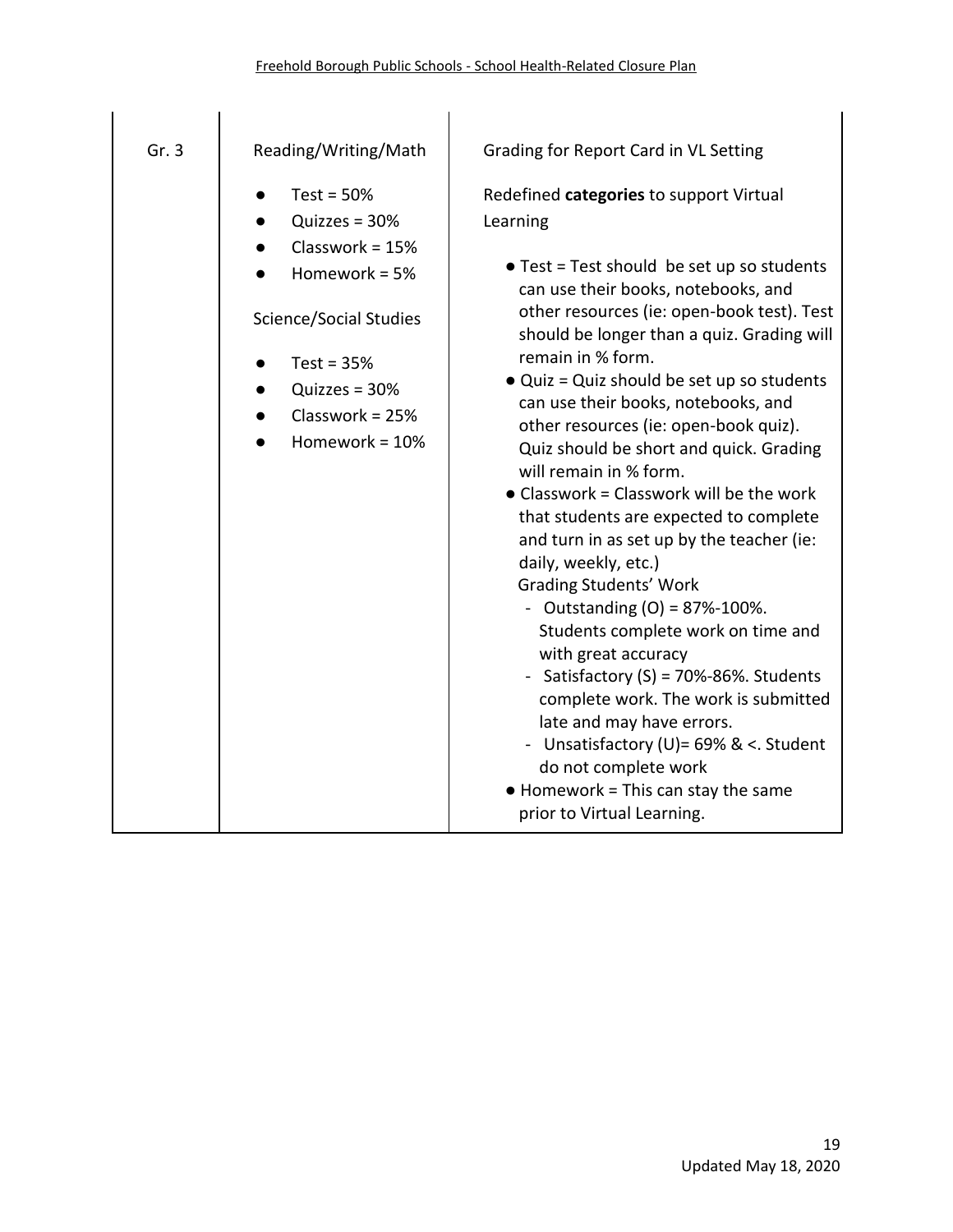| Gr. 3 | Reading/Writing/Math<br>● Test = 50%<br>● Quizzes = 30%<br>● Classwork = 15%<br>● Homework = 5%<br><br>Science/Social Studies<br>● Test = 35%<br>● Quizzes = 30%<br>● Classwork = 25%<br>● Homework = 10% | Grading for Report Card in VL Setting<br><br>Redefined **categories** to support Virtual Learning<br>● Test = Test should be set up so students can use their books, notebooks, and other resources (ie: open-book test). Test should be longer than a quiz. Grading will remain in % form.<br>● Quiz = Quiz should be set up so students can use their books, notebooks, and other resources (ie: open-book quiz). Quiz should be short and quick. Grading will remain in % form.<br>● Classwork = Classwork will be the work that students are expected to complete and turn in as set up by the teacher (ie: daily, weekly, etc.)<br>Grading Students' Work<br>- Outstanding (O) = 87%-100%. Students complete work on time and with great accuracy<br>- Satisfactory (S) = 70%-86%. Students complete work. The work is submitted late and may have errors.<br>- Unsatisfactory (U)= 69% & <. Student do not complete work<br>● Homework = This can stay the same prior to Virtual Learning. |
|---|---|---|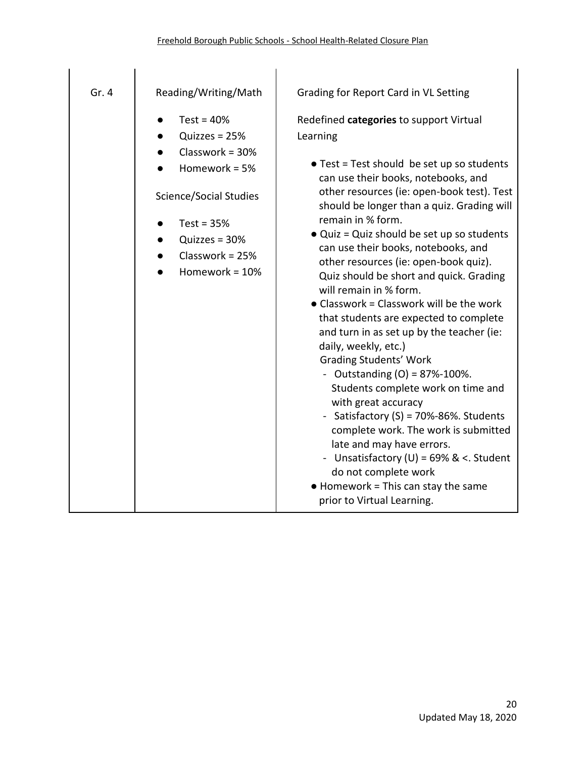| Gr. 4 | Reading/Writing/Math<br>● Test = 40%<br>● Quizzes = 25%<br>● Classwork = 30%<br>● Homework = 5%<br><br>Science/Social Studies<br>● Test = 35%<br>● Quizzes = 30%<br>● Classwork = 25%<br>● Homework = 10% | Grading for Report Card in VL Setting<br><br>Redefined **categories** to support Virtual Learning<br>● Test = Test should be set up so students can use their books, notebooks, and other resources (ie: open-book test). Test should be longer than a quiz. Grading will remain in % form.<br>● Quiz = Quiz should be set up so students can use their books, notebooks, and other resources (ie: open-book quiz). Quiz should be short and quick. Grading will remain in % form.<br>● Classwork = Classwork will be the work that students are expected to complete and turn in as set up by the teacher (ie: daily, weekly, etc.)<br>Grading Students' Work<br>- Outstanding (O) = 87%-100%. Students complete work on time and with great accuracy<br>- Satisfactory (S) = 70%-86%. Students complete work. The work is submitted late and may have errors.<br>- Unsatisfactory (U) = 69% & <. Student do not complete work<br>● Homework = This can stay the same prior to Virtual Learning. |
|---|---|---|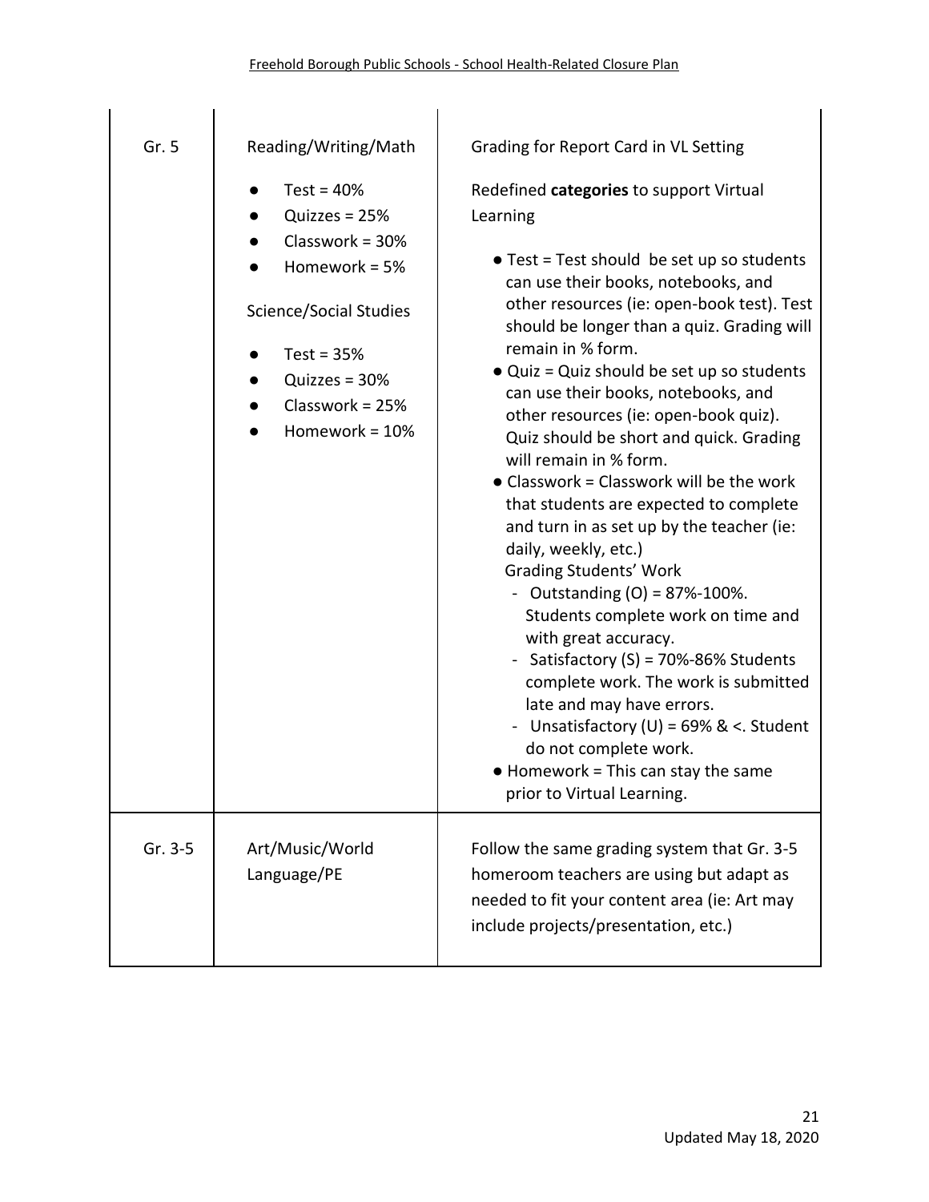| | | |
|---|---|---|
| Gr. 5 | Reading/Writing/Math<br>● Test = 40%<br>● Quizzes = 25%<br>● Classwork = 30%<br>● Homework = 5%<br><br>Science/Social Studies<br>● Test = 35%<br>● Quizzes = 30%<br>● Classwork = 25%<br>● Homework = 10% | Grading for Report Card in VL Setting<br><br>Redefined **categories** to support Virtual Learning<br>● Test = Test should be set up so students can use their books, notebooks, and other resources (ie: open-book test). Test should be longer than a quiz. Grading will remain in % form.<br>● Quiz = Quiz should be set up so students can use their books, notebooks, and other resources (ie: open-book quiz). Quiz should be short and quick. Grading will remain in % form.<br>● Classwork = Classwork will be the work that students are expected to complete and turn in as set up by the teacher (ie: daily, weekly, etc.)<br>Grading Students' Work<br>- Outstanding (O) = 87%-100%. Students complete work on time and with great accuracy.<br>- Satisfactory (S) = 70%-86% Students complete work. The work is submitted late and may have errors.<br>- Unsatisfactory (U) = 69% & <. Student do not complete work.<br>● Homework = This can stay the same prior to Virtual Learning. |
| Gr. 3-5 | Art/Music/World Language/PE | Follow the same grading system that Gr. 3-5 homeroom teachers are using but adapt as needed to fit your content area (ie: Art may include projects/presentation, etc.) |

Updated May 18, 2020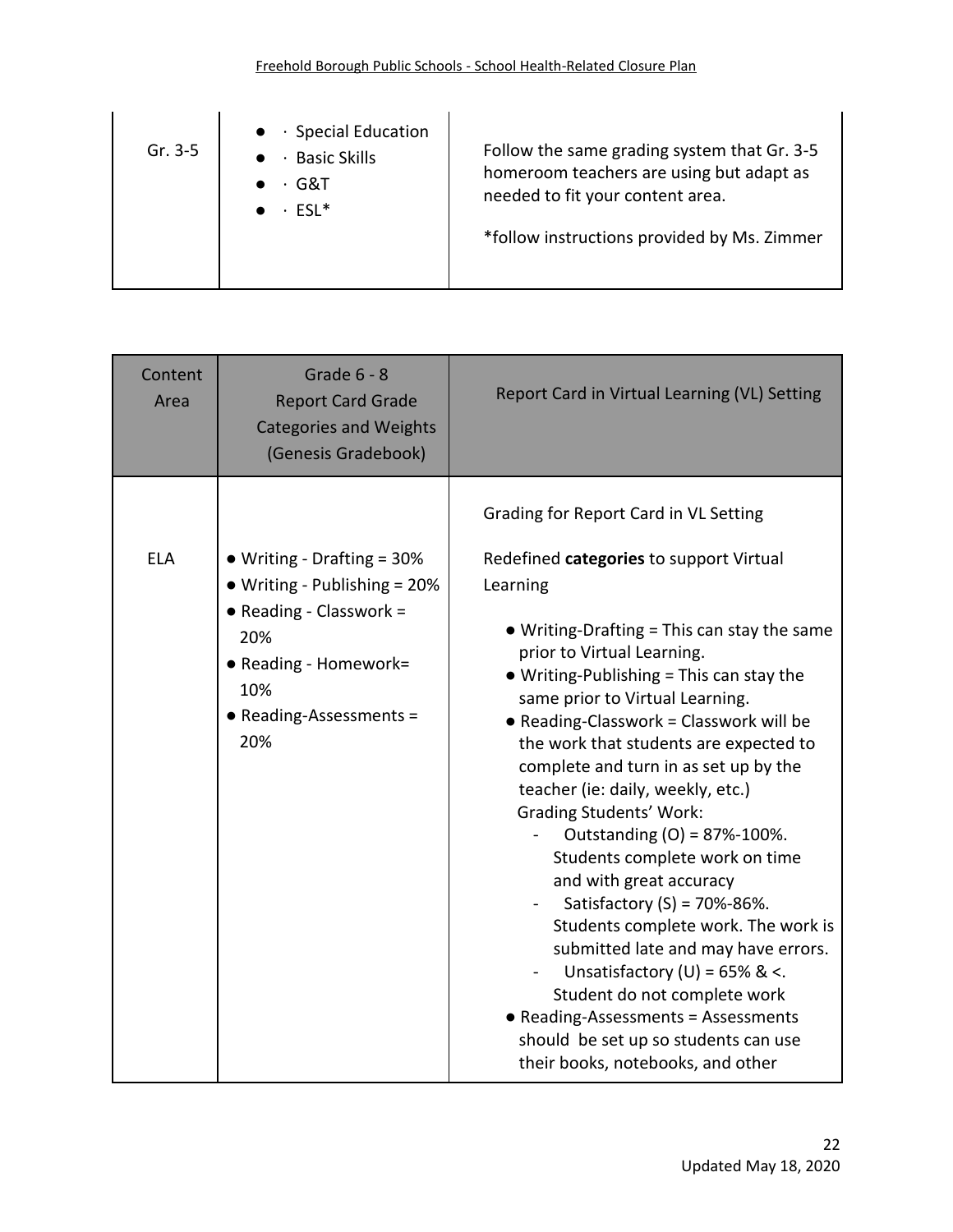| Gr. 3-5 | ● · Special Education<br>● · Basic Skills<br>● · G&T<br>● · ESL* | Follow the same grading system that Gr. 3-5 homeroom teachers are using but adapt as needed to fit your content area.<br><br>*follow instructions provided by Ms. Zimmer |
|---|---|---|

| Content Area | Grade 6 - 8<br>Report Card Grade Categories and Weights (Genesis Gradebook) | Report Card in Virtual Learning (VL) Setting |
|---|---|---|
| ELA | ● Writing - Drafting = 30%<br>● Writing - Publishing = 20%<br>● Reading - Classwork = 20%<br>● Reading - Homework= 10%<br>● Reading-Assessments = 20% | Grading for Report Card in VL Setting<br><br>Redefined **categories** to support Virtual Learning<br><br>● Writing-Drafting = This can stay the same prior to Virtual Learning.<br>● Writing-Publishing = This can stay the same prior to Virtual Learning.<br>● Reading-Classwork = Classwork will be the work that students are expected to complete and turn in as set up by the teacher (ie: daily, weekly, etc.)<br>Grading Students' Work:<br>- Outstanding (O) = 87%-100%. Students complete work on time and with great accuracy<br>- Satisfactory (S) = 70%-86%. Students complete work. The work is submitted late and may have errors.<br>- Unsatisfactory (U) = 65% & <. Student do not complete work<br>● Reading-Assessments = Assessments should be set up so students can use their books, notebooks, and other |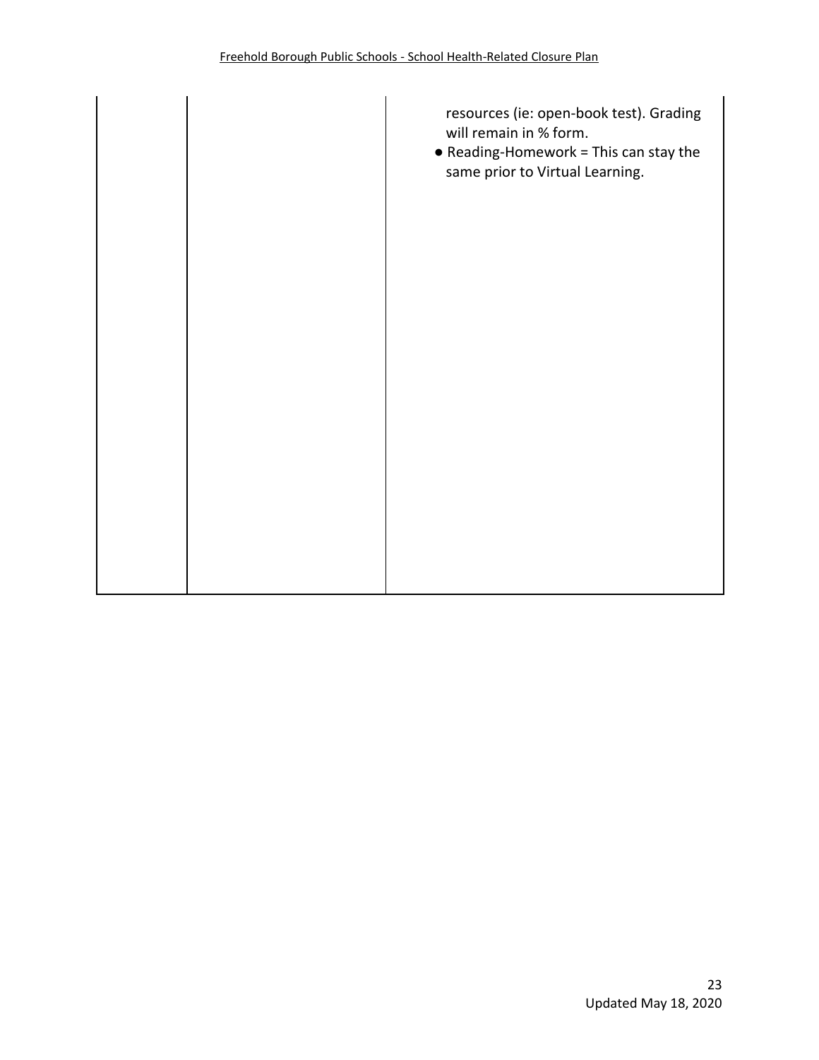| | | |
|---|---|---|
| | | resources (ie: open-book test). Grading will remain in % form.<br>● Reading-Homework = This can stay the same prior to Virtual Learning. |

Updated May 18, 2020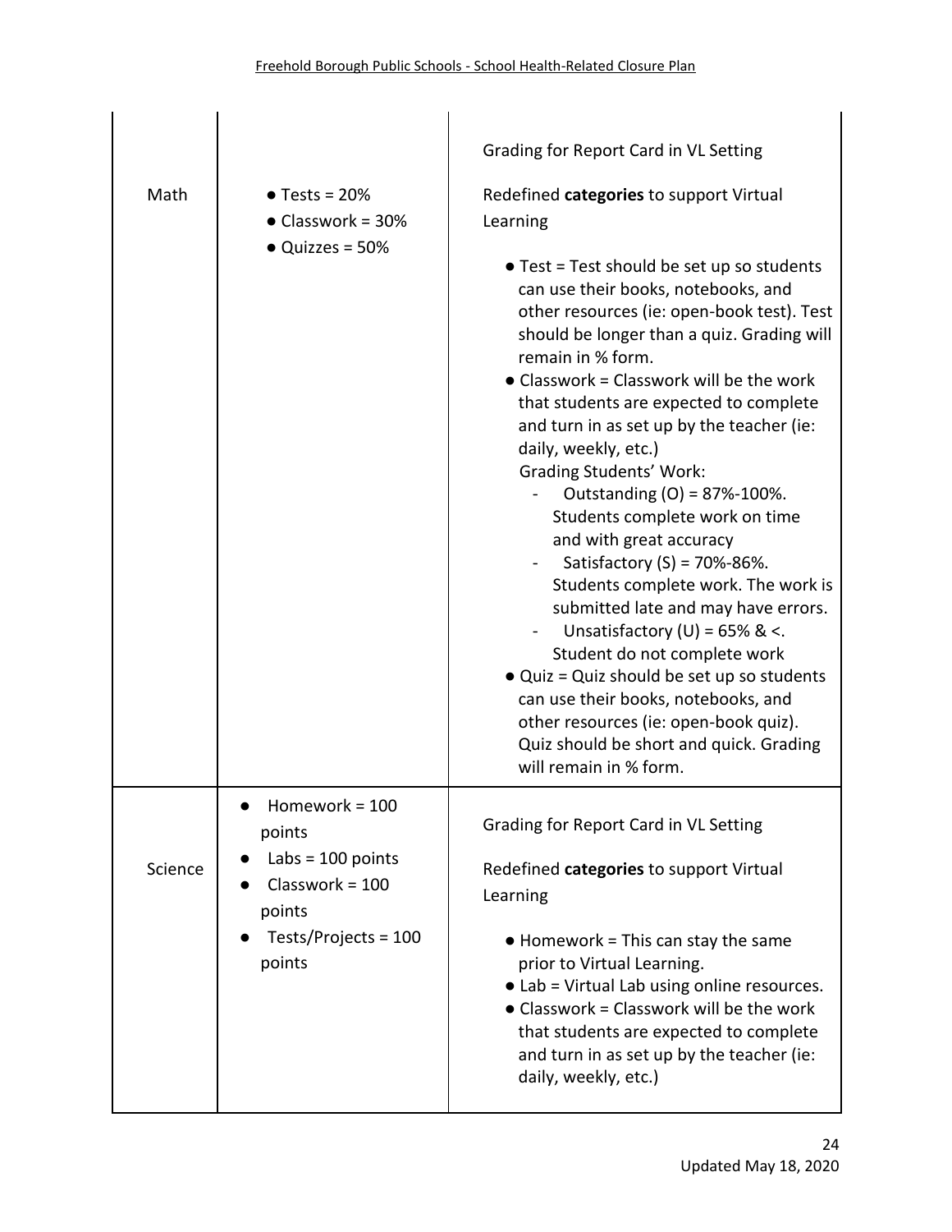| | | |
|---|---|---|
| Math | ● Tests = 20%<br>● Classwork = 30%<br>● Quizzes = 50% | Grading for Report Card in VL Setting<br><br>Redefined **categories** to support Virtual Learning<br><br>● Test = Test should be set up so students can use their books, notebooks, and other resources (ie: open-book test). Test should be longer than a quiz. Grading will remain in % form.<br>● Classwork = Classwork will be the work that students are expected to complete and turn in as set up by the teacher (ie: daily, weekly, etc.)<br>Grading Students' Work:<br>- Outstanding (O) = 87%-100%. Students complete work on time and with great accuracy<br>- Satisfactory (S) = 70%-86%. Students complete work. The work is submitted late and may have errors.<br>- Unsatisfactory (U) = 65% & <. Student do not complete work<br>● Quiz = Quiz should be set up so students can use their books, notebooks, and other resources (ie: open-book quiz). Quiz should be short and quick. Grading will remain in % form. |
| Science | ● Homework = 100 points<br>● Labs = 100 points<br>● Classwork = 100 points<br>● Tests/Projects = 100 points | Grading for Report Card in VL Setting<br><br>Redefined **categories** to support Virtual Learning<br><br>● Homework = This can stay the same prior to Virtual Learning.<br>● Lab = Virtual Lab using online resources.<br>● Classwork = Classwork will be the work that students are expected to complete and turn in as set up by the teacher (ie: daily, weekly, etc.) |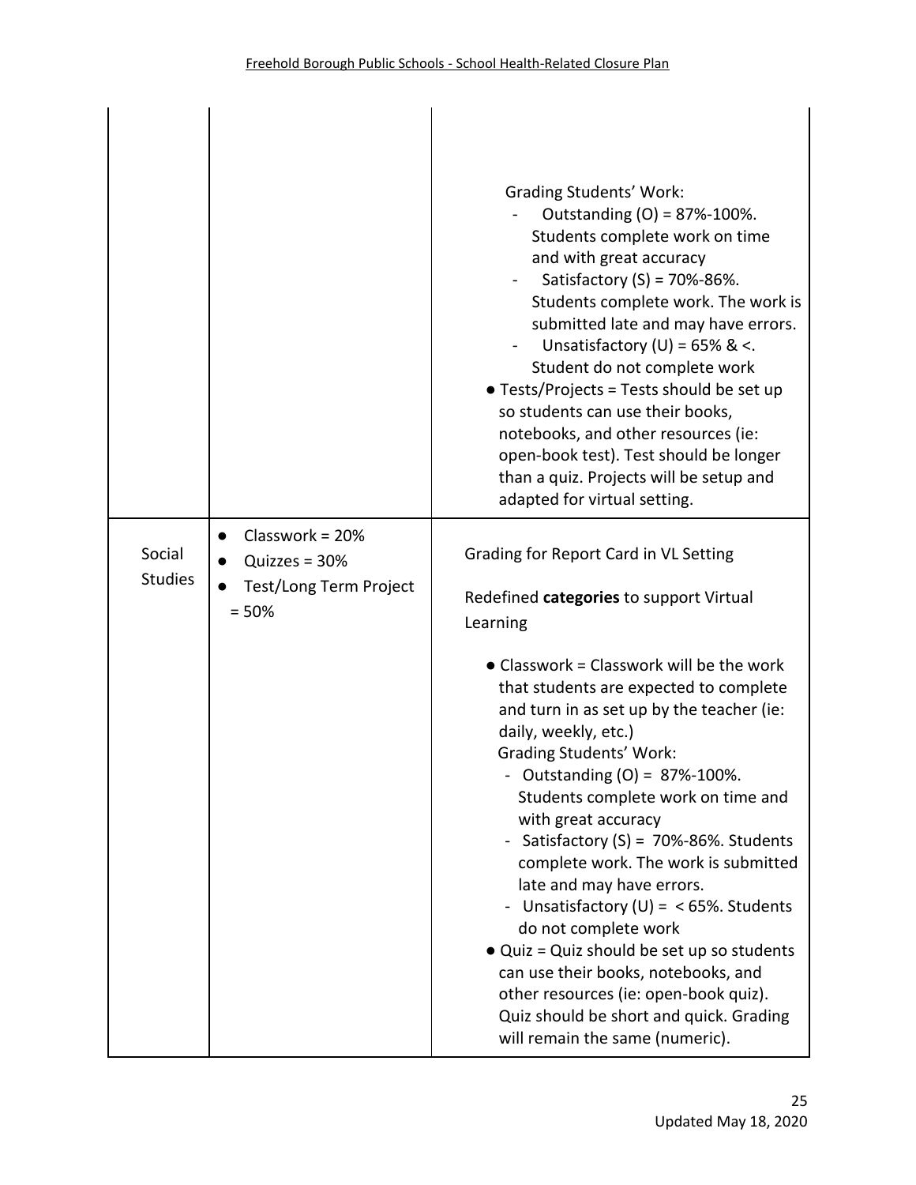| | | |
|---|---|---|
| | | Grading Students' Work:<br>- Outstanding (O) = 87%-100%. Students complete work on time and with great accuracy<br>- Satisfactory (S) = 70%-86%. Students complete work. The work is submitted late and may have errors.<br>- Unsatisfactory (U) = 65% & <. Student do not complete work<br>● Tests/Projects = Tests should be set up so students can use their books, notebooks, and other resources (ie: open-book test). Test should be longer than a quiz. Projects will be setup and adapted for virtual setting. |
| Social Studies | ● Classwork = 20%<br>● Quizzes = 30%<br>● Test/Long Term Project = 50% | Grading for Report Card in VL Setting<br><br>Redefined **categories** to support Virtual Learning<br><br>● Classwork = Classwork will be the work that students are expected to complete and turn in as set up by the teacher (ie: daily, weekly, etc.)<br>Grading Students' Work:<br>- Outstanding (O) = 87%-100%. Students complete work on time and with great accuracy<br>- Satisfactory (S) = 70%-86%. Students complete work. The work is submitted late and may have errors.<br>- Unsatisfactory (U) = < 65%. Students do not complete work<br>● Quiz = Quiz should be set up so students can use their books, notebooks, and other resources (ie: open-book quiz). Quiz should be short and quick. Grading will remain the same (numeric). |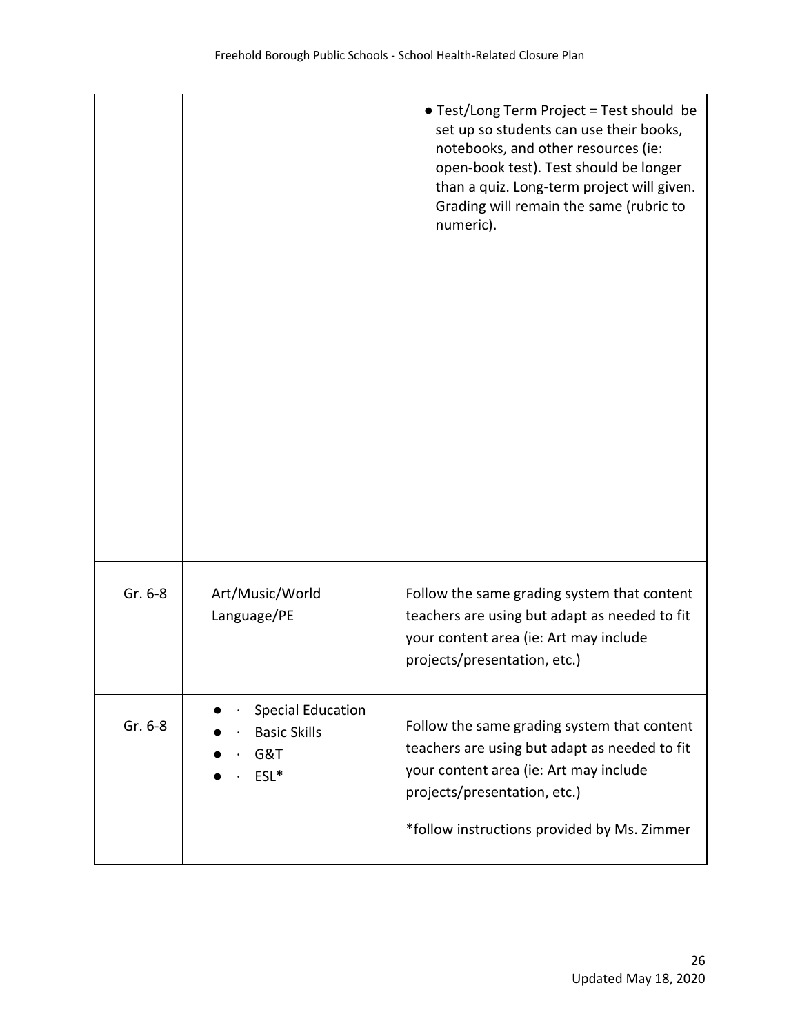| | | |
|---|---|---|
| | | ● Test/Long Term Project = Test should be set up so students can use their books, notebooks, and other resources (ie: open-book test). Test should be longer than a quiz. Long-term project will given. Grading will remain the same (rubric to numeric). |
| Gr. 6-8 | Art/Music/World Language/PE | Follow the same grading system that content teachers are using but adapt as needed to fit your content area (ie: Art may include projects/presentation, etc.) |
| Gr. 6-8 | ● · Special Education<br>● · Basic Skills<br>● · G&T<br>● · ESL* | Follow the same grading system that content teachers are using but adapt as needed to fit your content area (ie: Art may include projects/presentation, etc.)<br><br>*follow instructions provided by Ms. Zimmer |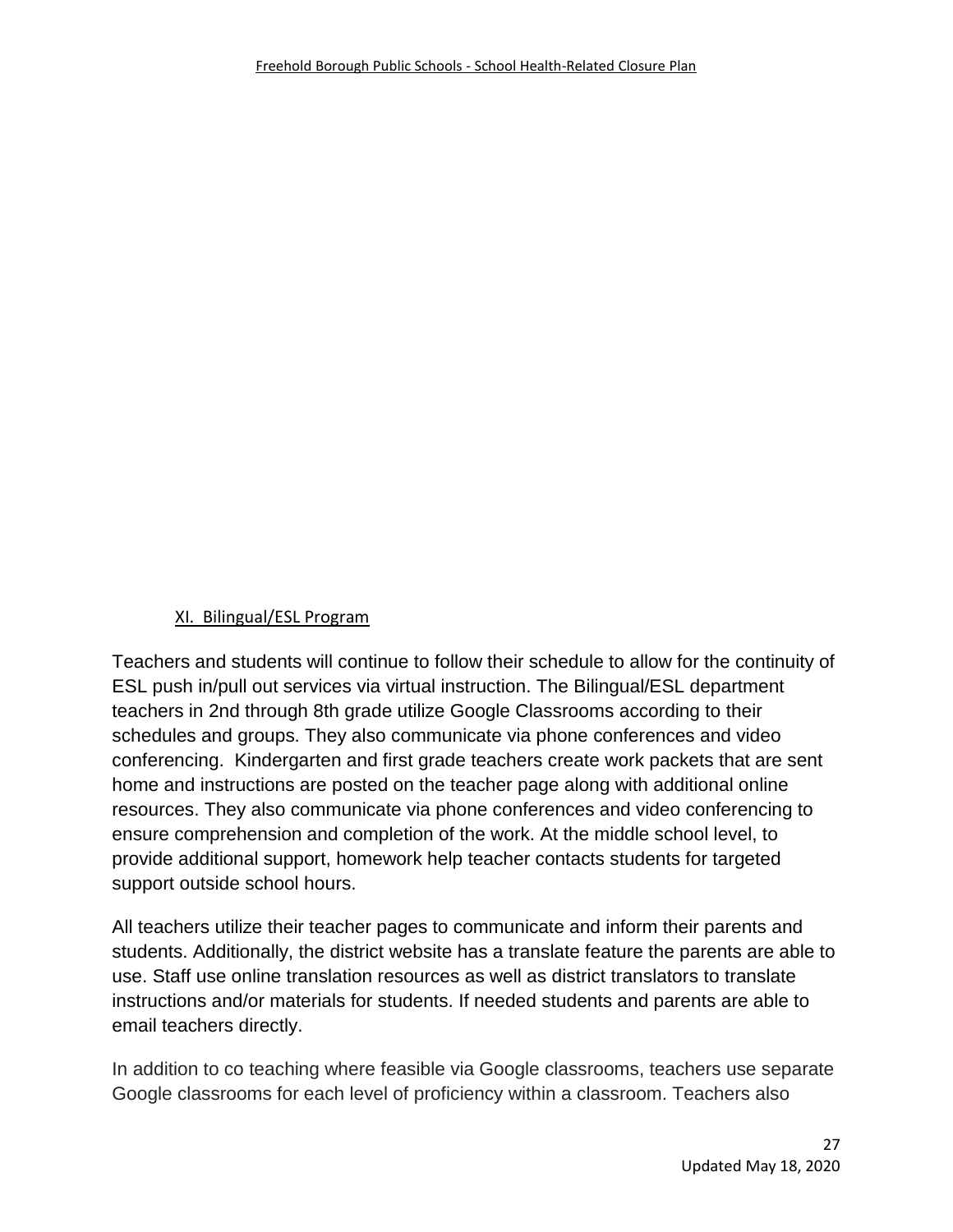## XI. Bilingual/ESL Program

Teachers and students will continue to follow their schedule to allow for the continuity of ESL push in/pull out services via virtual instruction. The Bilingual/ESL department teachers in 2nd through 8th grade utilize Google Classrooms according to their schedules and groups. They also communicate via phone conferences and video conferencing. Kindergarten and first grade teachers create work packets that are sent home and instructions are posted on the teacher page along with additional online resources. They also communicate via phone conferences and video conferencing to ensure comprehension and completion of the work. At the middle school level, to provide additional support, homework help teacher contacts students for targeted support outside school hours.

All teachers utilize their teacher pages to communicate and inform their parents and students. Additionally, the district website has a translate feature the parents are able to use. Staff use online translation resources as well as district translators to translate instructions and/or materials for students. If needed students and parents are able to email teachers directly.

In addition to co teaching where feasible via Google classrooms, teachers use separate Google classrooms for each level of proficiency within a classroom. Teachers also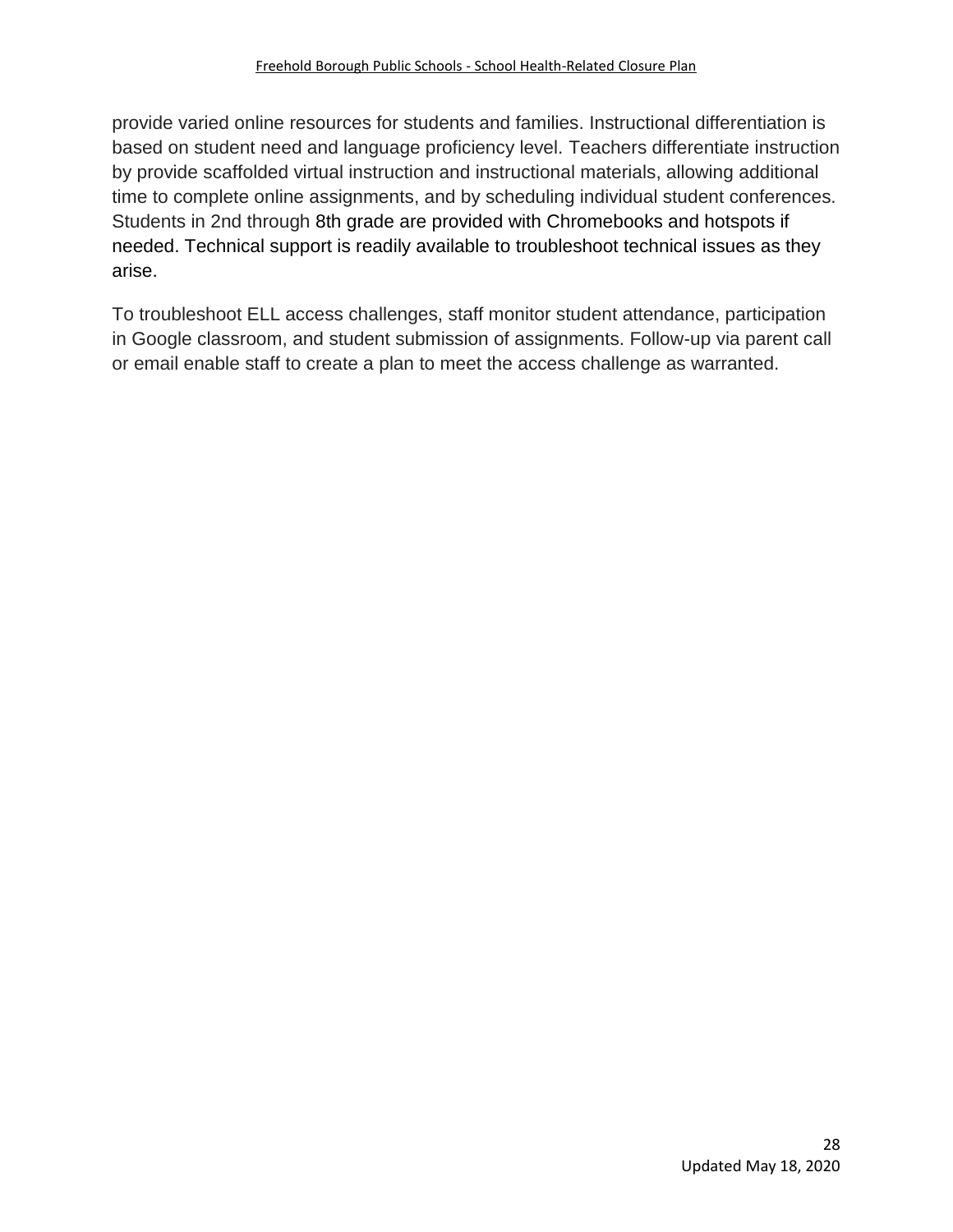provide varied online resources for students and families. Instructional differentiation is based on student need and language proficiency level. Teachers differentiate instruction by provide scaffolded virtual instruction and instructional materials, allowing additional time to complete online assignments, and by scheduling individual student conferences. Students in 2nd through 8th grade are provided with Chromebooks and hotspots if needed. Technical support is readily available to troubleshoot technical issues as they arise.

To troubleshoot ELL access challenges, staff monitor student attendance, participation in Google classroom, and student submission of assignments. Follow-up via parent call or email enable staff to create a plan to meet the access challenge as warranted.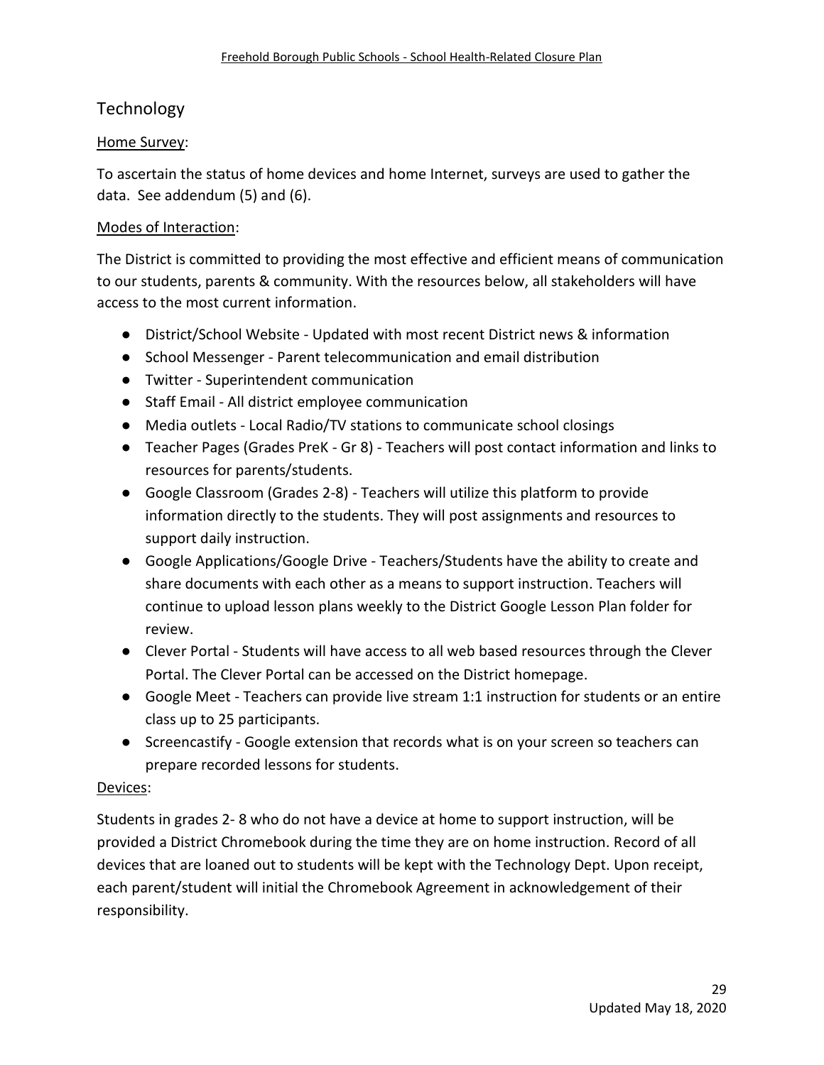## Technology

Home Survey:

To ascertain the status of home devices and home Internet, surveys are used to gather the data. See addendum (5) and (6).

Modes of Interaction:

The District is committed to providing the most effective and efficient means of communication to our students, parents & community. With the resources below, all stakeholders will have access to the most current information.

- District/School Website - Updated with most recent District news & information
- School Messenger - Parent telecommunication and email distribution
- Twitter - Superintendent communication
- Staff Email - All district employee communication
- Media outlets - Local Radio/TV stations to communicate school closings
- Teacher Pages (Grades PreK - Gr 8) - Teachers will post contact information and links to resources for parents/students.
- Google Classroom (Grades 2-8) - Teachers will utilize this platform to provide information directly to the students. They will post assignments and resources to support daily instruction.
- Google Applications/Google Drive - Teachers/Students have the ability to create and share documents with each other as a means to support instruction. Teachers will continue to upload lesson plans weekly to the District Google Lesson Plan folder for review.
- Clever Portal - Students will have access to all web based resources through the Clever Portal. The Clever Portal can be accessed on the District homepage.
- Google Meet - Teachers can provide live stream 1:1 instruction for students or an entire class up to 25 participants.
- Screencastify - Google extension that records what is on your screen so teachers can prepare recorded lessons for students.

Devices:

Students in grades 2- 8 who do not have a device at home to support instruction, will be provided a District Chromebook during the time they are on home instruction. Record of all devices that are loaned out to students will be kept with the Technology Dept. Upon receipt, each parent/student will initial the Chromebook Agreement in acknowledgement of their responsibility.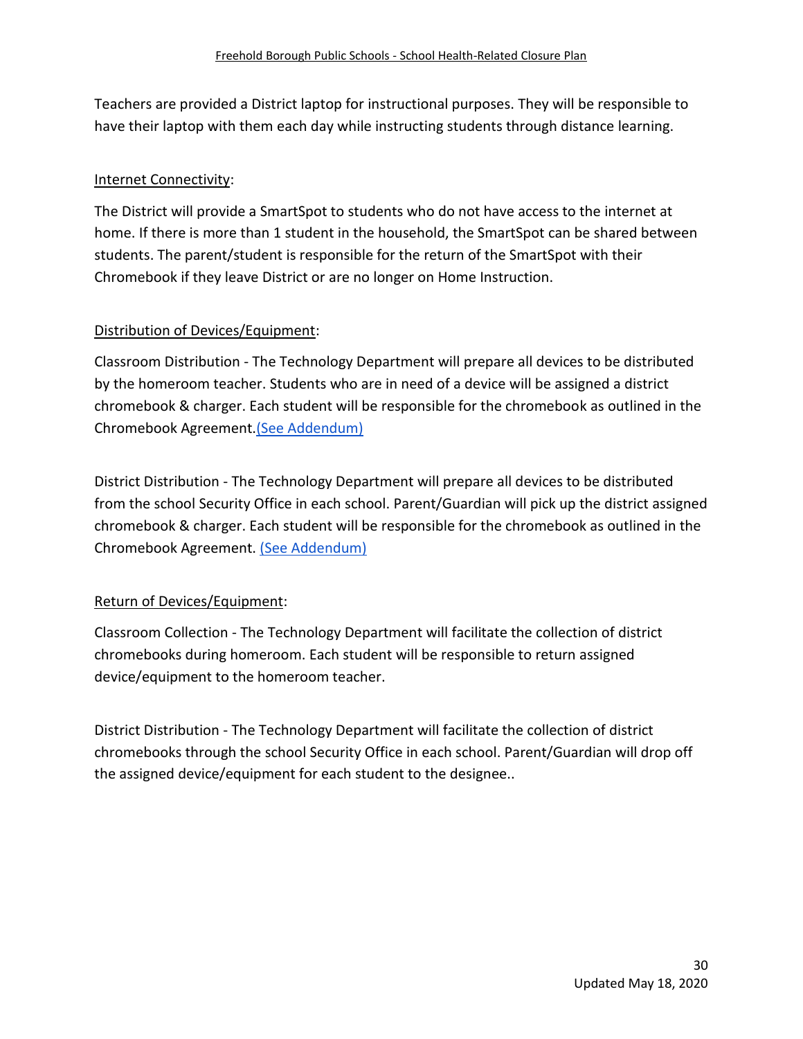Teachers are provided a District laptop for instructional purposes. They will be responsible to have their laptop with them each day while instructing students through distance learning.

Internet Connectivity:

The District will provide a SmartSpot to students who do not have access to the internet at home. If there is more than 1 student in the household, the SmartSpot can be shared between students. The parent/student is responsible for the return of the SmartSpot with their Chromebook if they leave District or are no longer on Home Instruction.

Distribution of Devices/Equipment:

Classroom Distribution - The Technology Department will prepare all devices to be distributed by the homeroom teacher. Students who are in need of a device will be assigned a district chromebook & charger. Each student will be responsible for the chromebook as outlined in the Chromebook Agreement.(See Addendum)

District Distribution - The Technology Department will prepare all devices to be distributed from the school Security Office in each school. Parent/Guardian will pick up the district assigned chromebook & charger. Each student will be responsible for the chromebook as outlined in the Chromebook Agreement. (See Addendum)

Return of Devices/Equipment:

Classroom Collection - The Technology Department will facilitate the collection of district chromebooks during homeroom. Each student will be responsible to return assigned device/equipment to the homeroom teacher.

District Distribution - The Technology Department will facilitate the collection of district chromebooks through the school Security Office in each school. Parent/Guardian will drop off the assigned device/equipment for each student to the designee..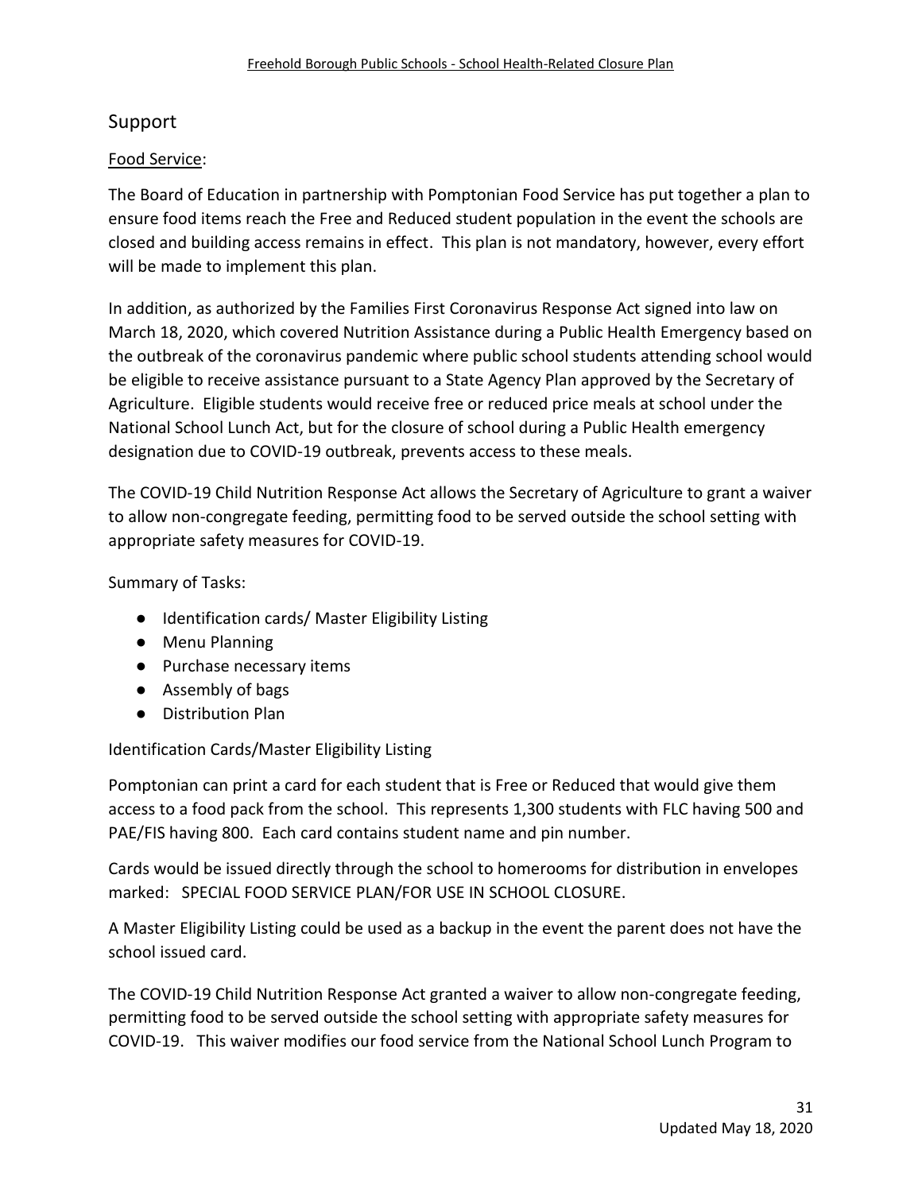## Support

Food Service:

The Board of Education in partnership with Pomptonian Food Service has put together a plan to ensure food items reach the Free and Reduced student population in the event the schools are closed and building access remains in effect. This plan is not mandatory, however, every effort will be made to implement this plan.

In addition, as authorized by the Families First Coronavirus Response Act signed into law on March 18, 2020, which covered Nutrition Assistance during a Public Health Emergency based on the outbreak of the coronavirus pandemic where public school students attending school would be eligible to receive assistance pursuant to a State Agency Plan approved by the Secretary of Agriculture. Eligible students would receive free or reduced price meals at school under the National School Lunch Act, but for the closure of school during a Public Health emergency designation due to COVID-19 outbreak, prevents access to these meals.

The COVID-19 Child Nutrition Response Act allows the Secretary of Agriculture to grant a waiver to allow non-congregate feeding, permitting food to be served outside the school setting with appropriate safety measures for COVID-19.

Summary of Tasks:

- Identification cards/ Master Eligibility Listing
- Menu Planning
- Purchase necessary items
- Assembly of bags
- Distribution Plan

Identification Cards/Master Eligibility Listing

Pomptonian can print a card for each student that is Free or Reduced that would give them access to a food pack from the school. This represents 1,300 students with FLC having 500 and PAE/FIS having 800. Each card contains student name and pin number.

Cards would be issued directly through the school to homerooms for distribution in envelopes marked: SPECIAL FOOD SERVICE PLAN/FOR USE IN SCHOOL CLOSURE.

A Master Eligibility Listing could be used as a backup in the event the parent does not have the school issued card.

The COVID-19 Child Nutrition Response Act granted a waiver to allow non-congregate feeding, permitting food to be served outside the school setting with appropriate safety measures for COVID-19. This waiver modifies our food service from the National School Lunch Program to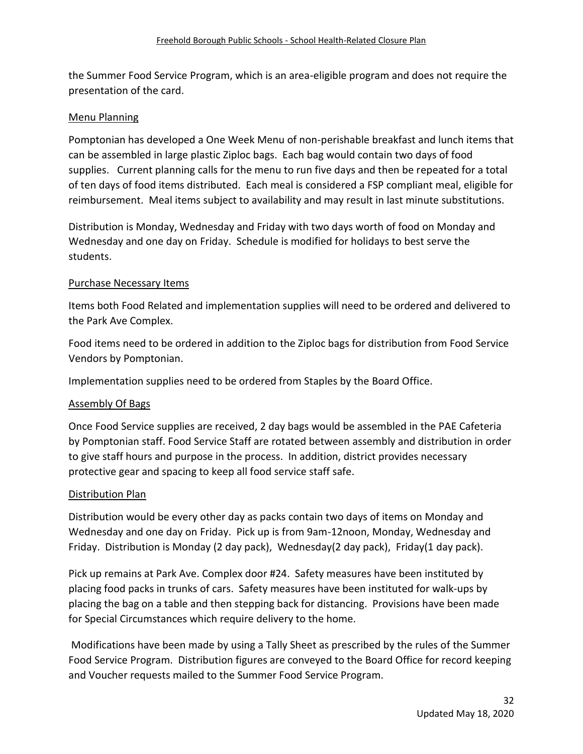the Summer Food Service Program, which is an area-eligible program and does not require the presentation of the card.

## Menu Planning

Pomptonian has developed a One Week Menu of non-perishable breakfast and lunch items that can be assembled in large plastic Ziploc bags. Each bag would contain two days of food supplies. Current planning calls for the menu to run five days and then be repeated for a total of ten days of food items distributed. Each meal is considered a FSP compliant meal, eligible for reimbursement. Meal items subject to availability and may result in last minute substitutions.

Distribution is Monday, Wednesday and Friday with two days worth of food on Monday and Wednesday and one day on Friday. Schedule is modified for holidays to best serve the students.

## Purchase Necessary Items

Items both Food Related and implementation supplies will need to be ordered and delivered to the Park Ave Complex.

Food items need to be ordered in addition to the Ziploc bags for distribution from Food Service Vendors by Pomptonian.

Implementation supplies need to be ordered from Staples by the Board Office.

## Assembly Of Bags

Once Food Service supplies are received, 2 day bags would be assembled in the PAE Cafeteria by Pomptonian staff. Food Service Staff are rotated between assembly and distribution in order to give staff hours and purpose in the process. In addition, district provides necessary protective gear and spacing to keep all food service staff safe.

## Distribution Plan

Distribution would be every other day as packs contain two days of items on Monday and Wednesday and one day on Friday. Pick up is from 9am-12noon, Monday, Wednesday and Friday. Distribution is Monday (2 day pack), Wednesday(2 day pack), Friday(1 day pack).

Pick up remains at Park Ave. Complex door #24. Safety measures have been instituted by placing food packs in trunks of cars. Safety measures have been instituted for walk-ups by placing the bag on a table and then stepping back for distancing. Provisions have been made for Special Circumstances which require delivery to the home.

Modifications have been made by using a Tally Sheet as prescribed by the rules of the Summer Food Service Program. Distribution figures are conveyed to the Board Office for record keeping and Voucher requests mailed to the Summer Food Service Program.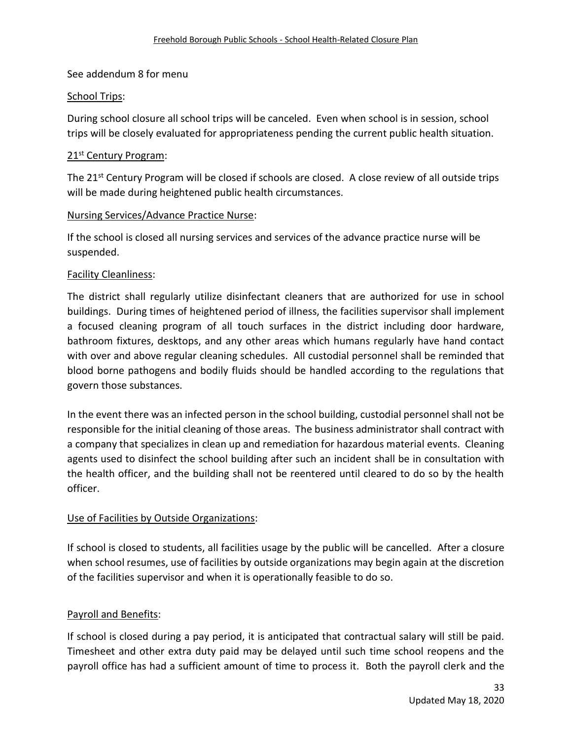See addendum 8 for menu

School Trips:

During school closure all school trips will be canceled. Even when school is in session, school trips will be closely evaluated for appropriateness pending the current public health situation.

21st Century Program:

The 21st Century Program will be closed if schools are closed. A close review of all outside trips will be made during heightened public health circumstances.

Nursing Services/Advance Practice Nurse:

If the school is closed all nursing services and services of the advance practice nurse will be suspended.

Facility Cleanliness:

The district shall regularly utilize disinfectant cleaners that are authorized for use in school buildings. During times of heightened period of illness, the facilities supervisor shall implement a focused cleaning program of all touch surfaces in the district including door hardware, bathroom fixtures, desktops, and any other areas which humans regularly have hand contact with over and above regular cleaning schedules. All custodial personnel shall be reminded that blood borne pathogens and bodily fluids should be handled according to the regulations that govern those substances.

In the event there was an infected person in the school building, custodial personnel shall not be responsible for the initial cleaning of those areas. The business administrator shall contract with a company that specializes in clean up and remediation for hazardous material events. Cleaning agents used to disinfect the school building after such an incident shall be in consultation with the health officer, and the building shall not be reentered until cleared to do so by the health officer.

Use of Facilities by Outside Organizations:

If school is closed to students, all facilities usage by the public will be cancelled. After a closure when school resumes, use of facilities by outside organizations may begin again at the discretion of the facilities supervisor and when it is operationally feasible to do so.

Payroll and Benefits:

If school is closed during a pay period, it is anticipated that contractual salary will still be paid. Timesheet and other extra duty paid may be delayed until such time school reopens and the payroll office has had a sufficient amount of time to process it. Both the payroll clerk and the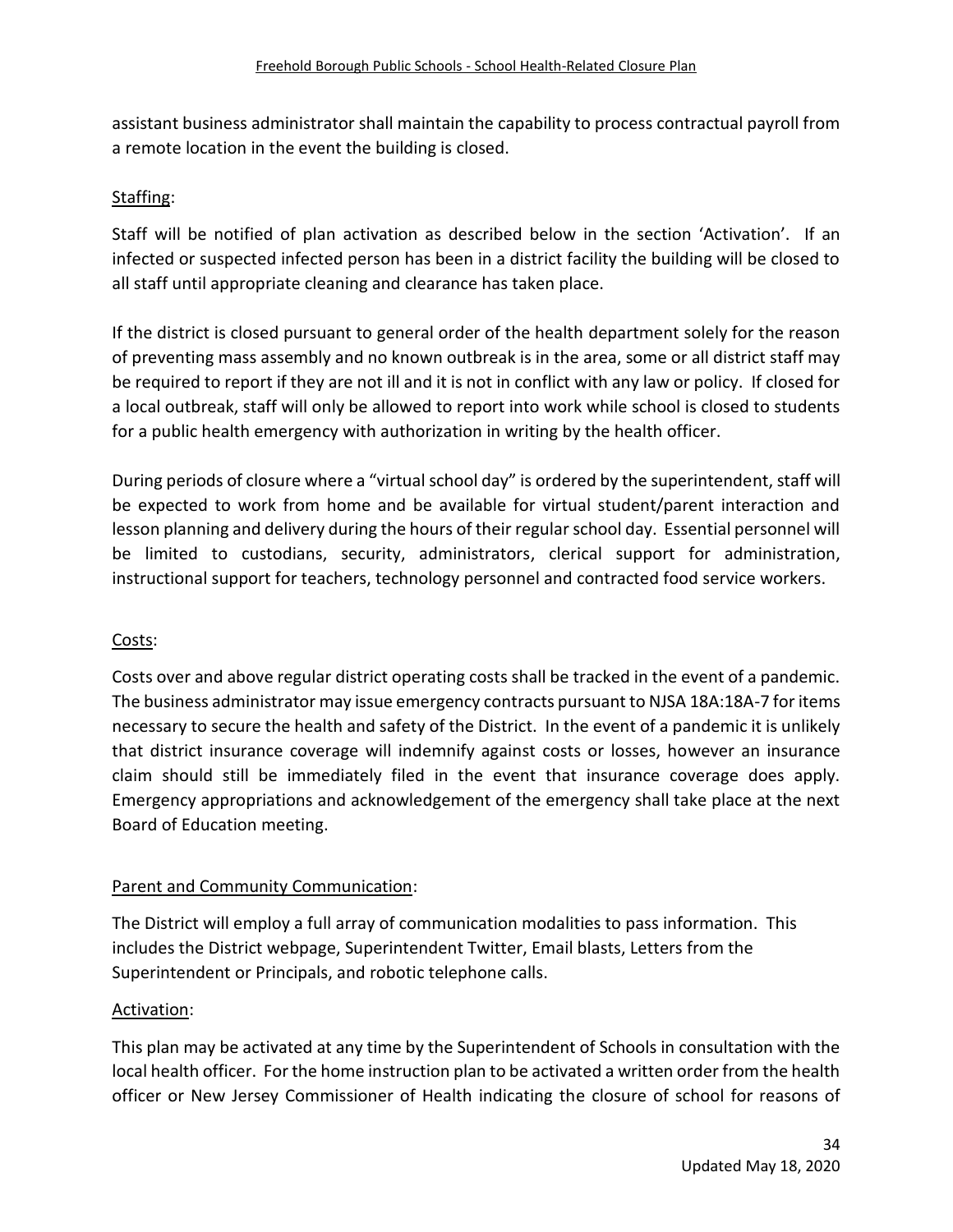assistant business administrator shall maintain the capability to process contractual payroll from a remote location in the event the building is closed.

Staffing:

Staff will be notified of plan activation as described below in the section 'Activation'. If an infected or suspected infected person has been in a district facility the building will be closed to all staff until appropriate cleaning and clearance has taken place.

If the district is closed pursuant to general order of the health department solely for the reason of preventing mass assembly and no known outbreak is in the area, some or all district staff may be required to report if they are not ill and it is not in conflict with any law or policy. If closed for a local outbreak, staff will only be allowed to report into work while school is closed to students for a public health emergency with authorization in writing by the health officer.

During periods of closure where a "virtual school day" is ordered by the superintendent, staff will be expected to work from home and be available for virtual student/parent interaction and lesson planning and delivery during the hours of their regular school day. Essential personnel will be limited to custodians, security, administrators, clerical support for administration, instructional support for teachers, technology personnel and contracted food service workers.

Costs:

Costs over and above regular district operating costs shall be tracked in the event of a pandemic. The business administrator may issue emergency contracts pursuant to NJSA 18A:18A-7 for items necessary to secure the health and safety of the District. In the event of a pandemic it is unlikely that district insurance coverage will indemnify against costs or losses, however an insurance claim should still be immediately filed in the event that insurance coverage does apply. Emergency appropriations and acknowledgement of the emergency shall take place at the next Board of Education meeting.

Parent and Community Communication:

The District will employ a full array of communication modalities to pass information. This includes the District webpage, Superintendent Twitter, Email blasts, Letters from the Superintendent or Principals, and robotic telephone calls.

Activation:

This plan may be activated at any time by the Superintendent of Schools in consultation with the local health officer. For the home instruction plan to be activated a written order from the health officer or New Jersey Commissioner of Health indicating the closure of school for reasons of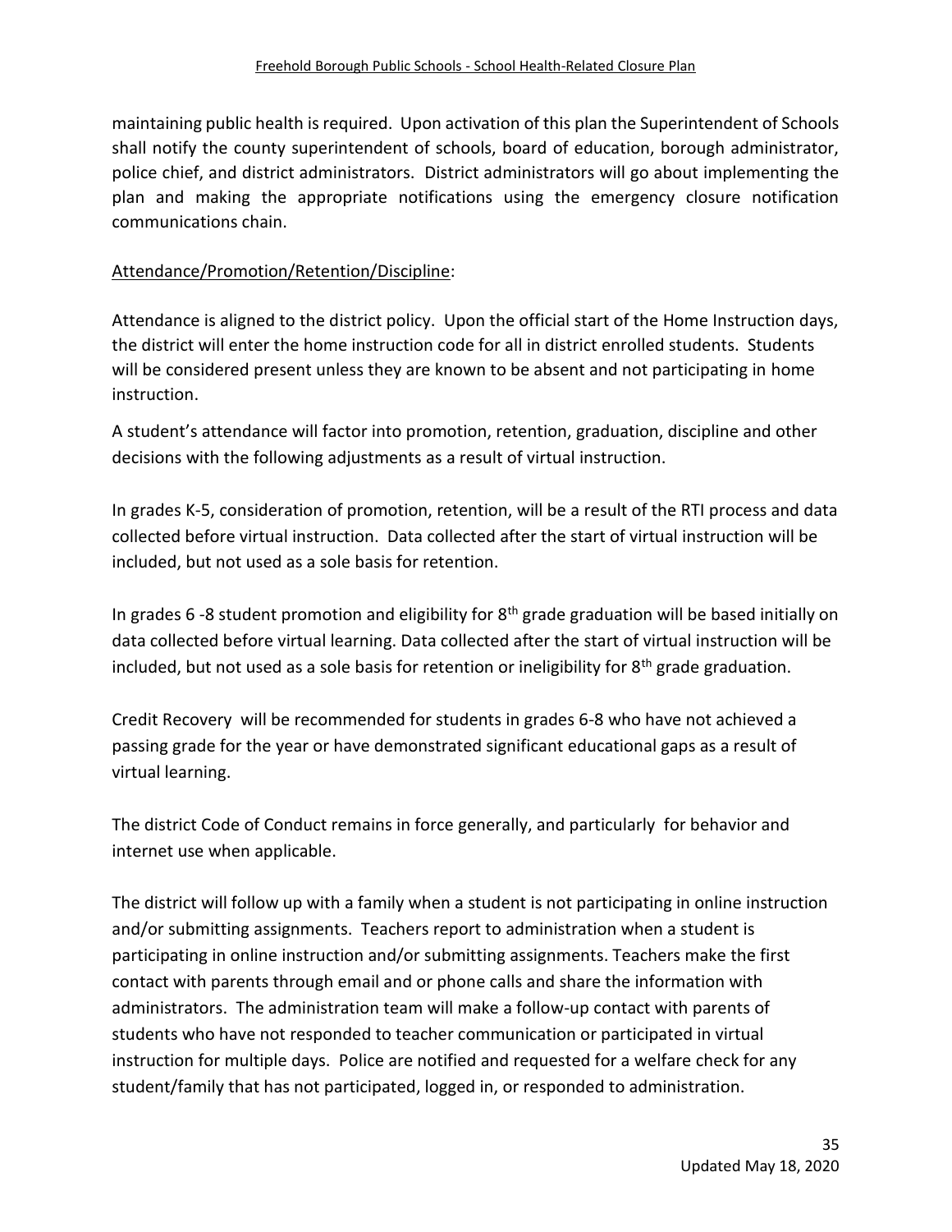maintaining public health is required. Upon activation of this plan the Superintendent of Schools shall notify the county superintendent of schools, board of education, borough administrator, police chief, and district administrators. District administrators will go about implementing the plan and making the appropriate notifications using the emergency closure notification communications chain.

Attendance/Promotion/Retention/Discipline:

Attendance is aligned to the district policy. Upon the official start of the Home Instruction days, the district will enter the home instruction code for all in district enrolled students. Students will be considered present unless they are known to be absent and not participating in home instruction.

A student's attendance will factor into promotion, retention, graduation, discipline and other decisions with the following adjustments as a result of virtual instruction.

In grades K-5, consideration of promotion, retention, will be a result of the RTI process and data collected before virtual instruction. Data collected after the start of virtual instruction will be included, but not used as a sole basis for retention.

In grades 6 -8 student promotion and eligibility for 8th grade graduation will be based initially on data collected before virtual learning. Data collected after the start of virtual instruction will be included, but not used as a sole basis for retention or ineligibility for 8th grade graduation.

Credit Recovery will be recommended for students in grades 6-8 who have not achieved a passing grade for the year or have demonstrated significant educational gaps as a result of virtual learning.

The district Code of Conduct remains in force generally, and particularly for behavior and internet use when applicable.

The district will follow up with a family when a student is not participating in online instruction and/or submitting assignments. Teachers report to administration when a student is participating in online instruction and/or submitting assignments. Teachers make the first contact with parents through email and or phone calls and share the information with administrators. The administration team will make a follow-up contact with parents of students who have not responded to teacher communication or participated in virtual instruction for multiple days. Police are notified and requested for a welfare check for any student/family that has not participated, logged in, or responded to administration.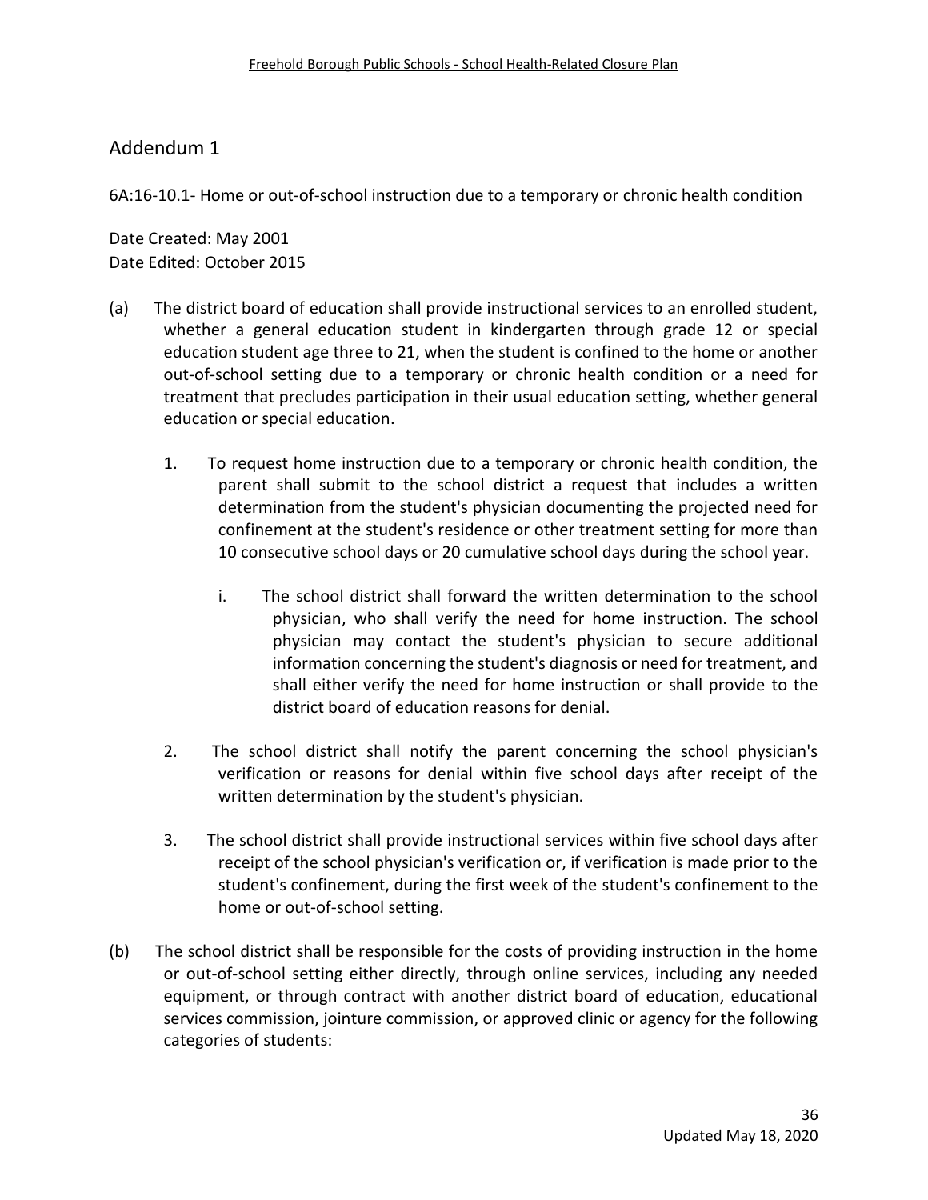## Addendum 1

6A:16-10.1- Home or out-of-school instruction due to a temporary or chronic health condition

Date Created: May 2001
Date Edited: October 2015

(a) The district board of education shall provide instructional services to an enrolled student, whether a general education student in kindergarten through grade 12 or special education student age three to 21, when the student is confined to the home or another out-of-school setting due to a temporary or chronic health condition or a need for treatment that precludes participation in their usual education setting, whether general education or special education.

1. To request home instruction due to a temporary or chronic health condition, the parent shall submit to the school district a request that includes a written determination from the student's physician documenting the projected need for confinement at the student's residence or other treatment setting for more than 10 consecutive school days or 20 cumulative school days during the school year.

   i. The school district shall forward the written determination to the school physician, who shall verify the need for home instruction. The school physician may contact the student's physician to secure additional information concerning the student's diagnosis or need for treatment, and shall either verify the need for home instruction or shall provide to the district board of education reasons for denial.

2. The school district shall notify the parent concerning the school physician's verification or reasons for denial within five school days after receipt of the written determination by the student's physician.

3. The school district shall provide instructional services within five school days after receipt of the school physician's verification or, if verification is made prior to the student's confinement, during the first week of the student's confinement to the home or out-of-school setting.

(b) The school district shall be responsible for the costs of providing instruction in the home or out-of-school setting either directly, through online services, including any needed equipment, or through contract with another district board of education, educational services commission, jointure commission, or approved clinic or agency for the following categories of students: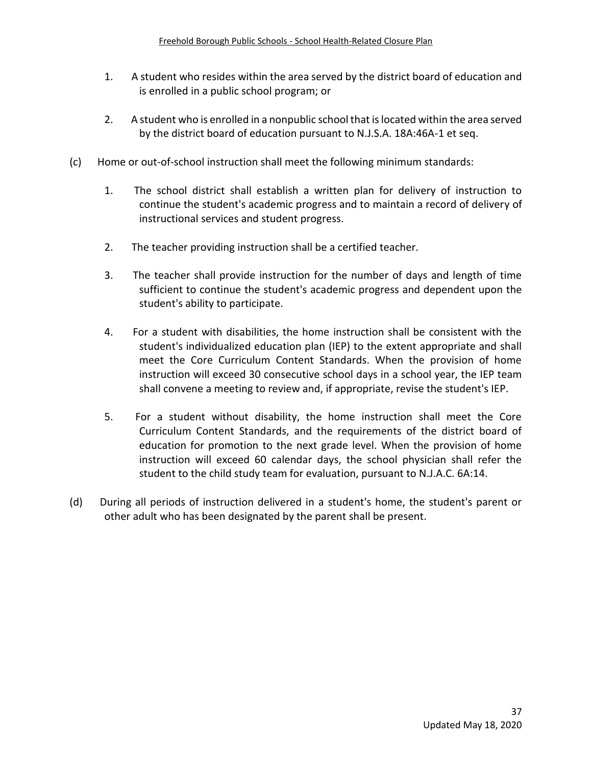1. A student who resides within the area served by the district board of education and is enrolled in a public school program; or

2. A student who is enrolled in a nonpublic school that is located within the area served by the district board of education pursuant to N.J.S.A. 18A:46A-1 et seq.

(c) Home or out-of-school instruction shall meet the following minimum standards:

1. The school district shall establish a written plan for delivery of instruction to continue the student's academic progress and to maintain a record of delivery of instructional services and student progress.

2. The teacher providing instruction shall be a certified teacher.

3. The teacher shall provide instruction for the number of days and length of time sufficient to continue the student's academic progress and dependent upon the student's ability to participate.

4. For a student with disabilities, the home instruction shall be consistent with the student's individualized education plan (IEP) to the extent appropriate and shall meet the Core Curriculum Content Standards. When the provision of home instruction will exceed 30 consecutive school days in a school year, the IEP team shall convene a meeting to review and, if appropriate, revise the student's IEP.

5. For a student without disability, the home instruction shall meet the Core Curriculum Content Standards, and the requirements of the district board of education for promotion to the next grade level. When the provision of home instruction will exceed 60 calendar days, the school physician shall refer the student to the child study team for evaluation, pursuant to N.J.A.C. 6A:14.

(d) During all periods of instruction delivered in a student's home, the student's parent or other adult who has been designated by the parent shall be present.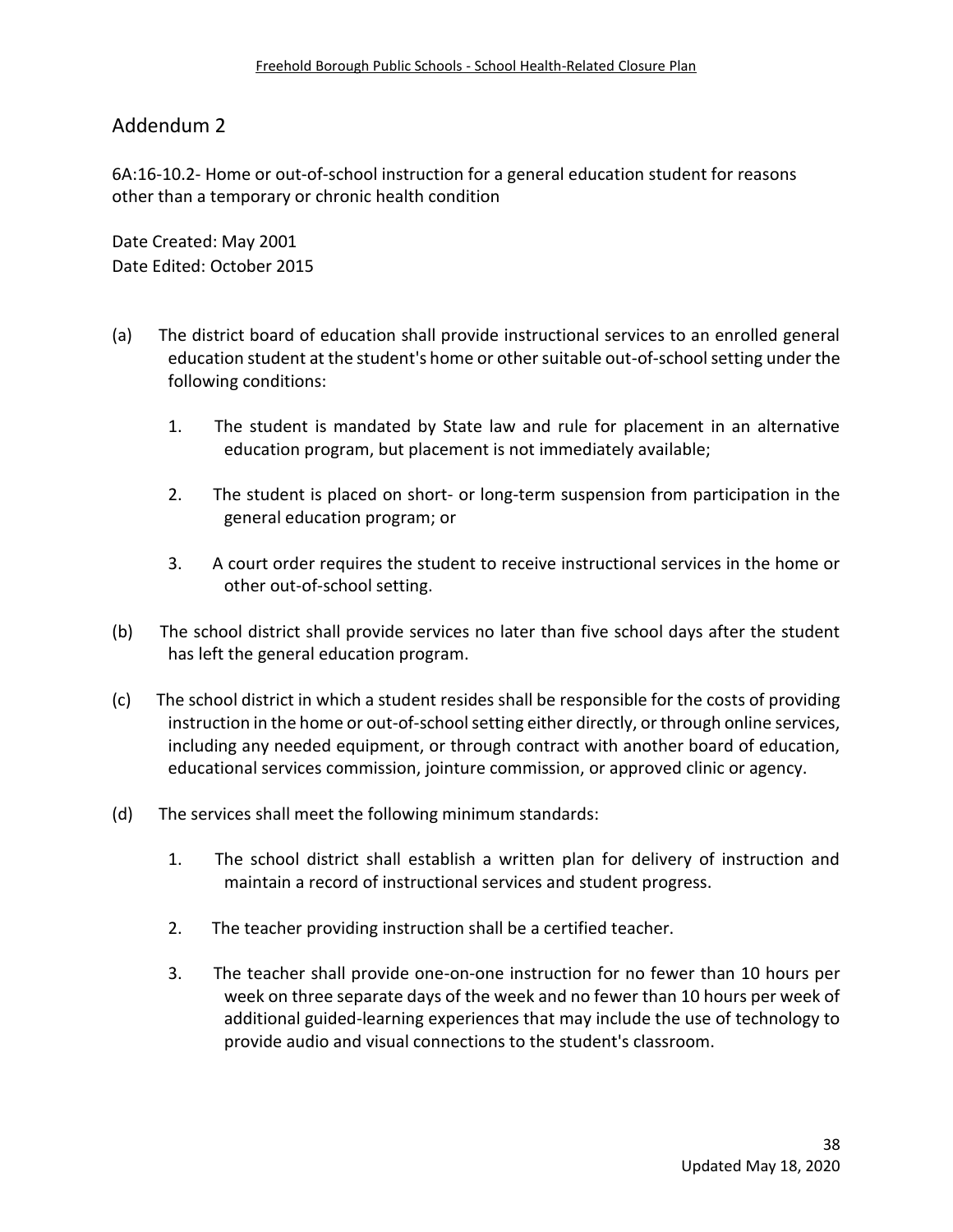## Addendum 2

6A:16-10.2- Home or out-of-school instruction for a general education student for reasons other than a temporary or chronic health condition

Date Created: May 2001
Date Edited: October 2015

(a) The district board of education shall provide instructional services to an enrolled general education student at the student's home or other suitable out-of-school setting under the following conditions:

1. The student is mandated by State law and rule for placement in an alternative education program, but placement is not immediately available;

2. The student is placed on short- or long-term suspension from participation in the general education program; or

3. A court order requires the student to receive instructional services in the home or other out-of-school setting.

(b) The school district shall provide services no later than five school days after the student has left the general education program.

(c) The school district in which a student resides shall be responsible for the costs of providing instruction in the home or out-of-school setting either directly, or through online services, including any needed equipment, or through contract with another board of education, educational services commission, jointure commission, or approved clinic or agency.

(d) The services shall meet the following minimum standards:

1. The school district shall establish a written plan for delivery of instruction and maintain a record of instructional services and student progress.

2. The teacher providing instruction shall be a certified teacher.

3. The teacher shall provide one-on-one instruction for no fewer than 10 hours per week on three separate days of the week and no fewer than 10 hours per week of additional guided-learning experiences that may include the use of technology to provide audio and visual connections to the student's classroom.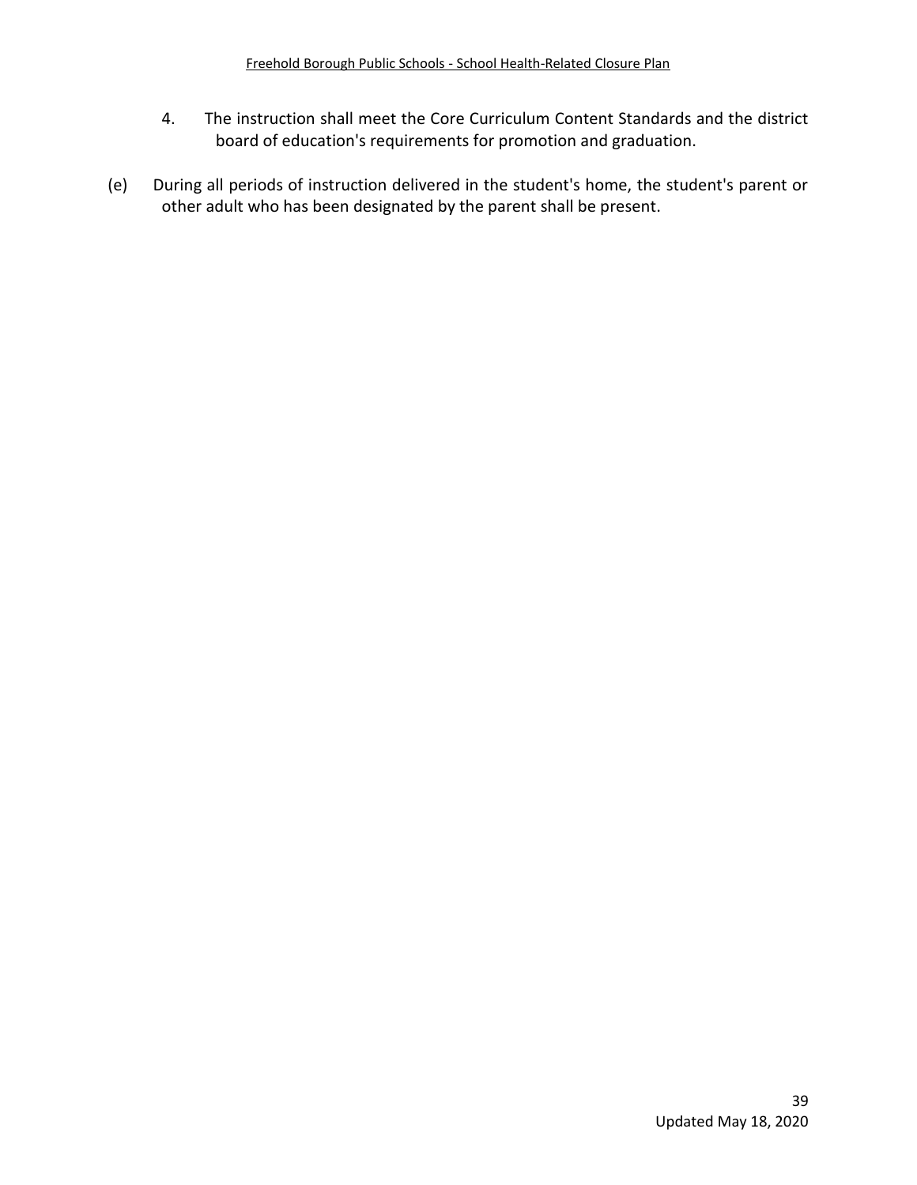4. The instruction shall meet the Core Curriculum Content Standards and the district board of education's requirements for promotion and graduation.

(e) During all periods of instruction delivered in the student's home, the student's parent or other adult who has been designated by the parent shall be present.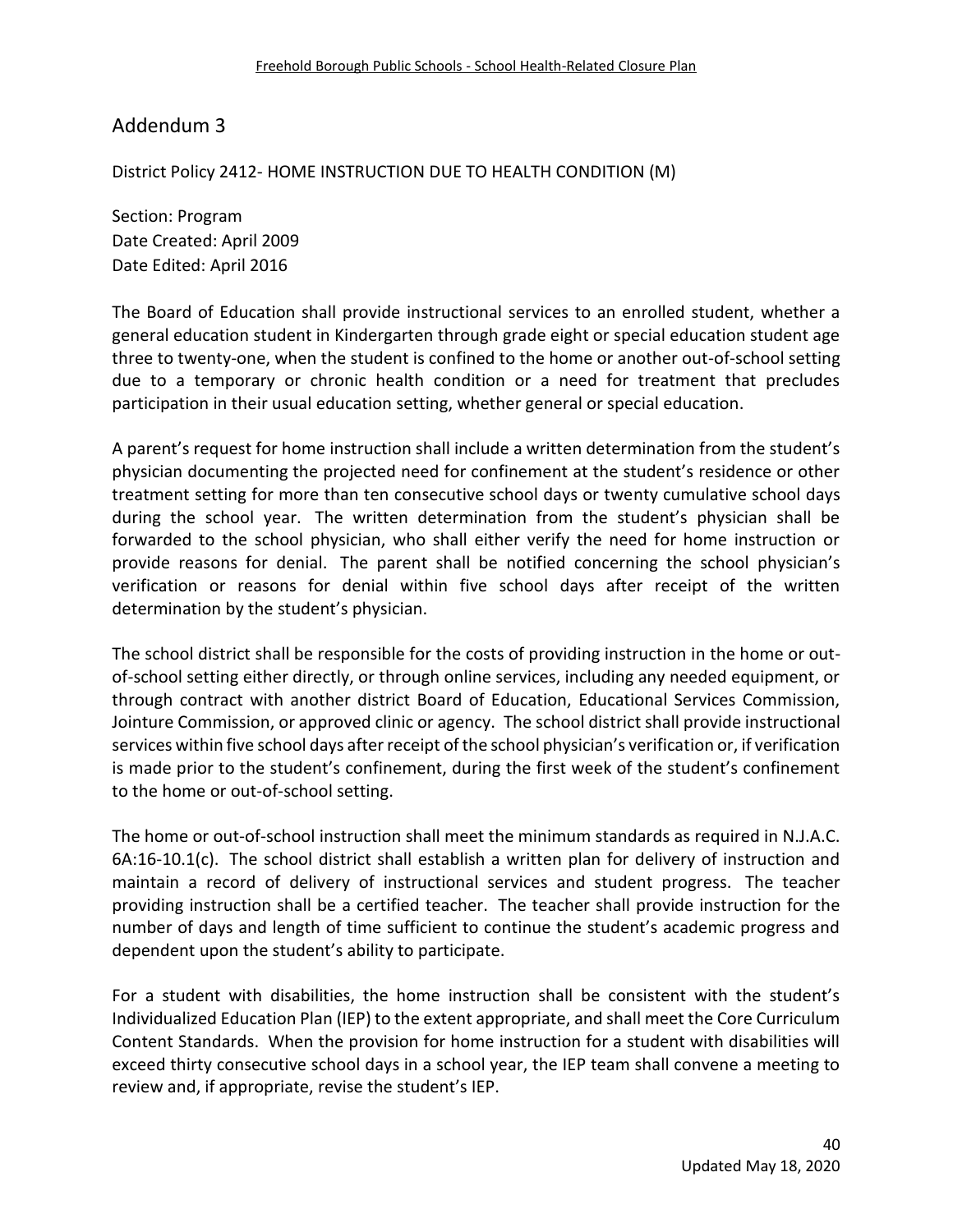## Addendum 3

District Policy 2412- HOME INSTRUCTION DUE TO HEALTH CONDITION (M)

Section: Program
Date Created: April 2009
Date Edited: April 2016

The Board of Education shall provide instructional services to an enrolled student, whether a general education student in Kindergarten through grade eight or special education student age three to twenty-one, when the student is confined to the home or another out-of-school setting due to a temporary or chronic health condition or a need for treatment that precludes participation in their usual education setting, whether general or special education.

A parent's request for home instruction shall include a written determination from the student's physician documenting the projected need for confinement at the student's residence or other treatment setting for more than ten consecutive school days or twenty cumulative school days during the school year. The written determination from the student's physician shall be forwarded to the school physician, who shall either verify the need for home instruction or provide reasons for denial. The parent shall be notified concerning the school physician's verification or reasons for denial within five school days after receipt of the written determination by the student's physician.

The school district shall be responsible for the costs of providing instruction in the home or out-of-school setting either directly, or through online services, including any needed equipment, or through contract with another district Board of Education, Educational Services Commission, Jointure Commission, or approved clinic or agency. The school district shall provide instructional services within five school days after receipt of the school physician's verification or, if verification is made prior to the student's confinement, during the first week of the student's confinement to the home or out-of-school setting.

The home or out-of-school instruction shall meet the minimum standards as required in N.J.A.C. 6A:16-10.1(c). The school district shall establish a written plan for delivery of instruction and maintain a record of delivery of instructional services and student progress. The teacher providing instruction shall be a certified teacher. The teacher shall provide instruction for the number of days and length of time sufficient to continue the student's academic progress and dependent upon the student's ability to participate.

For a student with disabilities, the home instruction shall be consistent with the student's Individualized Education Plan (IEP) to the extent appropriate, and shall meet the Core Curriculum Content Standards. When the provision for home instruction for a student with disabilities will exceed thirty consecutive school days in a school year, the IEP team shall convene a meeting to review and, if appropriate, revise the student's IEP.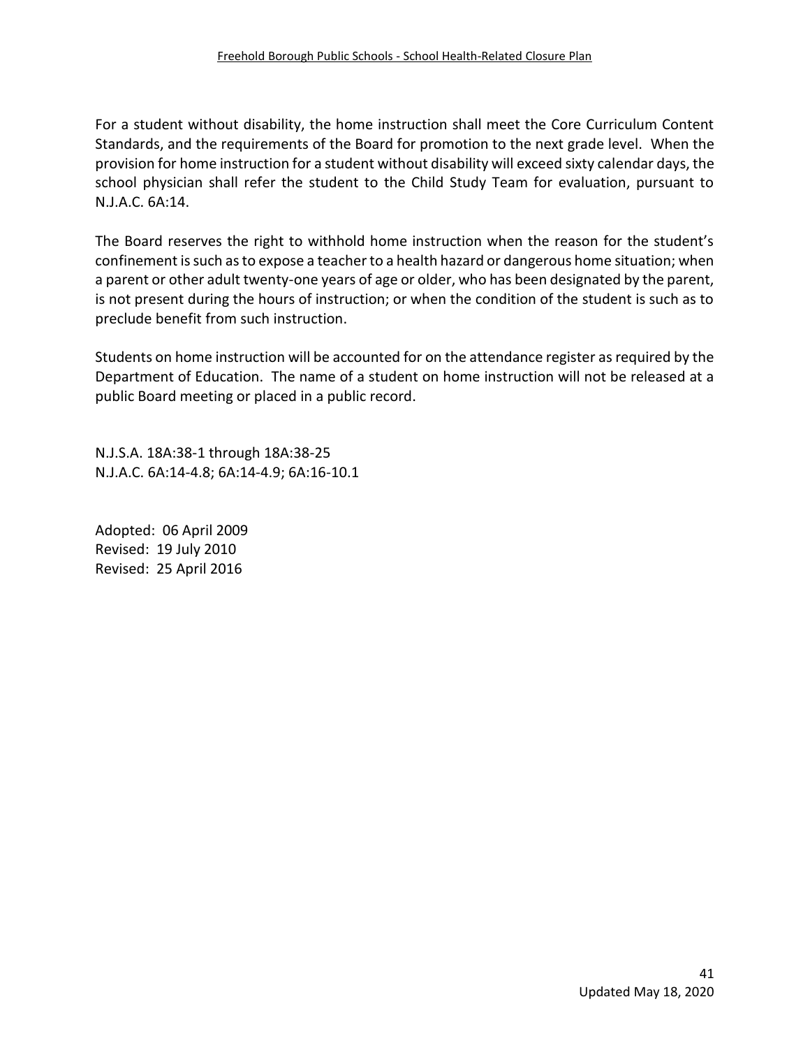For a student without disability, the home instruction shall meet the Core Curriculum Content Standards, and the requirements of the Board for promotion to the next grade level. When the provision for home instruction for a student without disability will exceed sixty calendar days, the school physician shall refer the student to the Child Study Team for evaluation, pursuant to N.J.A.C. 6A:14.

The Board reserves the right to withhold home instruction when the reason for the student's confinement is such as to expose a teacher to a health hazard or dangerous home situation; when a parent or other adult twenty-one years of age or older, who has been designated by the parent, is not present during the hours of instruction; or when the condition of the student is such as to preclude benefit from such instruction.

Students on home instruction will be accounted for on the attendance register as required by the Department of Education. The name of a student on home instruction will not be released at a public Board meeting or placed in a public record.

N.J.S.A. 18A:38-1 through 18A:38-25
N.J.A.C. 6A:14-4.8; 6A:14-4.9; 6A:16-10.1

Adopted: 06 April 2009
Revised: 19 July 2010
Revised: 25 April 2016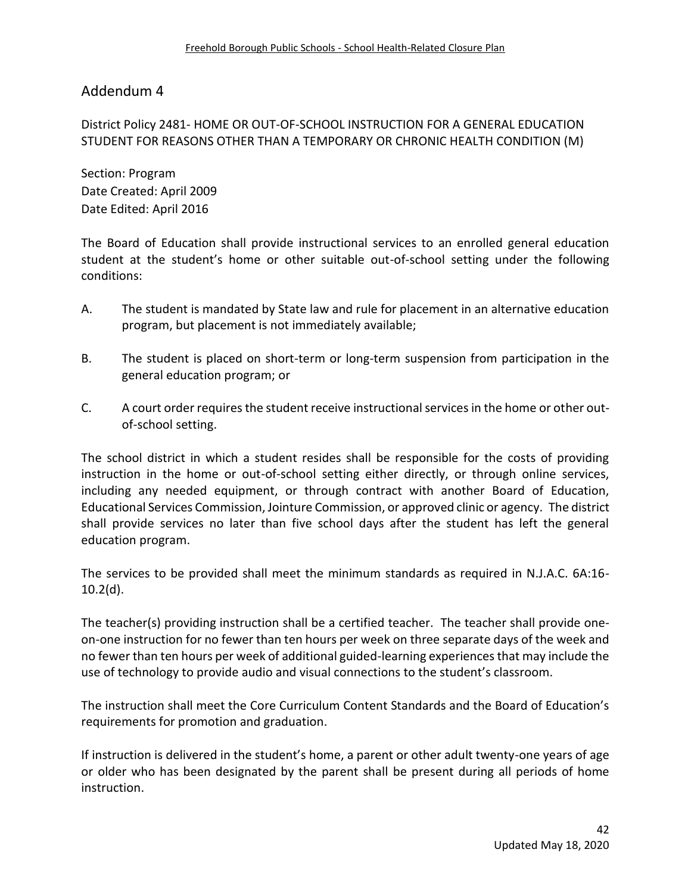## Addendum 4

District Policy 2481- HOME OR OUT-OF-SCHOOL INSTRUCTION FOR A GENERAL EDUCATION STUDENT FOR REASONS OTHER THAN A TEMPORARY OR CHRONIC HEALTH CONDITION (M)

Section: Program
Date Created: April 2009
Date Edited: April 2016

The Board of Education shall provide instructional services to an enrolled general education student at the student's home or other suitable out-of-school setting under the following conditions:

A. The student is mandated by State law and rule for placement in an alternative education program, but placement is not immediately available;

B. The student is placed on short-term or long-term suspension from participation in the general education program; or

C. A court order requires the student receive instructional services in the home or other out-of-school setting.

The school district in which a student resides shall be responsible for the costs of providing instruction in the home or out-of-school setting either directly, or through online services, including any needed equipment, or through contract with another Board of Education, Educational Services Commission, Jointure Commission, or approved clinic or agency. The district shall provide services no later than five school days after the student has left the general education program.

The services to be provided shall meet the minimum standards as required in N.J.A.C. 6A:16-10.2(d).

The teacher(s) providing instruction shall be a certified teacher. The teacher shall provide one-on-one instruction for no fewer than ten hours per week on three separate days of the week and no fewer than ten hours per week of additional guided-learning experiences that may include the use of technology to provide audio and visual connections to the student's classroom.

The instruction shall meet the Core Curriculum Content Standards and the Board of Education's requirements for promotion and graduation.

If instruction is delivered in the student's home, a parent or other adult twenty-one years of age or older who has been designated by the parent shall be present during all periods of home instruction.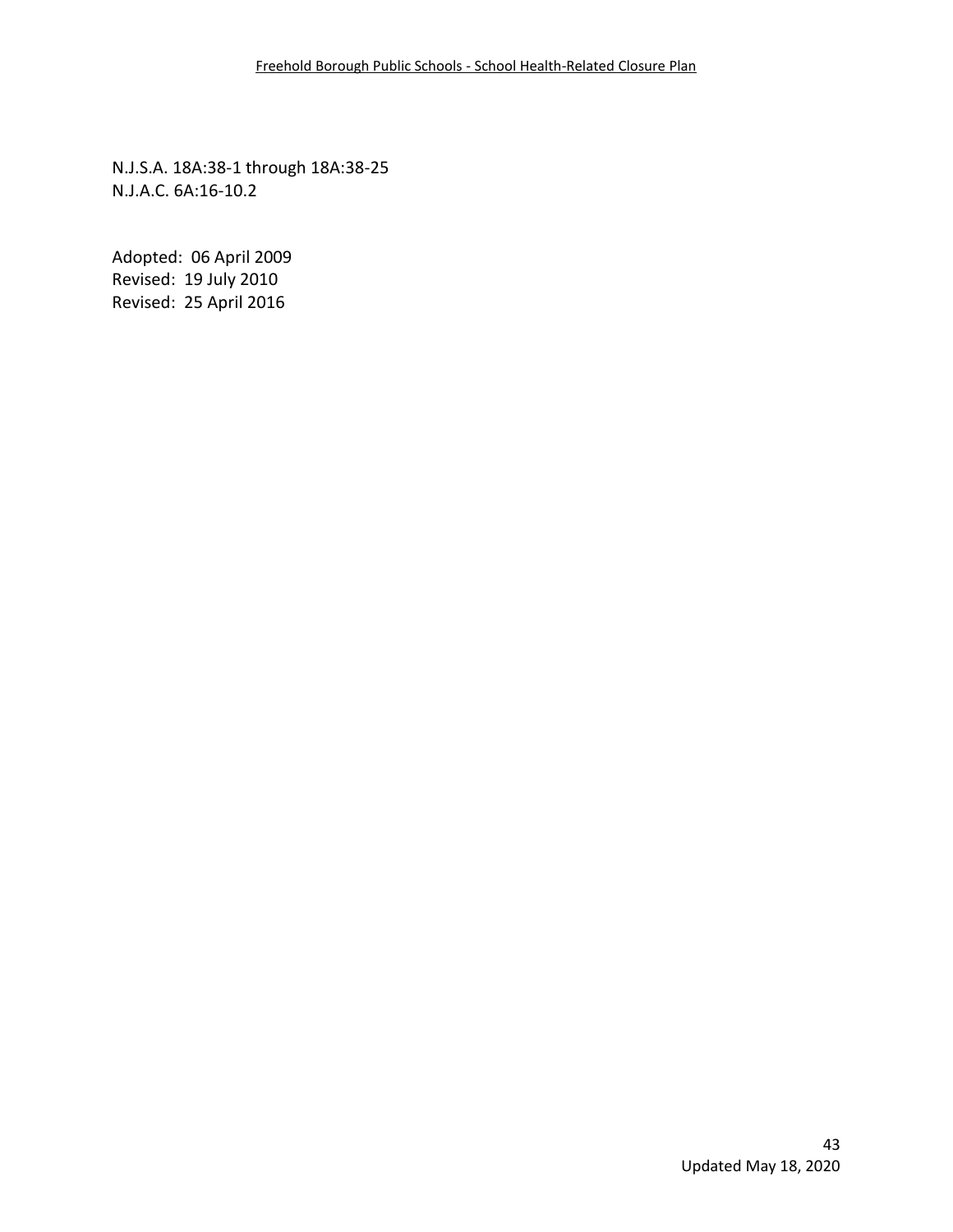N.J.S.A. 18A:38-1 through 18A:38-25
N.J.A.C. 6A:16-10.2

Adopted: 06 April 2009
Revised: 19 July 2010
Revised: 25 April 2016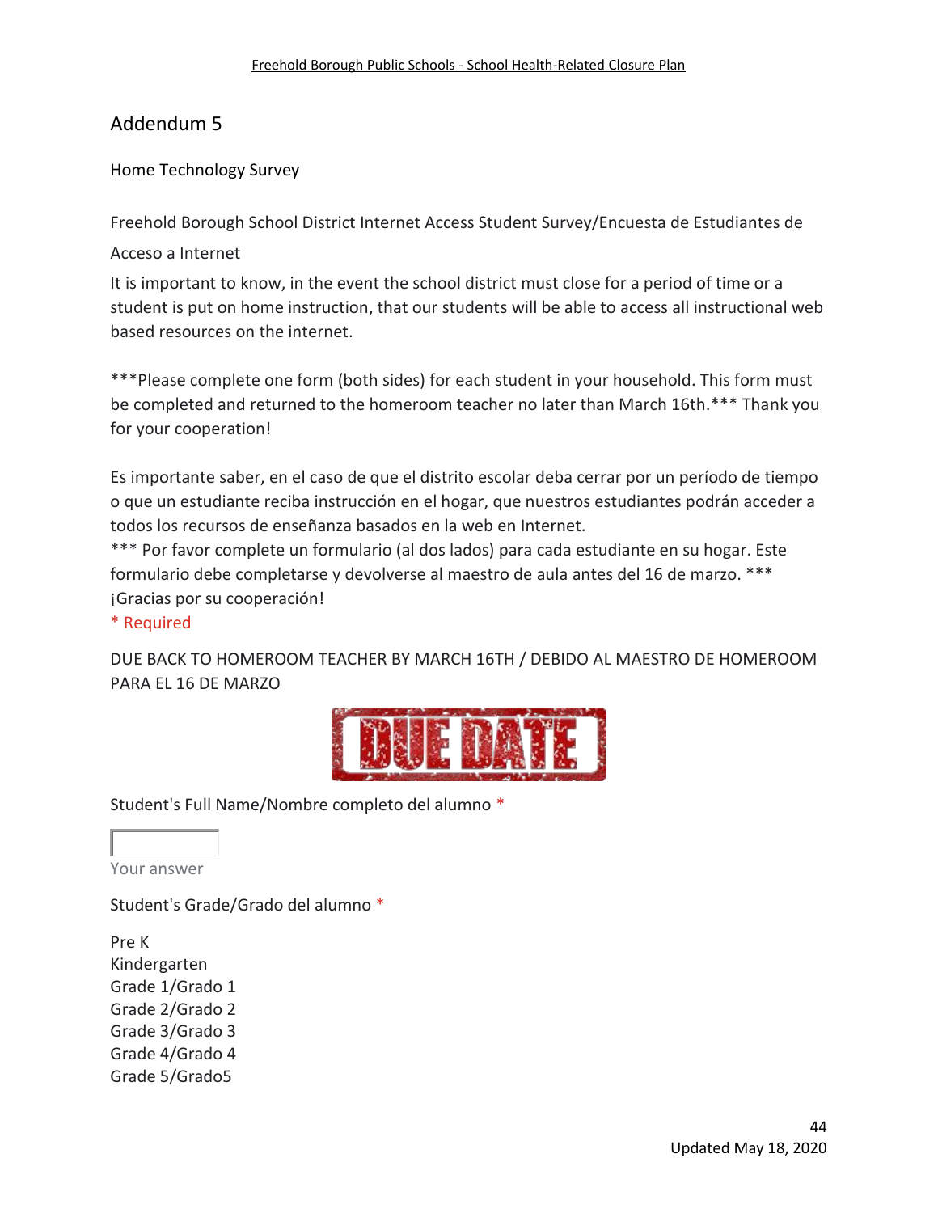## Addendum 5

Home Technology Survey

Freehold Borough School District Internet Access Student Survey/Encuesta de Estudiantes de Acceso a Internet

It is important to know, in the event the school district must close for a period of time or a student is put on home instruction, that our students will be able to access all instructional web based resources on the internet.

***Please complete one form (both sides) for each student in your household. This form must be completed and returned to the homeroom teacher no later than March 16th.*** Thank you for your cooperation!

Es importante saber, en el caso de que el distrito escolar deba cerrar por un período de tiempo o que un estudiante reciba instrucción en el hogar, que nuestros estudiantes podrán acceder a todos los recursos de enseñanza basados en la web en Internet.
*** Por favor complete un formulario (al dos lados) para cada estudiante en su hogar. Este formulario debe completarse y devolverse al maestro de aula antes del 16 de marzo. ***
¡Gracias por su cooperación!
* Required

DUE BACK TO HOMEROOM TEACHER BY MARCH 16TH / DEBIDO AL MAESTRO DE HOMEROOM PARA EL 16 DE MARZO

DUE DATE

Student's Full Name/Nombre completo del alumno *

Your answer

Student's Grade/Grado del alumno *

Pre K
Kindergarten
Grade 1/Grado 1
Grade 2/Grado 2
Grade 3/Grado 3
Grade 4/Grado 4
Grade 5/Grado5

Updated May 18, 2020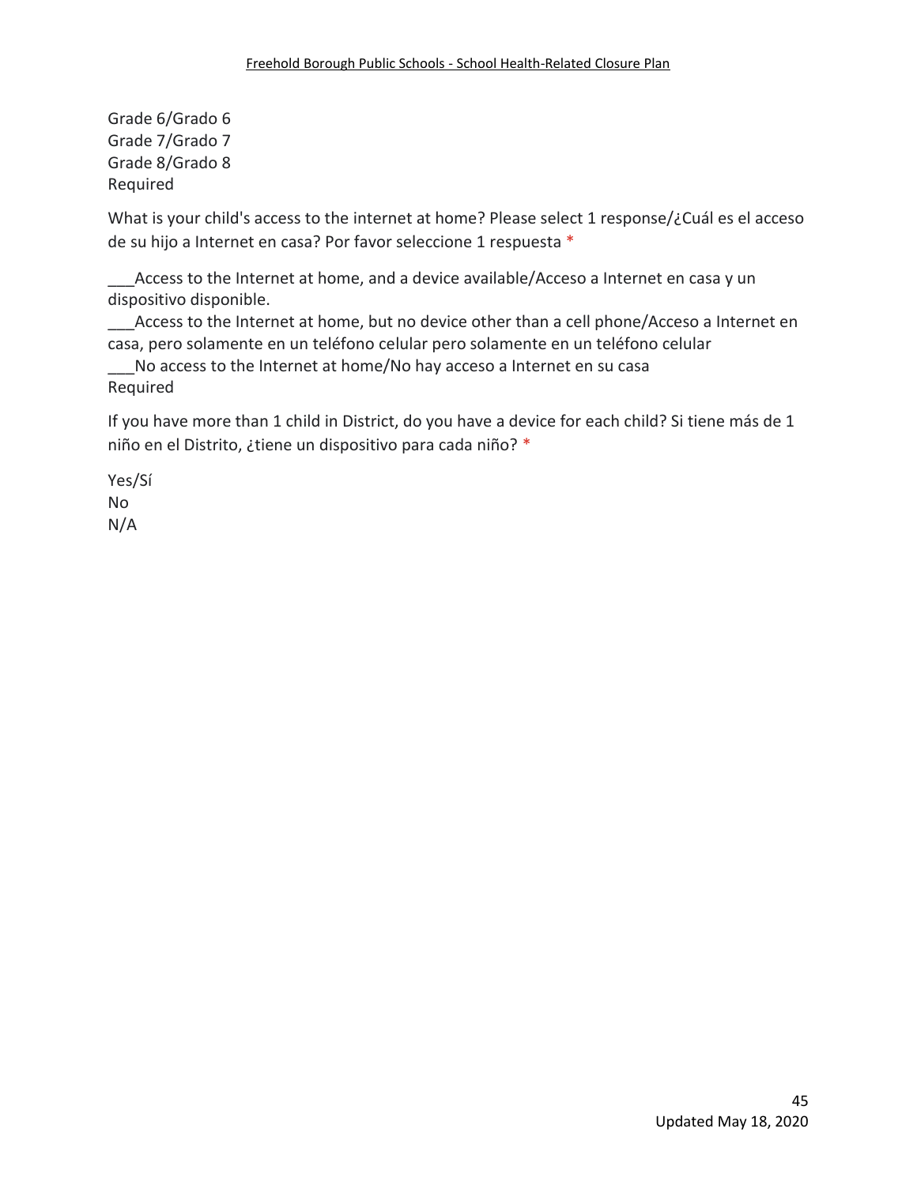Grade 6/Grado 6
Grade 7/Grado 7
Grade 8/Grado 8
Required

What is your child's access to the internet at home? Please select 1 response/¿Cuál es el acceso de su hijo a Internet en casa? Por favor seleccione 1 respuesta *

___Access to the Internet at home, and a device available/Acceso a Internet en casa y un dispositivo disponible.
___Access to the Internet at home, but no device other than a cell phone/Acceso a Internet en casa, pero solamente en un teléfono celular pero solamente en un teléfono celular
___No access to the Internet at home/No hay acceso a Internet en su casa
Required

If you have more than 1 child in District, do you have a device for each child? Si tiene más de 1 niño en el Distrito, ¿tiene un dispositivo para cada niño? *

Yes/Sí
No
N/A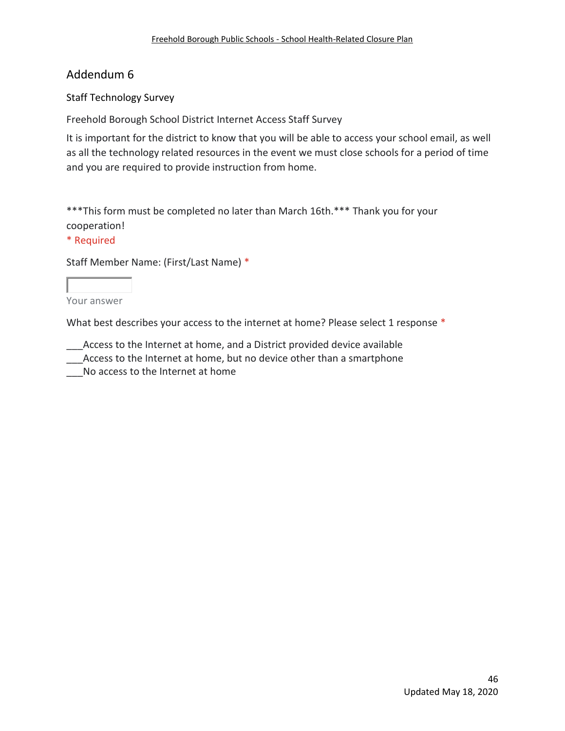## Addendum 6

Staff Technology Survey

Freehold Borough School District Internet Access Staff Survey

It is important for the district to know that you will be able to access your school email, as well as all the technology related resources in the event we must close schools for a period of time and you are required to provide instruction from home.

***This form must be completed no later than March 16th.*** Thank you for your cooperation!

* Required

Staff Member Name: (First/Last Name) *

Your answer

What best describes your access to the internet at home? Please select 1 response *

___Access to the Internet at home, and a District provided device available
___Access to the Internet at home, but no device other than a smartphone
___No access to the Internet at home

Updated May 18, 2020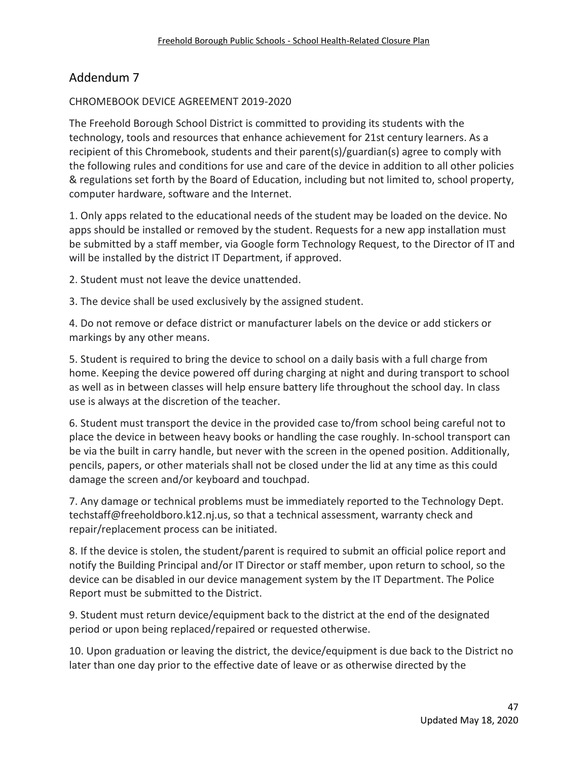## Addendum 7

CHROMEBOOK DEVICE AGREEMENT 2019-2020

The Freehold Borough School District is committed to providing its students with the technology, tools and resources that enhance achievement for 21st century learners. As a recipient of this Chromebook, students and their parent(s)/guardian(s) agree to comply with the following rules and conditions for use and care of the device in addition to all other policies & regulations set forth by the Board of Education, including but not limited to, school property, computer hardware, software and the Internet.

1. Only apps related to the educational needs of the student may be loaded on the device. No apps should be installed or removed by the student. Requests for a new app installation must be submitted by a staff member, via Google form Technology Request, to the Director of IT and will be installed by the district IT Department, if approved.

2. Student must not leave the device unattended.

3. The device shall be used exclusively by the assigned student.

4. Do not remove or deface district or manufacturer labels on the device or add stickers or markings by any other means.

5. Student is required to bring the device to school on a daily basis with a full charge from home. Keeping the device powered off during charging at night and during transport to school as well as in between classes will help ensure battery life throughout the school day. In class use is always at the discretion of the teacher.

6. Student must transport the device in the provided case to/from school being careful not to place the device in between heavy books or handling the case roughly. In-school transport can be via the built in carry handle, but never with the screen in the opened position. Additionally, pencils, papers, or other materials shall not be closed under the lid at any time as this could damage the screen and/or keyboard and touchpad.

7. Any damage or technical problems must be immediately reported to the Technology Dept. techstaff@freeholdboro.k12.nj.us, so that a technical assessment, warranty check and repair/replacement process can be initiated.

8. If the device is stolen, the student/parent is required to submit an official police report and notify the Building Principal and/or IT Director or staff member, upon return to school, so the device can be disabled in our device management system by the IT Department. The Police Report must be submitted to the District.

9. Student must return device/equipment back to the district at the end of the designated period or upon being replaced/repaired or requested otherwise.

10. Upon graduation or leaving the district, the device/equipment is due back to the District no later than one day prior to the effective date of leave or as otherwise directed by the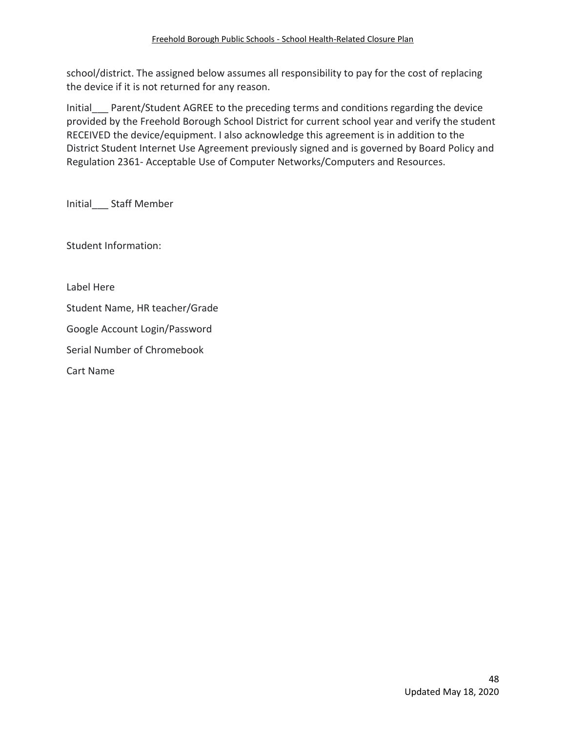school/district. The assigned below assumes all responsibility to pay for the cost of replacing the device if it is not returned for any reason.

Initial___ Parent/Student AGREE to the preceding terms and conditions regarding the device provided by the Freehold Borough School District for current school year and verify the student RECEIVED the device/equipment. I also acknowledge this agreement is in addition to the District Student Internet Use Agreement previously signed and is governed by Board Policy and Regulation 2361- Acceptable Use of Computer Networks/Computers and Resources.

Initial___ Staff Member

Student Information:

Label Here

Student Name, HR teacher/Grade

Google Account Login/Password

Serial Number of Chromebook

Cart Name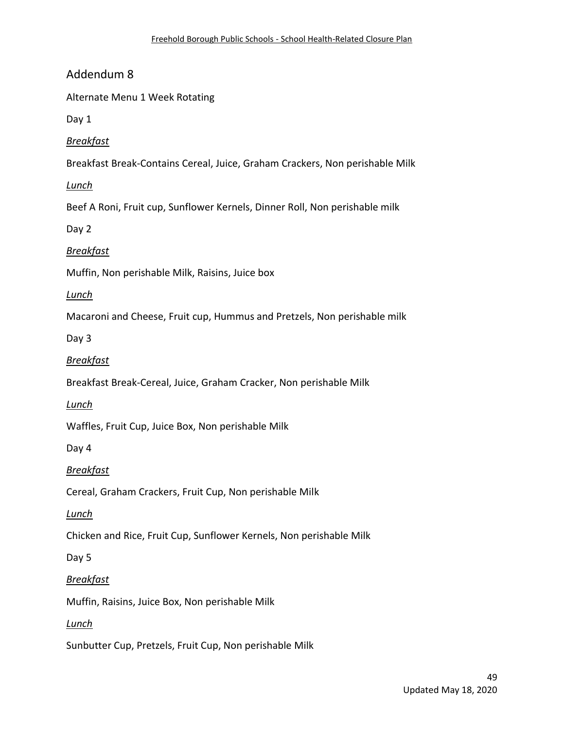## Addendum 8

Alternate Menu 1 Week Rotating

Day 1

***Breakfast***

Breakfast Break-Contains Cereal, Juice, Graham Crackers, Non perishable Milk

***Lunch***

Beef A Roni, Fruit cup, Sunflower Kernels, Dinner Roll, Non perishable milk

Day 2

***Breakfast***

Muffin, Non perishable Milk, Raisins, Juice box

***Lunch***

Macaroni and Cheese, Fruit cup, Hummus and Pretzels, Non perishable milk

Day 3

***Breakfast***

Breakfast Break-Cereal, Juice, Graham Cracker, Non perishable Milk

***Lunch***

Waffles, Fruit Cup, Juice Box, Non perishable Milk

Day 4

***Breakfast***

Cereal, Graham Crackers, Fruit Cup, Non perishable Milk

***Lunch***

Chicken and Rice, Fruit Cup, Sunflower Kernels, Non perishable Milk

Day 5

***Breakfast***

Muffin, Raisins, Juice Box, Non perishable Milk

***Lunch***

Sunbutter Cup, Pretzels, Fruit Cup, Non perishable Milk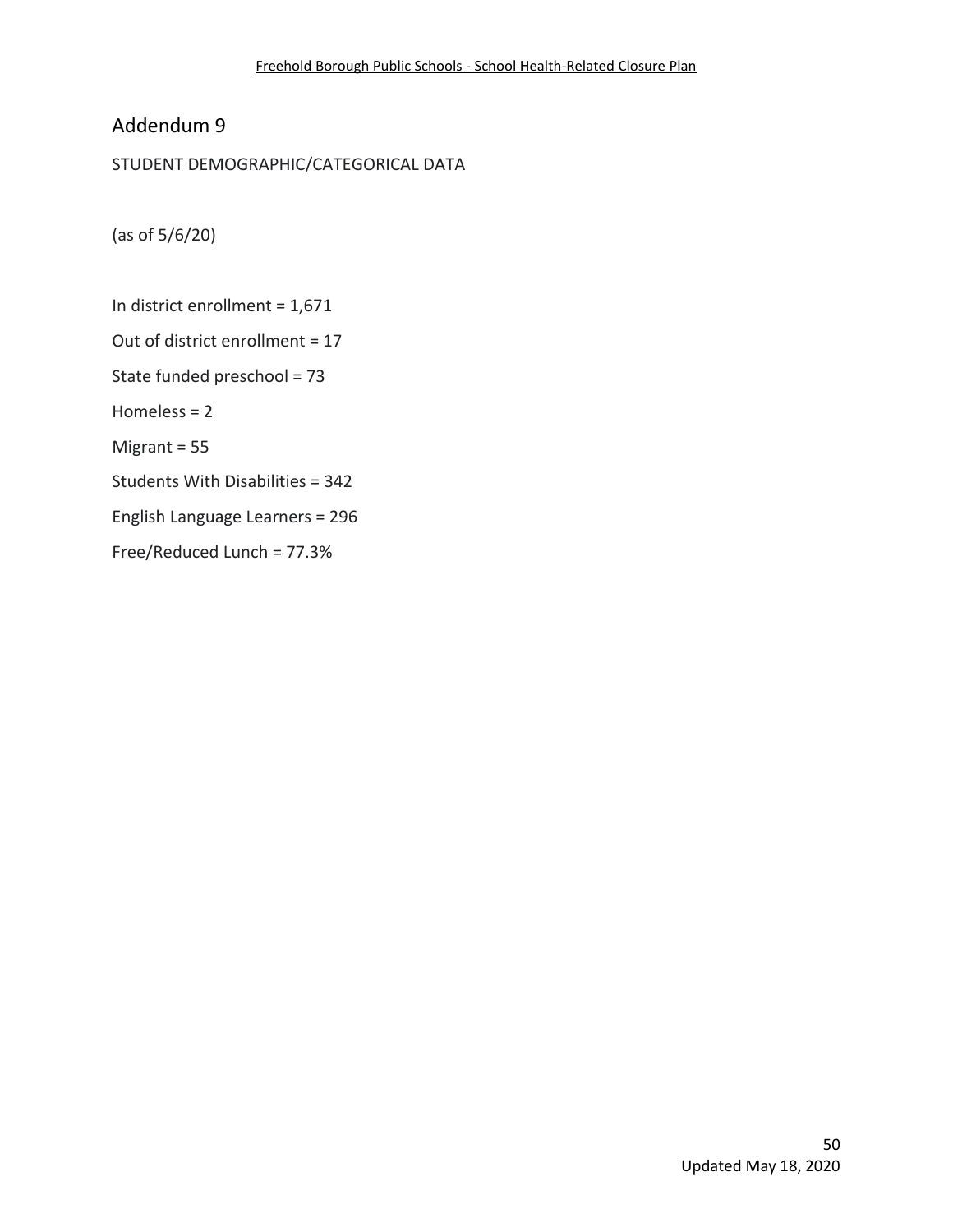# Addendum 9

STUDENT DEMOGRAPHIC/CATEGORICAL DATA

(as of 5/6/20)

In district enrollment = 1,671

Out of district enrollment = 17

State funded preschool = 73

Homeless = 2

Migrant = 55

Students With Disabilities = 342

English Language Learners = 296

Free/Reduced Lunch = 77.3%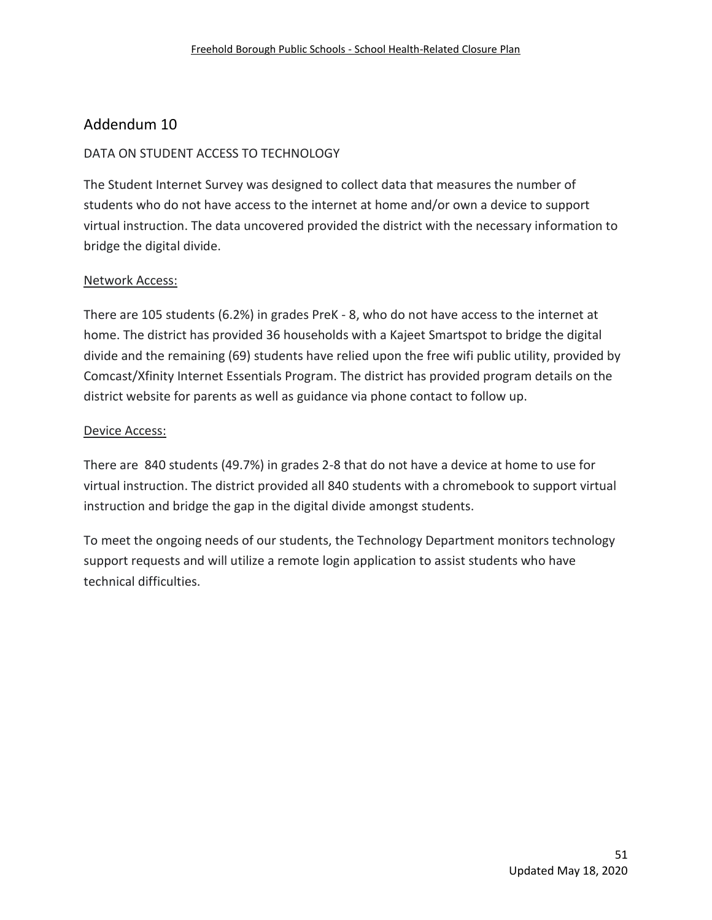## Addendum 10

DATA ON STUDENT ACCESS TO TECHNOLOGY

The Student Internet Survey was designed to collect data that measures the number of students who do not have access to the internet at home and/or own a device to support virtual instruction. The data uncovered provided the district with the necessary information to bridge the digital divide.

Network Access:

There are 105 students (6.2%) in grades PreK - 8, who do not have access to the internet at home. The district has provided 36 households with a Kajeet Smartspot to bridge the digital divide and the remaining (69) students have relied upon the free wifi public utility, provided by Comcast/Xfinity Internet Essentials Program. The district has provided program details on the district website for parents as well as guidance via phone contact to follow up.

Device Access:

There are 840 students (49.7%) in grades 2-8 that do not have a device at home to use for virtual instruction. The district provided all 840 students with a chromebook to support virtual instruction and bridge the gap in the digital divide amongst students.

To meet the ongoing needs of our students, the Technology Department monitors technology support requests and will utilize a remote login application to assist students who have technical difficulties.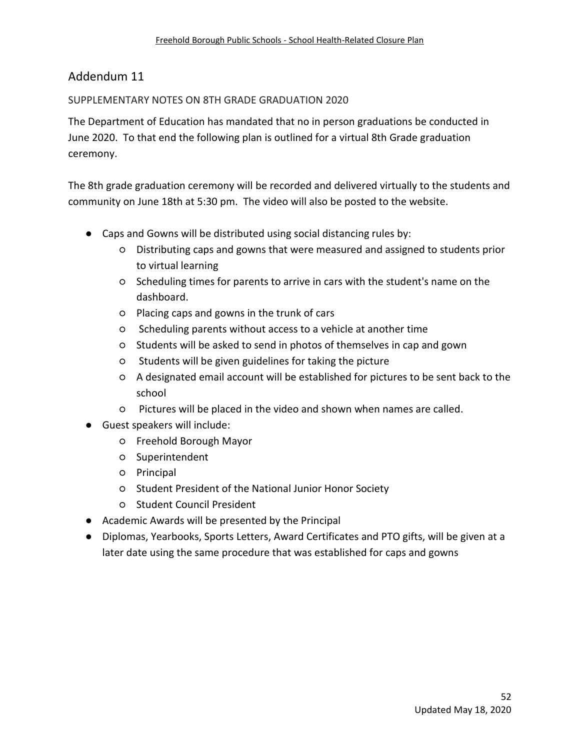## Addendum 11

### SUPPLEMENTARY NOTES ON 8TH GRADE GRADUATION 2020

The Department of Education has mandated that no in person graduations be conducted in June 2020. To that end the following plan is outlined for a virtual 8th Grade graduation ceremony.

The 8th grade graduation ceremony will be recorded and delivered virtually to the students and community on June 18th at 5:30 pm. The video will also be posted to the website.

- Caps and Gowns will be distributed using social distancing rules by:
  - Distributing caps and gowns that were measured and assigned to students prior to virtual learning
  - Scheduling times for parents to arrive in cars with the student's name on the dashboard.
  - Placing caps and gowns in the trunk of cars
  - Scheduling parents without access to a vehicle at another time
  - Students will be asked to send in photos of themselves in cap and gown
  - Students will be given guidelines for taking the picture
  - A designated email account will be established for pictures to be sent back to the school
  - Pictures will be placed in the video and shown when names are called.
- Guest speakers will include:
  - Freehold Borough Mayor
  - Superintendent
  - Principal
  - Student President of the National Junior Honor Society
  - Student Council President
- Academic Awards will be presented by the Principal
- Diplomas, Yearbooks, Sports Letters, Award Certificates and PTO gifts, will be given at a later date using the same procedure that was established for caps and gowns

Updated May 18, 2020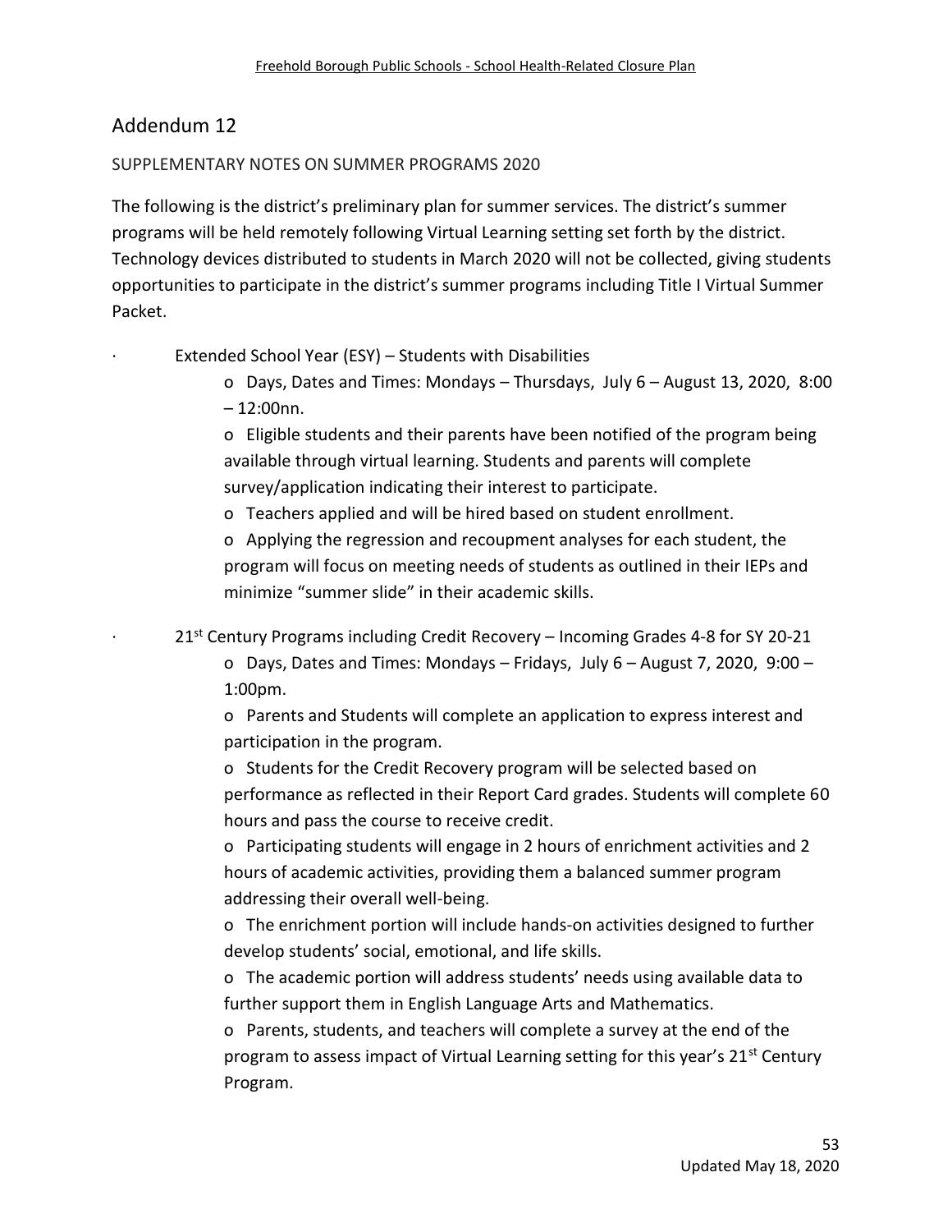## Addendum 12

SUPPLEMENTARY NOTES ON SUMMER PROGRAMS 2020

The following is the district's preliminary plan for summer services. The district's summer programs will be held remotely following Virtual Learning setting set forth by the district. Technology devices distributed to students in March 2020 will not be collected, giving students opportunities to participate in the district's summer programs including Title I Virtual Summer Packet.

- Extended School Year (ESY) – Students with Disabilities
  - Days, Dates and Times: Mondays – Thursdays, July 6 – August 13, 2020, 8:00 – 12:00nn.
  - Eligible students and their parents have been notified of the program being available through virtual learning. Students and parents will complete survey/application indicating their interest to participate.
  - Teachers applied and will be hired based on student enrollment.
  - Applying the regression and recoupment analyses for each student, the program will focus on meeting needs of students as outlined in their IEPs and minimize "summer slide" in their academic skills.

- 21st Century Programs including Credit Recovery – Incoming Grades 4-8 for SY 20-21
  - Days, Dates and Times: Mondays – Fridays, July 6 – August 7, 2020, 9:00 – 1:00pm.
  - Parents and Students will complete an application to express interest and participation in the program.
  - Students for the Credit Recovery program will be selected based on performance as reflected in their Report Card grades. Students will complete 60 hours and pass the course to receive credit.
  - Participating students will engage in 2 hours of enrichment activities and 2 hours of academic activities, providing them a balanced summer program addressing their overall well-being.
  - The enrichment portion will include hands-on activities designed to further develop students' social, emotional, and life skills.
  - The academic portion will address students' needs using available data to further support them in English Language Arts and Mathematics.
  - Parents, students, and teachers will complete a survey at the end of the program to assess impact of Virtual Learning setting for this year's 21st Century Program.

Updated May 18, 2020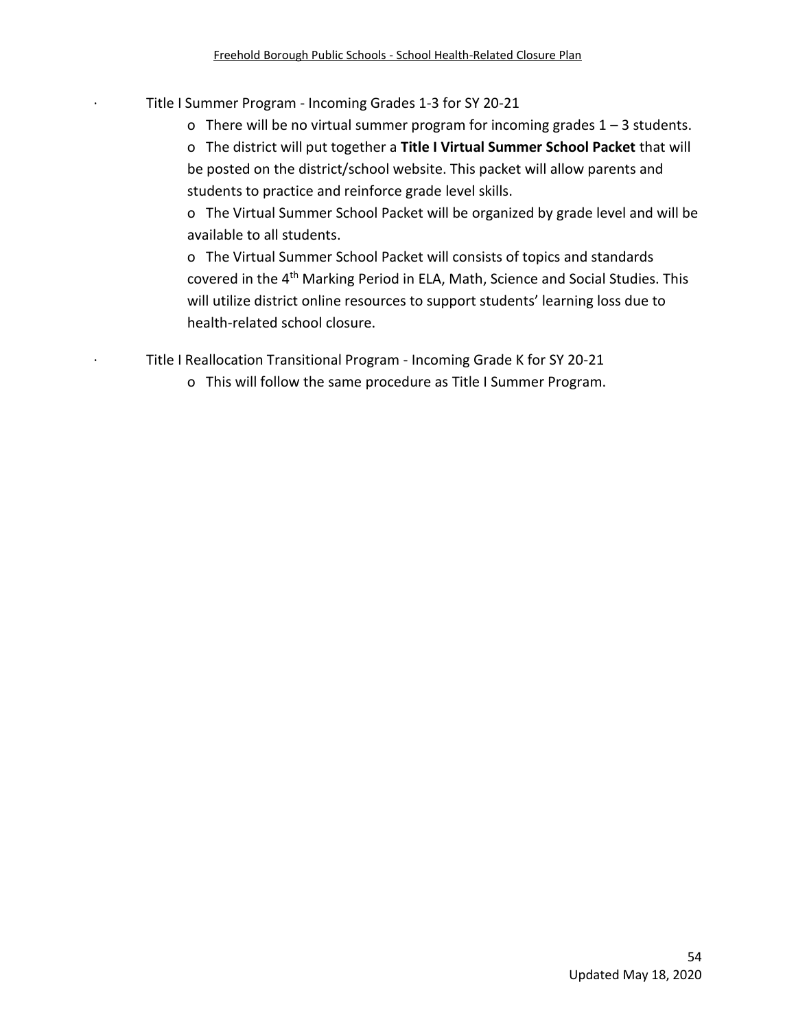- Title I Summer Program - Incoming Grades 1-3 for SY 20-21
  - There will be no virtual summer program for incoming grades 1 – 3 students.
  - The district will put together a **Title I Virtual Summer School Packet** that will be posted on the district/school website. This packet will allow parents and students to practice and reinforce grade level skills.
  - The Virtual Summer School Packet will be organized by grade level and will be available to all students.
  - The Virtual Summer School Packet will consists of topics and standards covered in the 4th Marking Period in ELA, Math, Science and Social Studies. This will utilize district online resources to support students' learning loss due to health-related school closure.

- Title I Reallocation Transitional Program - Incoming Grade K for SY 20-21
  - This will follow the same procedure as Title I Summer Program.

Updated May 18, 2020